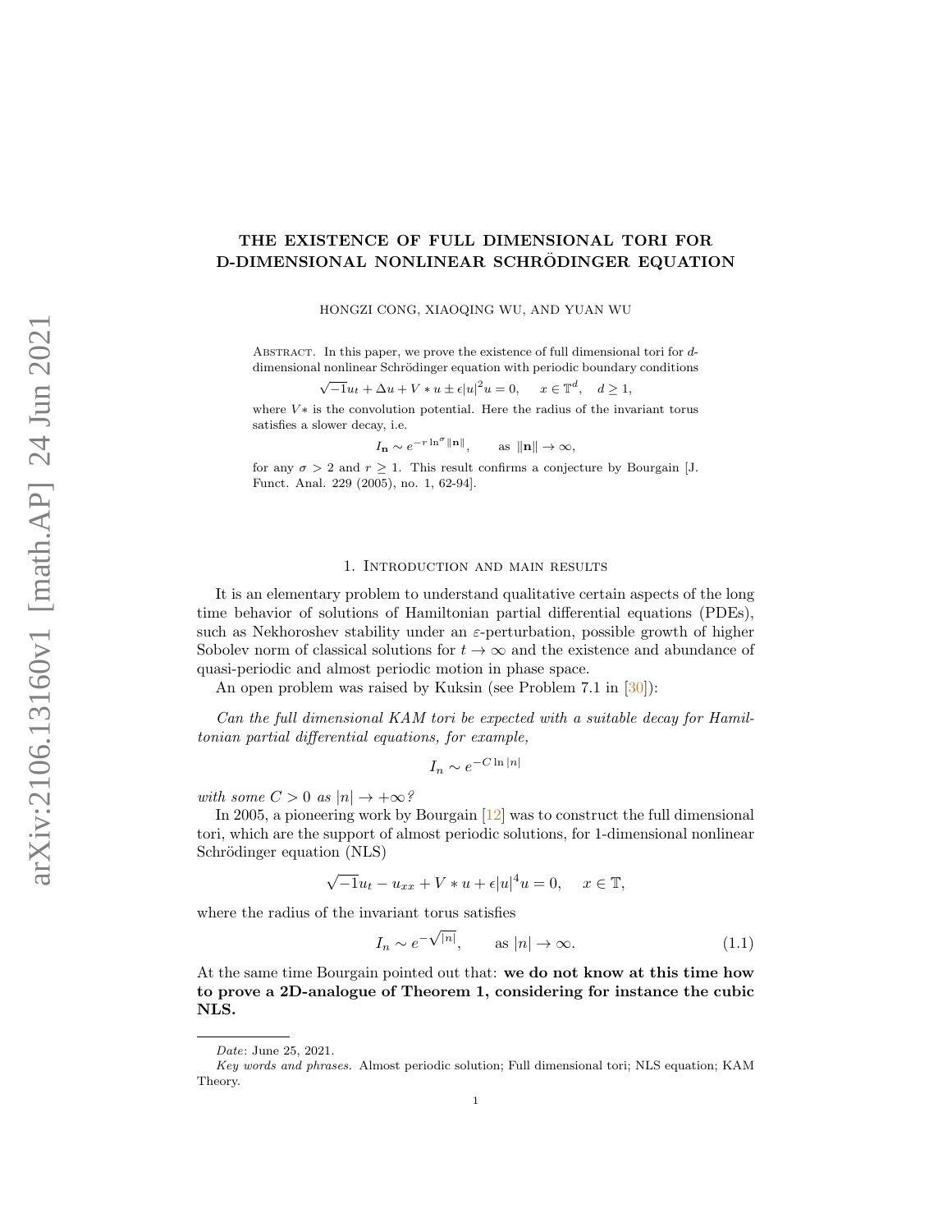# THE EXISTENCE OF FULL DIMENSIONAL TORI FOR D-DIMENSIONAL NONLINEAR SCHRÖDINGER EQUATION

HONGZI CONG, XIAOQING WU, AND YUAN WU

Abstract. In this paper, we prove the existence of full dimensional tori for $d$-dimensional nonlinear Schrödinger equation with periodic boundary conditions

$$\sqrt{-1}u_t + \Delta u + V * u \pm \epsilon |u|^2 u = 0, \quad x \in \mathbb{T}^d, \quad d \geq 1,$$

where $V*$ is the convolution potential. Here the radius of the invariant torus satisfies a slower decay, i.e.

$$I_{\mathbf{n}} \sim e^{-r \ln^{\sigma} \|\mathbf{n}\|}, \qquad \text{as } \|\mathbf{n}\| \to \infty,$$

for any $\sigma > 2$ and $r \geq 1$. This result confirms a conjecture by Bourgain [J. Funct. Anal. 229 (2005), no. 1, 62-94].

## 1. Introduction and main results

It is an elementary problem to understand qualitative certain aspects of the long time behavior of solutions of Hamiltonian partial differential equations (PDEs), such as Nekhoroshev stability under an $\varepsilon$-perturbation, possible growth of higher Sobolev norm of classical solutions for $t \to \infty$ and the existence and abundance of quasi-periodic and almost periodic motion in phase space.

An open problem was raised by Kuksin (see Problem 7.1 in [30]):

*Can the full dimensional KAM tori be expected with a suitable decay for Hamiltonian partial differential equations, for example,*

$$I_n \sim e^{-C \ln |n|}$$

*with some $C > 0$ as $|n| \to +\infty$?*

In 2005, a pioneering work by Bourgain [12] was to construct the full dimensional tori, which are the support of almost periodic solutions, for 1-dimensional nonlinear Schrödinger equation (NLS)

$$\sqrt{-1}u_t - u_{xx} + V * u + \epsilon |u|^4 u = 0, \quad x \in \mathbb{T},$$

where the radius of the invariant torus satisfies

$$I_n \sim e^{-\sqrt{|n|}}, \qquad \text{as } |n| \to \infty. \tag{1.1}$$

At the same time Bourgain pointed out that: **we do not know at this time how to prove a 2D-analogue of Theorem 1, considering for instance the cubic NLS.**

*Date*: June 25, 2021.

*Key words and phrases.* Almost periodic solution; Full dimensional tori; NLS equation; KAM Theory.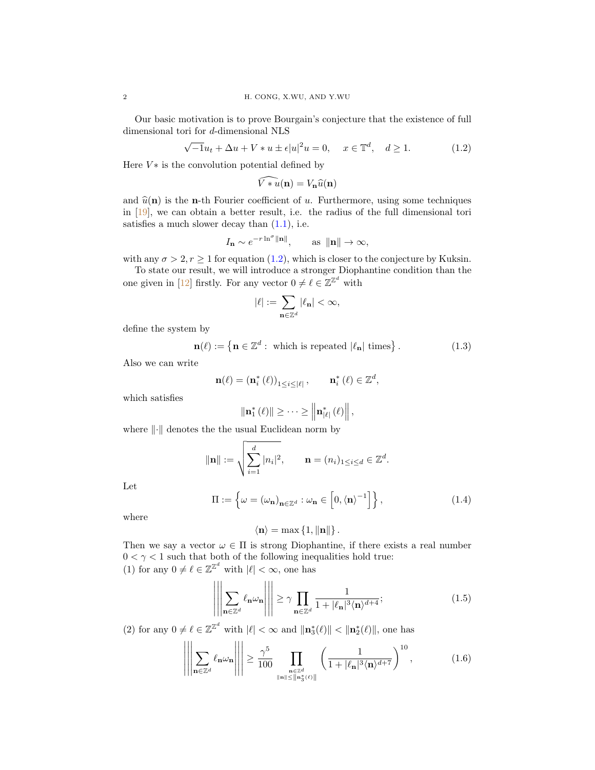Our basic motivation is to prove Bourgain's conjecture that the existence of full dimensional tori for $d$-dimensional NLS

$$\sqrt{-1}u_t + \Delta u + V * u \pm \epsilon |u|^2 u = 0, \quad x \in \mathbb{T}^d, \quad d \geq 1. \tag{1.2}$$

Here $V*$ is the convolution potential defined by

$$\widehat{V * u}(\mathbf{n}) = V_{\mathbf{n}} \widehat{u}(\mathbf{n})$$

and $\widehat{u}(\mathbf{n})$ is the $\mathbf{n}$-th Fourier coefficient of $u$. Furthermore, using some techniques in [19], we can obtain a better result, i.e. the radius of the full dimensional tori satisfies a much slower decay than (1.1), i.e.

$$I_{\mathbf{n}} \sim e^{-r \ln^{\sigma} \|\mathbf{n}\|}, \qquad \text{as } \|\mathbf{n}\| \to \infty,$$

with any $\sigma > 2, r \geq 1$ for equation (1.2), which is closer to the conjecture by Kuksin.

To state our result, we will introduce a stronger Diophantine condition than the one given in [12] firstly. For any vector $0 \neq \ell \in \mathbb{Z}^{\mathbb{Z}^d}$ with

$$|\ell| := \sum_{\mathbf{n} \in \mathbb{Z}^d} |\ell_{\mathbf{n}}| < \infty,$$

define the system by

$$\mathbf{n}(\ell) := \left\{ \mathbf{n} \in \mathbb{Z}^d : \text{ which is repeated } |\ell_{\mathbf{n}}| \text{ times} \right\}. \tag{1.3}$$

Also we can write

$$\mathbf{n}(\ell) = \left(\mathbf{n}_i^*(\ell)\right)_{1 \leq i \leq |\ell|}, \qquad \mathbf{n}_i^*(\ell) \in \mathbb{Z}^d,$$

which satisfies

$$\|\mathbf{n}_1^*(\ell)\| \geq \cdots \geq \left\|\mathbf{n}_{|\ell|}^*(\ell)\right\|,$$

where $\|\cdot\|$ denotes the the usual Euclidean norm by

$$\|\mathbf{n}\| := \sqrt{\sum_{i=1}^{d} |n_i|^2}, \qquad \mathbf{n} = (n_i)_{1 \leq i \leq d} \in \mathbb{Z}^d.$$

Let

$$\Pi := \left\{ \omega = (\omega_{\mathbf{n}})_{\mathbf{n} \in \mathbb{Z}^d} : \omega_{\mathbf{n}} \in \left[0, \langle \mathbf{n} \rangle^{-1}\right] \right\}, \tag{1.4}$$

where

$$\langle \mathbf{n} \rangle = \max\{1, \|\mathbf{n}\|\}.$$

Then we say a vector $\omega \in \Pi$ is strong Diophantine, if there exists a real number $0 < \gamma < 1$ such that both of the following inequalities hold true:

(1) for any $0 \neq \ell \in \mathbb{Z}^{\mathbb{Z}^d}$ with $|\ell| < \infty$, one has

$$\left|\left|\left| \sum_{\mathbf{n} \in \mathbb{Z}^d} \ell_{\mathbf{n}} \omega_{\mathbf{n}} \right|\right|\right| \geq \gamma \prod_{\mathbf{n} \in \mathbb{Z}^d} \frac{1}{1 + |\ell_{\mathbf{n}}|^3 \langle \mathbf{n} \rangle^{d+4}}; \tag{1.5}$$

(2) for any $0 \neq \ell \in \mathbb{Z}^{\mathbb{Z}^d}$ with $|\ell| < \infty$ and $\|\mathbf{n}_3^*(\ell)\| < \|\mathbf{n}_2^*(\ell)\|$, one has

$$\left|\left|\left| \sum_{\mathbf{n} \in \mathbb{Z}^d} \ell_{\mathbf{n}} \omega_{\mathbf{n}} \right|\right|\right| \geq \frac{\gamma^5}{100} \prod_{\substack{\mathbf{n} \in \mathbb{Z}^d \\ \|\mathbf{n}\| \leq \|\mathbf{n}_3^*(\ell)\|}} \left( \frac{1}{1 + |\ell_{\mathbf{n}}|^3 \langle \mathbf{n} \rangle^{d+7}} \right)^{10}, \tag{1.6}$$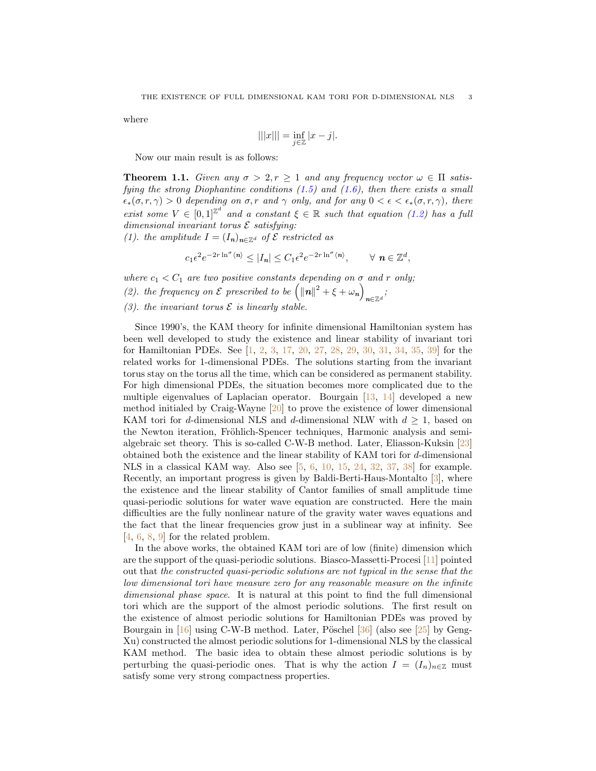where

$$|||x||| = \inf_{j\in\mathbb{Z}} |x-j|.$$

Now our main result is as follows:

**Theorem 1.1.** *Given any $\sigma > 2, r \geq 1$ and any frequency vector $\omega \in \Pi$ satisfying the strong Diophantine conditions (1.5) and (1.6), then there exists a small $\epsilon_*(\sigma, r, \gamma) > 0$ depending on $\sigma, r$ and $\gamma$ only, and for any $0 < \epsilon < \epsilon_*(\sigma, r, \gamma)$, there exist some $V \in [0,1]^{\mathbb{Z}^d}$ and a constant $\xi \in \mathbb{R}$ such that equation (1.2) has a full dimensional invariant torus $\mathcal{E}$ satisfying:*
*(1). the amplitude $I = (I_{\boldsymbol{n}})_{\boldsymbol{n}\in\mathbb{Z}^d}$ of $\mathcal{E}$ restricted as*

$$c_1\epsilon^2 e^{-2r\ln^\sigma\langle \boldsymbol{n}\rangle} \leq |I_{\boldsymbol{n}}| \leq C_1\epsilon^2 e^{-2r\ln^\sigma\langle \boldsymbol{n}\rangle}, \qquad \forall\ \boldsymbol{n} \in \mathbb{Z}^d,$$

*where $c_1 < C_1$ are two positive constants depending on $\sigma$ and $r$ only;*
*(2). the frequency on $\mathcal{E}$ prescribed to be $\left(\|\boldsymbol{n}\|^2 + \xi + \omega_{\boldsymbol{n}}\right)_{\boldsymbol{n}\in\mathbb{Z}^d}$;*
*(3). the invariant torus $\mathcal{E}$ is linearly stable.*

Since 1990's, the KAM theory for infinite dimensional Hamiltonian system has been well developed to study the existence and linear stability of invariant tori for Hamiltonian PDEs. See [1, 2, 3, 17, 20, 27, 28, 29, 30, 31, 34, 35, 39] for the related works for 1-dimensional PDEs. The solutions starting from the invariant torus stay on the torus all the time, which can be considered as permanent stability. For high dimensional PDEs, the situation becomes more complicated due to the multiple eigenvalues of Laplacian operator. Bourgain [13, 14] developed a new method initialed by Craig-Wayne [20] to prove the existence of lower dimensional KAM tori for $d$-dimensional NLS and $d$-dimensional NLW with $d \geq 1$, based on the Newton iteration, Fröhlich-Spencer techniques, Harmonic analysis and semi-algebraic set theory. This is so-called C-W-B method. Later, Eliasson-Kuksin [23] obtained both the existence and the linear stability of KAM tori for $d$-dimensional NLS in a classical KAM way. Also see [5, 6, 10, 15, 24, 32, 37, 38] for example. Recently, an important progress is given by Baldi-Berti-Haus-Montalto [3], where the existence and the linear stability of Cantor families of small amplitude time quasi-periodic solutions for water wave equation are constructed. Here the main difficulties are the fully nonlinear nature of the gravity water waves equations and the fact that the linear frequencies grow just in a sublinear way at infinity. See [4, 6, 8, 9] for the related problem.

In the above works, the obtained KAM tori are of low (finite) dimension which are the support of the quasi-periodic solutions. Biasco-Massetti-Procesi [11] pointed out that *the constructed quasi-periodic solutions are not typical in the sense that the low dimensional tori have measure zero for any reasonable measure on the infinite dimensional phase space*. It is natural at this point to find the full dimensional tori which are the support of the almost periodic solutions. The first result on the existence of almost periodic solutions for Hamiltonian PDEs was proved by Bourgain in [16] using C-W-B method. Later, Pöschel [36] (also see [25] by Geng-Xu) constructed the almost periodic solutions for 1-dimensional NLS by the classical KAM method. The basic idea to obtain these almost periodic solutions is by perturbing the quasi-periodic ones. That is why the action $I = (I_n)_{n\in\mathbb{Z}}$ must satisfy some very strong compactness properties.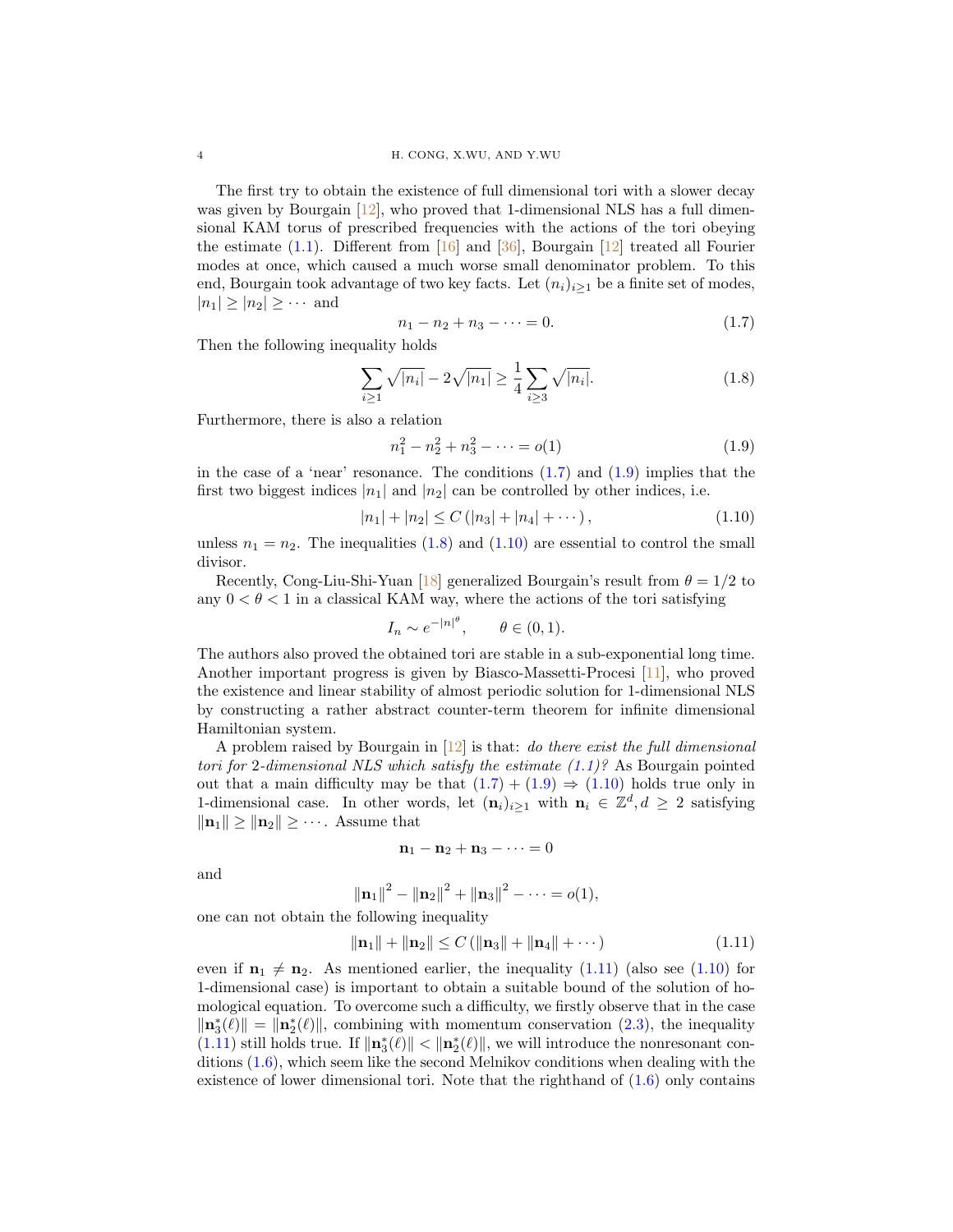The first try to obtain the existence of full dimensional tori with a slower decay was given by Bourgain [12], who proved that 1-dimensional NLS has a full dimensional KAM torus of prescribed frequencies with the actions of the tori obeying the estimate (1.1). Different from [16] and [36], Bourgain [12] treated all Fourier modes at once, which caused a much worse small denominator problem. To this end, Bourgain took advantage of two key facts. Let $(n_i)_{i\geq 1}$ be a finite set of modes, $|n_1| \geq |n_2| \geq \cdots$ and

$$n_1 - n_2 + n_3 - \cdots = 0. \tag{1.7}$$

Then the following inequality holds

$$\sum_{i\geq 1} \sqrt{|n_i|} - 2\sqrt{|n_1|} \geq \frac{1}{4}\sum_{i\geq 3} \sqrt{|n_i|}. \tag{1.8}$$

Furthermore, there is also a relation

$$n_1^2 - n_2^2 + n_3^2 - \cdots = o(1) \tag{1.9}$$

in the case of a 'near' resonance. The conditions (1.7) and (1.9) implies that the first two biggest indices $|n_1|$ and $|n_2|$ can be controlled by other indices, i.e.

$$|n_1| + |n_2| \leq C\left(|n_3| + |n_4| + \cdots\right), \tag{1.10}$$

unless $n_1 = n_2$. The inequalities (1.8) and (1.10) are essential to control the small divisor.

Recently, Cong-Liu-Shi-Yuan [18] generalized Bourgain's result from $\theta = 1/2$ to any $0 < \theta < 1$ in a classical KAM way, where the actions of the tori satisfying

$$I_n \sim e^{-|n|^\theta}, \qquad \theta \in (0,1).$$

The authors also proved the obtained tori are stable in a sub-exponential long time. Another important progress is given by Biasco-Massetti-Procesi [11], who proved the existence and linear stability of almost periodic solution for 1-dimensional NLS by constructing a rather abstract counter-term theorem for infinite dimensional Hamiltonian system.

A problem raised by Bourgain in [12] is that: *do there exist the full dimensional tori for 2-dimensional NLS which satisfy the estimate (1.1)?* As Bourgain pointed out that a main difficulty may be that (1.7) + (1.9) $\Rightarrow$ (1.10) holds true only in 1-dimensional case. In other words, let $(\mathbf{n}_i)_{i\geq 1}$ with $\mathbf{n}_i \in \mathbb{Z}^d, d \geq 2$ satisfying $\|\mathbf{n}_1\| \geq \|\mathbf{n}_2\| \geq \cdots$. Assume that

$$\mathbf{n}_1 - \mathbf{n}_2 + \mathbf{n}_3 - \cdots = 0$$

and

$$\|\mathbf{n}_1\|^2 - \|\mathbf{n}_2\|^2 + \|\mathbf{n}_3\|^2 - \cdots = o(1),$$

one can not obtain the following inequality

$$\|\mathbf{n}_1\| + \|\mathbf{n}_2\| \leq C\left(\|\mathbf{n}_3\| + \|\mathbf{n}_4\| + \cdots\right) \tag{1.11}$$

even if $\mathbf{n}_1 \neq \mathbf{n}_2$. As mentioned earlier, the inequality (1.11) (also see (1.10) for 1-dimensional case) is important to obtain a suitable bound of the solution of homological equation. To overcome such a difficulty, we firstly observe that in the case $\|\mathbf{n}_3^*(\ell)\| = \|\mathbf{n}_2^*(\ell)\|$, combining with momentum conservation (2.3), the inequality (1.11) still holds true. If $\|\mathbf{n}_3^*(\ell)\| < \|\mathbf{n}_2^*(\ell)\|$, we will introduce the nonresonant conditions (1.6), which seem like the second Melnikov conditions when dealing with the existence of lower dimensional tori. Note that the righthand of (1.6) only contains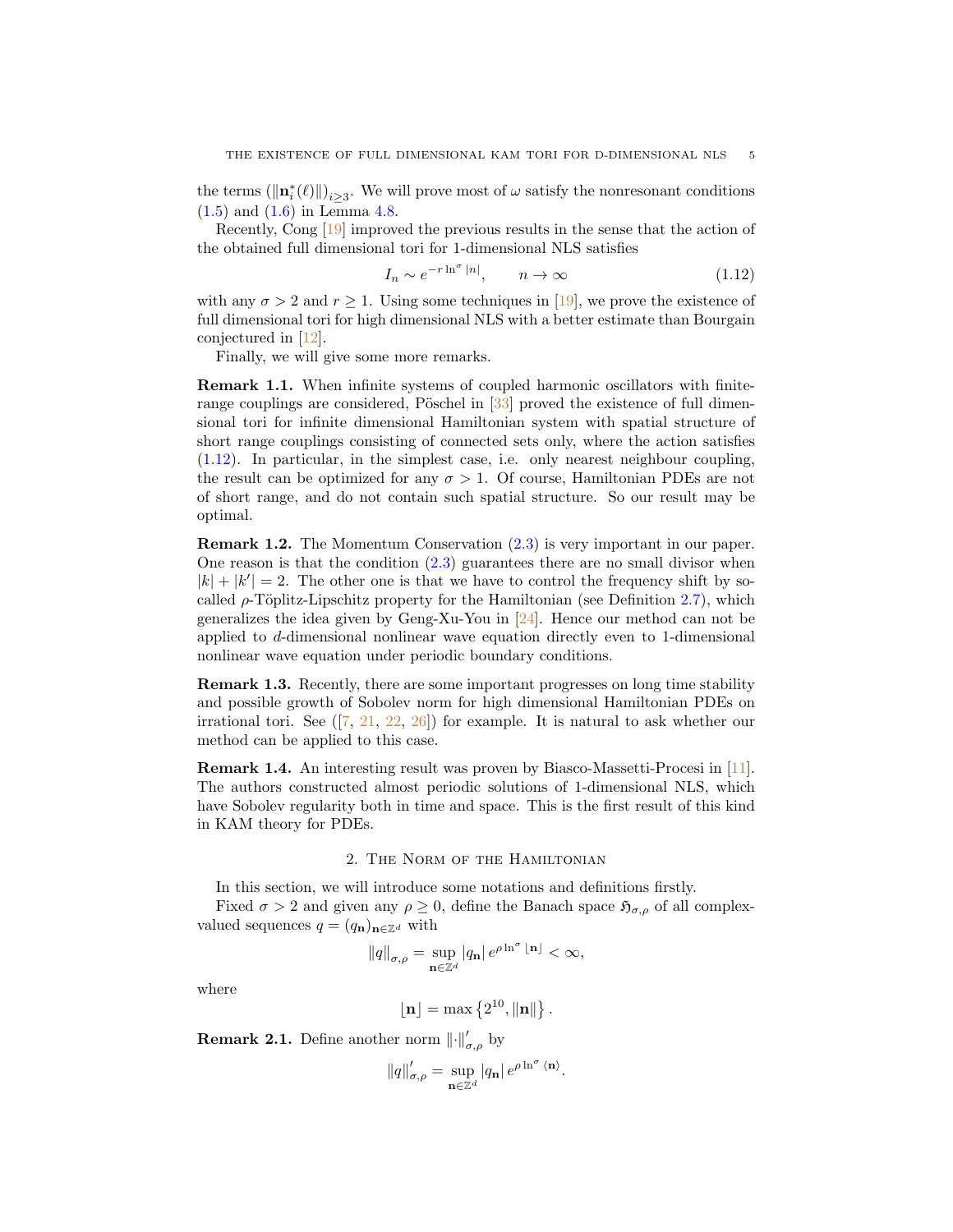the terms $(\|\mathbf{n}_i^*(\ell)\|)_{i\geq 3}$. We will prove most of $\omega$ satisfy the nonresonant conditions (1.5) and (1.6) in Lemma 4.8.

Recently, Cong [19] improved the previous results in the sense that the action of the obtained full dimensional tori for 1-dimensional NLS satisfies

$$I_n \sim e^{-r \ln^\sigma |n|}, \qquad n \to \infty \tag{1.12}$$

with any $\sigma > 2$ and $r \geq 1$. Using some techniques in [19], we prove the existence of full dimensional tori for high dimensional NLS with a better estimate than Bourgain conjectured in [12].

Finally, we will give some more remarks.

**Remark 1.1.** When infinite systems of coupled harmonic oscillators with finite-range couplings are considered, Pöschel in [33] proved the existence of full dimensional tori for infinite dimensional Hamiltonian system with spatial structure of short range couplings consisting of connected sets only, where the action satisfies (1.12). In particular, in the simplest case, i.e. only nearest neighbour coupling, the result can be optimized for any $\sigma > 1$. Of course, Hamiltonian PDEs are not of short range, and do not contain such spatial structure. So our result may be optimal.

**Remark 1.2.** The Momentum Conservation (2.3) is very important in our paper. One reason is that the condition (2.3) guarantees there are no small divisor when $|k| + |k'| = 2$. The other one is that we have to control the frequency shift by so-called $\rho$-Töplitz-Lipschitz property for the Hamiltonian (see Definition 2.7), which generalizes the idea given by Geng-Xu-You in [24]. Hence our method can not be applied to $d$-dimensional nonlinear wave equation directly even to 1-dimensional nonlinear wave equation under periodic boundary conditions.

**Remark 1.3.** Recently, there are some important progresses on long time stability and possible growth of Sobolev norm for high dimensional Hamiltonian PDEs on irrational tori. See ([7, 21, 22, 26]) for example. It is natural to ask whether our method can be applied to this case.

**Remark 1.4.** An interesting result was proven by Biasco-Massetti-Procesi in [11]. The authors constructed almost periodic solutions of 1-dimensional NLS, which have Sobolev regularity both in time and space. This is the first result of this kind in KAM theory for PDEs.

## 2. The Norm of the Hamiltonian

In this section, we will introduce some notations and definitions firstly.

Fixed $\sigma > 2$ and given any $\rho \geq 0$, define the Banach space $\mathfrak{H}_{\sigma,\rho}$ of all complex-valued sequences $q = (q_{\mathbf{n}})_{\mathbf{n}\in\mathbb{Z}^d}$ with

$$\|q\|_{\sigma,\rho} = \sup_{\mathbf{n}\in\mathbb{Z}^d} |q_{\mathbf{n}}| \, e^{\rho \ln^\sigma \lfloor \mathbf{n} \rceil} < \infty,$$

where

$$\lfloor \mathbf{n} \rceil = \max\left\{2^{10}, \|\mathbf{n}\|\right\}.$$

**Remark 2.1.** Define another norm $\|\cdot\|'_{\sigma,\rho}$ by

$$\|q\|'_{\sigma,\rho} = \sup_{\mathbf{n}\in\mathbb{Z}^d} |q_{\mathbf{n}}| \, e^{\rho \ln^\sigma \langle \mathbf{n} \rangle}.$$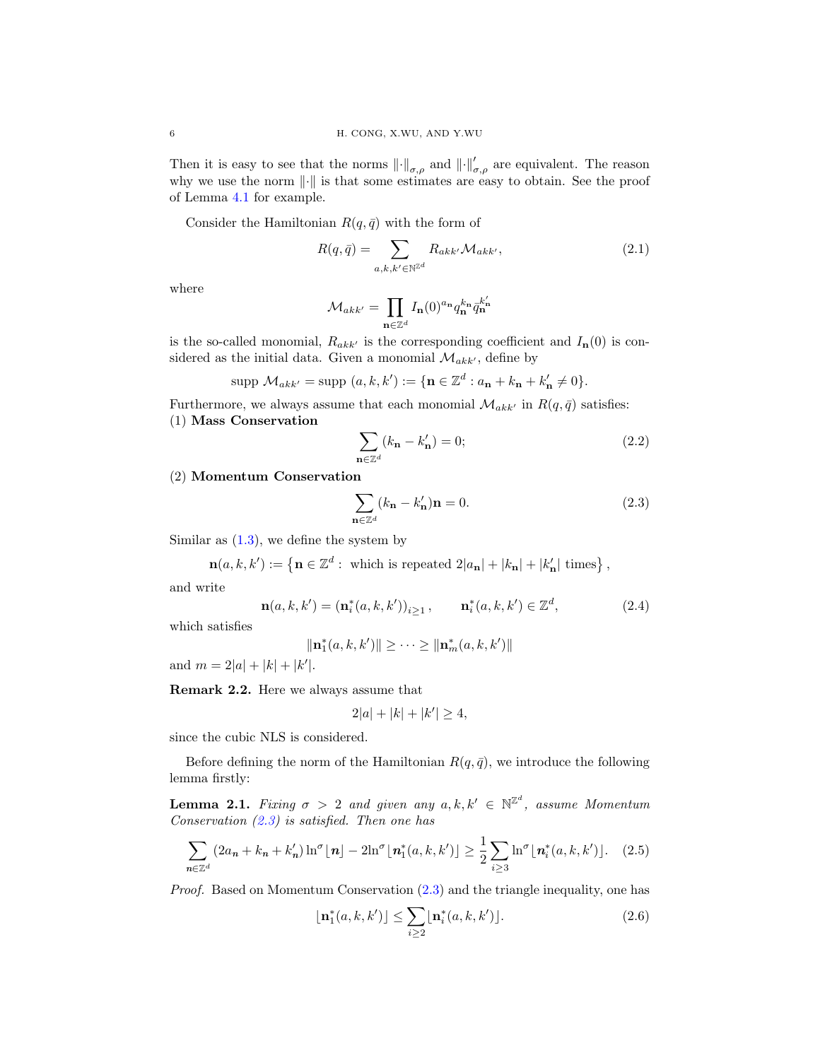Then it is easy to see that the norms $\|\cdot\|_{\sigma,\rho}$ and $\|\cdot\|'_{\sigma,\rho}$ are equivalent. The reason why we use the norm $\|\cdot\|$ is that some estimates are easy to obtain. See the proof of Lemma 4.1 for example.

Consider the Hamiltonian $R(q,\bar{q})$ with the form of

$$R(q,\bar{q}) = \sum_{a,k,k'\in\mathbb{N}^{\mathbb{Z}^d}} R_{akk'}\mathcal{M}_{akk'}, \tag{2.1}$$

where

$$\mathcal{M}_{akk'} = \prod_{\mathbf{n}\in\mathbb{Z}^d} I_{\mathbf{n}}(0)^{a_{\mathbf{n}}} q_{\mathbf{n}}^{k_{\mathbf{n}}} \bar{q}_{\mathbf{n}}^{k'_{\mathbf{n}}}$$

is the so-called monomial, $R_{akk'}$ is the corresponding coefficient and $I_{\mathbf{n}}(0)$ is considered as the initial data. Given a monomial $\mathcal{M}_{akk'}$, define by

$$\text{supp } \mathcal{M}_{akk'} = \text{supp } (a,k,k') := \{\mathbf{n}\in\mathbb{Z}^d : a_{\mathbf{n}} + k_{\mathbf{n}} + k'_{\mathbf{n}} \neq 0\}.$$

Furthermore, we always assume that each monomial $\mathcal{M}_{akk'}$ in $R(q,\bar{q})$ satisfies:
(1) **Mass Conservation**

$$\sum_{\mathbf{n}\in\mathbb{Z}^d} (k_{\mathbf{n}} - k'_{\mathbf{n}}) = 0; \tag{2.2}$$

(2) **Momentum Conservation**

$$\sum_{\mathbf{n}\in\mathbb{Z}^d} (k_{\mathbf{n}} - k'_{\mathbf{n}})\mathbf{n} = 0. \tag{2.3}$$

Similar as (1.3), we define the system by

$$\mathbf{n}(a,k,k') := \left\{\mathbf{n}\in\mathbb{Z}^d : \text{ which is repeated } 2|a_{\mathbf{n}}| + |k_{\mathbf{n}}| + |k'_{\mathbf{n}}| \text{ times}\right\},$$

and write

$$\mathbf{n}(a,k,k') = \left(\mathbf{n}_i^*(a,k,k')\right)_{i\geq 1}, \qquad \mathbf{n}_i^*(a,k,k')\in\mathbb{Z}^d, \tag{2.4}$$

which satisfies

$$\|\mathbf{n}_1^*(a,k,k')\| \geq \cdots \geq \|\mathbf{n}_m^*(a,k,k')\|$$

and $m = 2|a| + |k| + |k'|$.

**Remark 2.2.** Here we always assume that

$$2|a| + |k| + |k'| \geq 4,$$

since the cubic NLS is considered.

Before defining the norm of the Hamiltonian $R(q,\bar{q})$, we introduce the following lemma firstly:

**Lemma 2.1.** *Fixing $\sigma > 2$ and given any $a,k,k'\in\mathbb{N}^{\mathbb{Z}^d}$, assume Momentum Conservation (2.3) is satisfied. Then one has*

$$\sum_{\boldsymbol{n}\in\mathbb{Z}^d} (2a_{\boldsymbol{n}} + k_{\boldsymbol{n}} + k'_{\boldsymbol{n}})\ln^{\sigma}\lfloor \boldsymbol{n}\rfloor - 2\ln^{\sigma}\lfloor \boldsymbol{n}_1^*(a,k,k')\rfloor \geq \frac{1}{2}\sum_{i\geq 3}\ln^{\sigma}\lfloor \boldsymbol{n}_i^*(a,k,k')\rfloor. \tag{2.5}$$

*Proof.* Based on Momentum Conservation (2.3) and the triangle inequality, one has

$$\lfloor \mathbf{n}_1^*(a,k,k')\rfloor \leq \sum_{i\geq 2}\lfloor \mathbf{n}_i^*(a,k,k')\rfloor. \tag{2.6}$$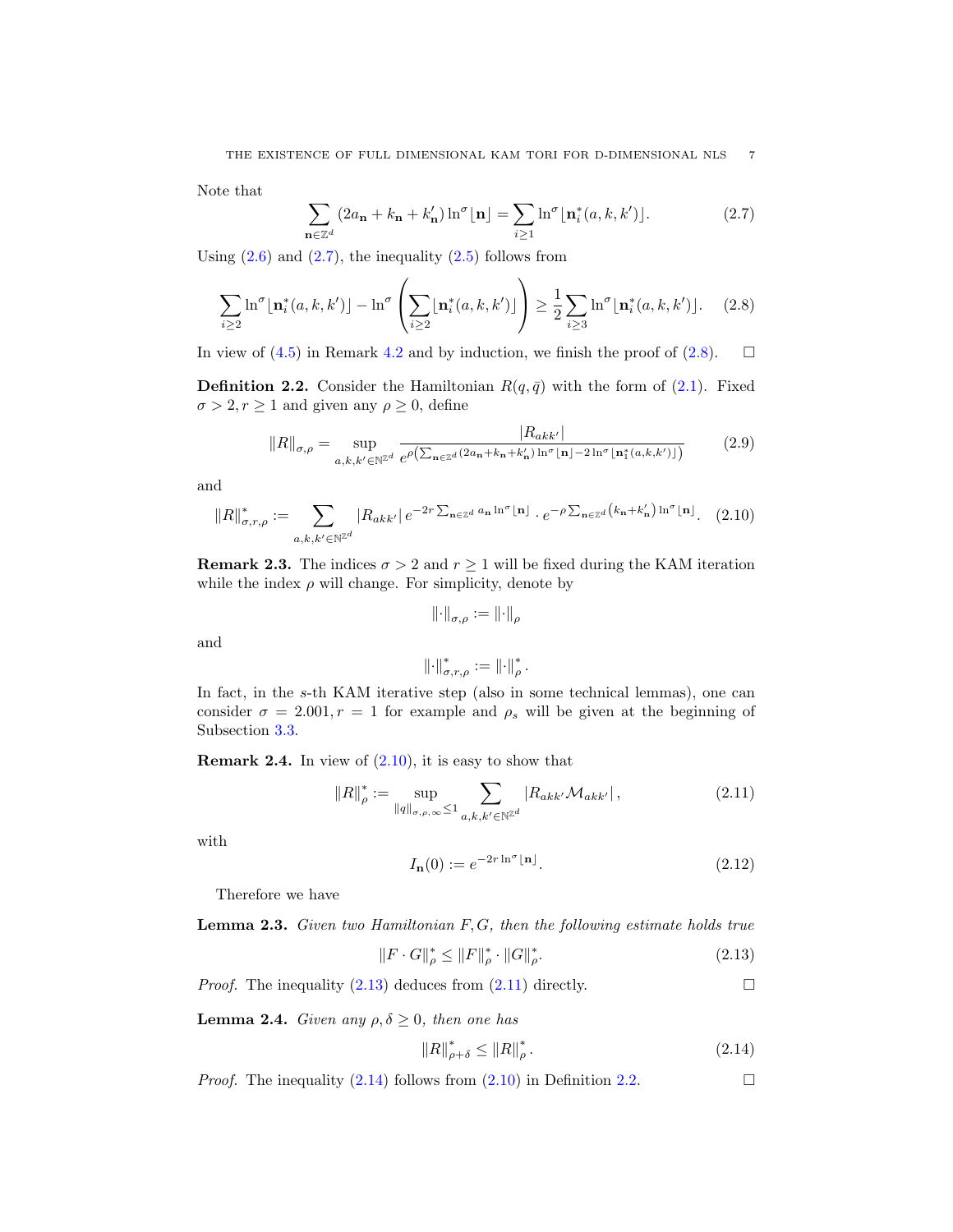Note that

$$\sum_{\mathbf{n}\in\mathbb{Z}^d}(2a_{\mathbf{n}}+k_{\mathbf{n}}+k'_{\mathbf{n}})\ln^{\sigma}\lfloor\mathbf{n}\rceil=\sum_{i\geq 1}\ln^{\sigma}\lfloor\mathbf{n}_i^*(a,k,k')\rceil. \tag{2.7}$$

Using (2.6) and (2.7), the inequality (2.5) follows from

$$\sum_{i\geq 2}\ln^{\sigma}\lfloor\mathbf{n}_i^*(a,k,k')\rceil-\ln^{\sigma}\left(\sum_{i\geq 2}\lfloor\mathbf{n}_i^*(a,k,k')\rceil\right)\geq\frac{1}{2}\sum_{i\geq 3}\ln^{\sigma}\lfloor\mathbf{n}_i^*(a,k,k')\rceil. \tag{2.8}$$

In view of (4.5) in Remark 4.2 and by induction, we finish the proof of (2.8). $\square$

**Definition 2.2.** Consider the Hamiltonian $R(q,\bar{q})$ with the form of (2.1). Fixed $\sigma>2, r\geq 1$ and given any $\rho\geq 0$, define

$$\|R\|_{\sigma,\rho}=\sup_{a,k,k'\in\mathbb{N}^{\mathbb{Z}^d}}\frac{|R_{akk'}|}{e^{\rho\left(\sum_{\mathbf{n}\in\mathbb{Z}^d}(2a_{\mathbf{n}}+k_{\mathbf{n}}+k'_{\mathbf{n}})\ln^{\sigma}\lfloor\mathbf{n}\rceil-2\ln^{\sigma}\lfloor\mathbf{n}_1^*(a,k,k')\rceil\right)}} \tag{2.9}$$

and

$$\|R\|^*_{\sigma,r,\rho}:=\sum_{a,k,k'\in\mathbb{N}^{\mathbb{Z}^d}}|R_{akk'}|\,e^{-2r\sum_{\mathbf{n}\in\mathbb{Z}^d}a_{\mathbf{n}}\ln^{\sigma}\lfloor\mathbf{n}\rceil}\cdot e^{-\rho\sum_{\mathbf{n}\in\mathbb{Z}^d}\left(k_{\mathbf{n}}+k'_{\mathbf{n}}\right)\ln^{\sigma}\lfloor\mathbf{n}\rceil}. \tag{2.10}$$

**Remark 2.3.** The indices $\sigma>2$ and $r\geq 1$ will be fixed during the KAM iteration while the index $\rho$ will change. For simplicity, denote by

$$\|\cdot\|_{\sigma,\rho}:=\|\cdot\|_{\rho}$$

and

$$\|\cdot\|^*_{\sigma,r,\rho}:=\|\cdot\|^*_{\rho}.$$

In fact, in the $s$-th KAM iterative step (also in some technical lemmas), one can consider $\sigma=2.001, r=1$ for example and $\rho_s$ will be given at the beginning of Subsection 3.3.

**Remark 2.4.** In view of (2.10), it is easy to show that

$$\|R\|^*_{\rho}:=\sup_{\|q\|_{\sigma,\rho,\infty}\leq 1}\sum_{a,k,k'\in\mathbb{N}^{\mathbb{Z}^d}}|R_{akk'}\mathcal{M}_{akk'}|, \tag{2.11}$$

with

$$I_{\mathbf{n}}(0):=e^{-2r\ln^{\sigma}\lfloor\mathbf{n}\rceil}. \tag{2.12}$$

Therefore we have

**Lemma 2.3.** *Given two Hamiltonian $F,G$, then the following estimate holds true*

$$\|F\cdot G\|^*_{\rho}\leq\|F\|^*_{\rho}\cdot\|G\|^*_{\rho}. \tag{2.13}$$

*Proof.* The inequality (2.13) deduces from (2.11) directly. $\square$

**Lemma 2.4.** *Given any $\rho,\delta\geq 0$, then one has*

$$\|R\|^*_{\rho+\delta}\leq\|R\|^*_{\rho}. \tag{2.14}$$

*Proof.* The inequality (2.14) follows from (2.10) in Definition 2.2. $\square$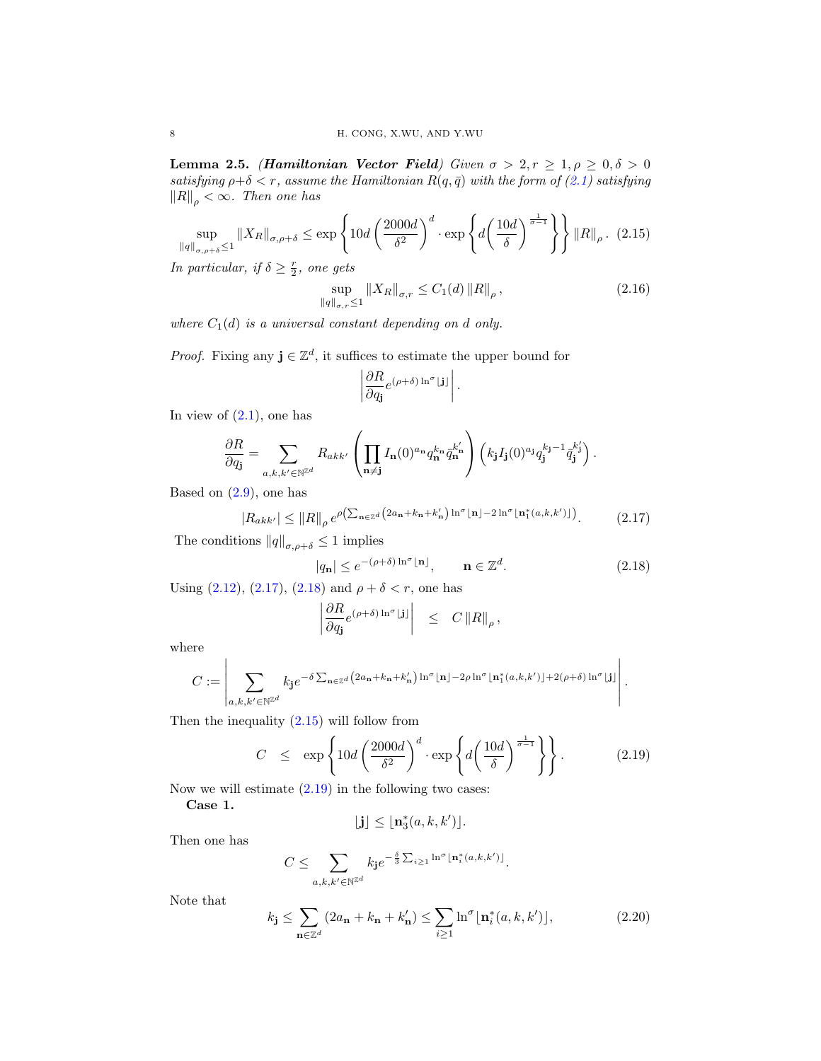**Lemma 2.5.** ***(Hamiltonian Vector Field)*** *Given $\sigma > 2, r \geq 1, \rho \geq 0, \delta > 0$ satisfying $\rho+\delta < r$, assume the Hamiltonian $R(q,\bar{q})$ with the form of (2.1) satisfying $\|R\|_{\rho} < \infty$. Then one has*

$$\sup_{\|q\|_{\sigma,\rho+\delta}\leq 1} \|X_R\|_{\sigma,\rho+\delta} \leq \exp\left\{10d\left(\frac{2000d}{\delta^2}\right)^d \cdot \exp\left\{d\left(\frac{10d}{\delta}\right)^{\frac{1}{\sigma-1}}\right\}\right\}\|R\|_{\rho}. \quad (2.15)$$

*In particular, if $\delta \geq \frac{r}{2}$, one gets*

$$\sup_{\|q\|_{\sigma,r}\leq 1} \|X_R\|_{\sigma,r} \leq C_1(d)\|R\|_{\rho}, \quad (2.16)$$

*where $C_1(d)$ is a universal constant depending on $d$ only.*

*Proof.* Fixing any $\mathbf{j}\in\mathbb{Z}^d$, it suffices to estimate the upper bound for

$$\left|\frac{\partial R}{\partial q_{\mathbf{j}}} e^{(\rho+\delta)\ln^{\sigma}\lfloor \mathbf{j}\rfloor}\right|.$$

In view of (2.1), one has

$$\frac{\partial R}{\partial q_{\mathbf{j}}} = \sum_{a,k,k'\in\mathbb{N}^{\mathbb{Z}^d}} R_{akk'}\left(\prod_{\mathbf{n}\neq\mathbf{j}} I_{\mathbf{n}}(0)^{a_{\mathbf{n}}} q_{\mathbf{n}}^{k_{\mathbf{n}}}\bar{q}_{\mathbf{n}}^{k'_{\mathbf{n}}}\right)\left(k_{\mathbf{j}} I_{\mathbf{j}}(0)^{a_{\mathbf{j}}} q_{\mathbf{j}}^{k_{\mathbf{j}}-1}\bar{q}_{\mathbf{j}}^{k'_{\mathbf{j}}}\right).$$

Based on (2.9), one has

$$|R_{akk'}| \leq \|R\|_{\rho} e^{\rho\left(\sum_{\mathbf{n}\in\mathbb{Z}^d}\left(2a_{\mathbf{n}}+k_{\mathbf{n}}+k'_{\mathbf{n}}\right)\ln^{\sigma}\lfloor\mathbf{n}\rfloor - 2\ln^{\sigma}\lfloor\mathbf{n}_1^*(a,k,k')\rfloor\right)}. \quad (2.17)$$

The conditions $\|q\|_{\sigma,\rho+\delta}\leq 1$ implies

$$|q_{\mathbf{n}}| \leq e^{-(\rho+\delta)\ln^{\sigma}\lfloor\mathbf{n}\rfloor}, \qquad \mathbf{n}\in\mathbb{Z}^d. \quad (2.18)$$

Using (2.12), (2.17), (2.18) and $\rho+\delta<r$, one has

$$\left|\frac{\partial R}{\partial q_{\mathbf{j}}} e^{(\rho+\delta)\ln^{\sigma}\lfloor\mathbf{j}\rfloor}\right| \leq C\|R\|_{\rho},$$

where

$$C := \left|\sum_{a,k,k'\in\mathbb{N}^{\mathbb{Z}^d}} k_{\mathbf{j}} e^{-\delta\sum_{\mathbf{n}\in\mathbb{Z}^d}\left(2a_{\mathbf{n}}+k_{\mathbf{n}}+k'_{\mathbf{n}}\right)\ln^{\sigma}\lfloor\mathbf{n}\rfloor - 2\rho\ln^{\sigma}\lfloor\mathbf{n}_1^*(a,k,k')\rfloor + 2(\rho+\delta)\ln^{\sigma}\lfloor\mathbf{j}\rfloor}\right|.$$

Then the inequality (2.15) will follow from

$$C \quad \leq \quad \exp\left\{10d\left(\frac{2000d}{\delta^2}\right)^d \cdot \exp\left\{d\left(\frac{10d}{\delta}\right)^{\frac{1}{\sigma-1}}\right\}\right\}. \quad (2.19)$$

Now we will estimate (2.19) in the following two cases:

**Case 1.**

$$\lfloor\mathbf{j}\rfloor \leq \lfloor\mathbf{n}_3^*(a,k,k')\rfloor.$$

Then one has

$$C \leq \sum_{a,k,k'\in\mathbb{N}^{\mathbb{Z}^d}} k_{\mathbf{j}} e^{-\frac{\delta}{3}\sum_{i\geq 1}\ln^{\sigma}\lfloor\mathbf{n}_i^*(a,k,k')\rfloor}.$$

Note that

$$k_{\mathbf{j}} \leq \sum_{\mathbf{n}\in\mathbb{Z}^d}\left(2a_{\mathbf{n}}+k_{\mathbf{n}}+k'_{\mathbf{n}}\right) \leq \sum_{i\geq 1}\ln^{\sigma}\lfloor\mathbf{n}_i^*(a,k,k')\rfloor, \quad (2.20)$$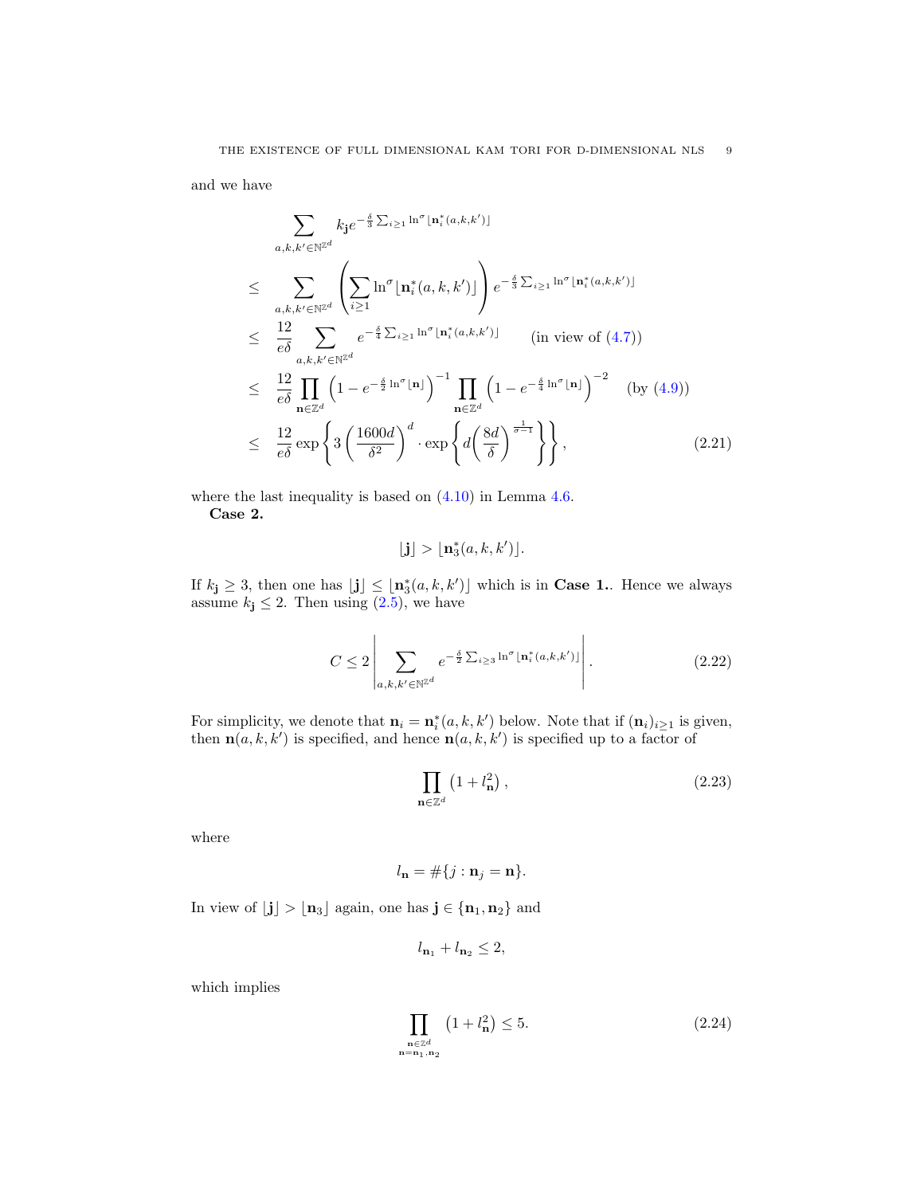and we have

$$
\begin{aligned}
& \sum_{a,k,k' \in \mathbb{N}^{\mathbb{Z}^d}} k_{\mathbf{j}} e^{-\frac{\delta}{3}\sum_{i\geq 1}\ln^{\sigma}\lfloor \mathbf{n}_i^*(a,k,k')\rfloor} \\
\leq & \sum_{a,k,k' \in \mathbb{N}^{\mathbb{Z}^d}} \left(\sum_{i\geq 1}\ln^{\sigma}\lfloor \mathbf{n}_i^*(a,k,k')\rfloor\right) e^{-\frac{\delta}{3}\sum_{i\geq 1}\ln^{\sigma}\lfloor \mathbf{n}_i^*(a,k,k')\rfloor} \\
\leq & \frac{12}{e\delta} \sum_{a,k,k' \in \mathbb{N}^{\mathbb{Z}^d}} e^{-\frac{\delta}{4}\sum_{i\geq 1}\ln^{\sigma}\lfloor \mathbf{n}_i^*(a,k,k')\rfloor} \qquad \text{(in view of (4.7))} \\
\leq & \frac{12}{e\delta} \prod_{\mathbf{n}\in\mathbb{Z}^d}\left(1-e^{-\frac{\delta}{2}\ln^{\sigma}\lfloor \mathbf{n}\rfloor}\right)^{-1}\prod_{\mathbf{n}\in\mathbb{Z}^d}\left(1-e^{-\frac{\delta}{4}\ln^{\sigma}\lfloor \mathbf{n}\rfloor}\right)^{-2} \quad \text{(by (4.9))} \\
\leq & \frac{12}{e\delta}\exp\left\{3\left(\frac{1600d}{\delta^2}\right)^d \cdot \exp\left\{d\left(\frac{8d}{\delta}\right)^{\frac{1}{\sigma-1}}\right\}\right\}, \qquad (2.21)
\end{aligned}
$$

where the last inequality is based on (4.10) in Lemma 4.6.

**Case 2.**

$$
\lfloor \mathbf{j}\rfloor > \lfloor \mathbf{n}_3^*(a,k,k')\rfloor.
$$

If $k_{\mathbf{j}} \geq 3$, then one has $\lfloor \mathbf{j}\rfloor \leq \lfloor \mathbf{n}_3^*(a,k,k')\rfloor$ which is in **Case 1.**. Hence we always assume $k_{\mathbf{j}} \leq 2$. Then using (2.5), we have

$$
C \leq 2\left|\sum_{a,k,k' \in \mathbb{N}^{\mathbb{Z}^d}} e^{-\frac{\delta}{2}\sum_{i\geq 3}\ln^{\sigma}\lfloor \mathbf{n}_i^*(a,k,k')\rfloor}\right|. \qquad (2.22)
$$

For simplicity, we denote that $\mathbf{n}_i = \mathbf{n}_i^*(a,k,k')$ below. Note that if $(\mathbf{n}_i)_{i\geq 1}$ is given, then $\mathbf{n}(a,k,k')$ is specified, and hence $\mathbf{n}(a,k,k')$ is specified up to a factor of

$$
\prod_{\mathbf{n}\in\mathbb{Z}^d}\left(1+l_{\mathbf{n}}^2\right), \qquad (2.23)
$$

where

$$
l_{\mathbf{n}} = \#\{j : \mathbf{n}_j = \mathbf{n}\}.
$$

In view of $\lfloor \mathbf{j}\rfloor > \lfloor \mathbf{n}_3\rfloor$ again, one has $\mathbf{j} \in \{\mathbf{n}_1, \mathbf{n}_2\}$ and

$$
l_{\mathbf{n}_1} + l_{\mathbf{n}_2} \leq 2,
$$

which implies

$$
\prod_{\substack{\mathbf{n}\in\mathbb{Z}^d \\ \mathbf{n}=\mathbf{n}_1,\mathbf{n}_2}}\left(1+l_{\mathbf{n}}^2\right) \leq 5. \qquad (2.24)
$$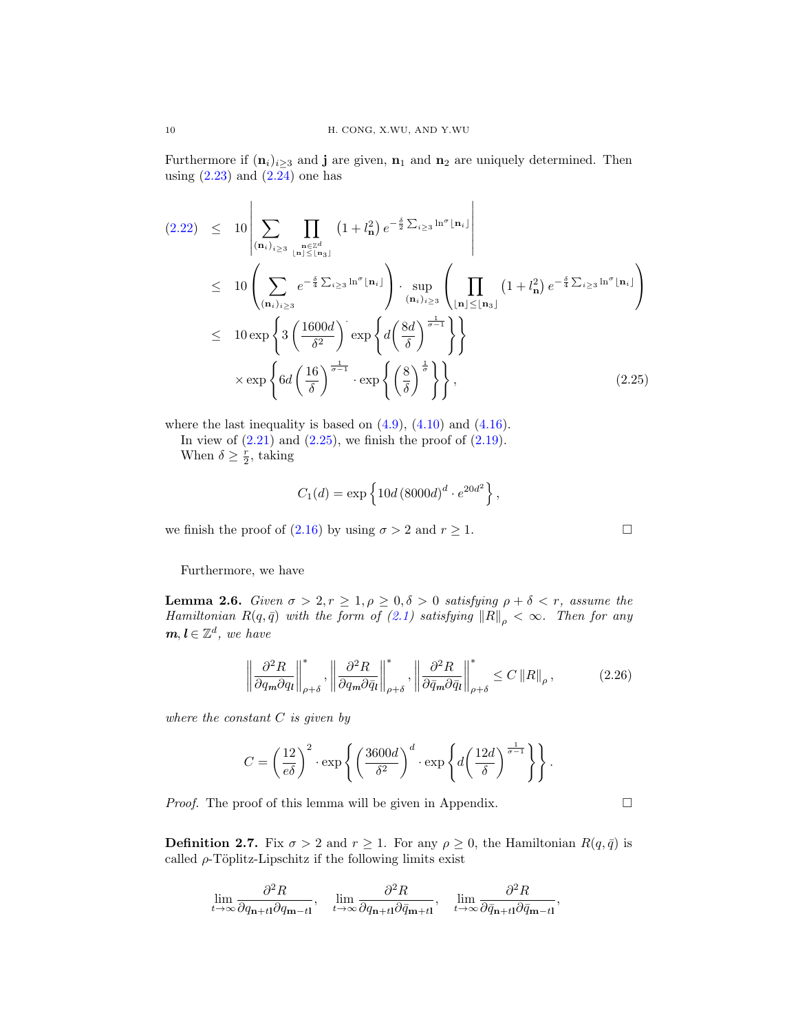Furthermore if $(\mathbf{n}_i)_{i\geq 3}$ and $\mathbf{j}$ are given, $\mathbf{n}_1$ and $\mathbf{n}_2$ are uniquely determined. Then using (2.23) and (2.24) one has

$$
\begin{aligned}
(2.22) \quad &\leq \quad 10\left|\sum_{(\mathbf{n}_i)_{i\geq 3}} \prod_{\substack{\mathbf{n}\in\mathbb{Z}^d \\ \lfloor \mathbf{n}\rceil \leq \lfloor \mathbf{n}_3 \rceil}} \left(1+l_{\mathbf{n}}^2\right) e^{-\frac{\delta}{2}\sum_{i\geq 3}\ln^\sigma \lfloor \mathbf{n}_i\rceil}\right| \\
&\leq \quad 10\left(\sum_{(\mathbf{n}_i)_{i\geq 3}} e^{-\frac{\delta}{4}\sum_{i\geq 3}\ln^\sigma\lfloor \mathbf{n}_i\rceil}\right)\cdot \sup_{(\mathbf{n}_i)_{i\geq 3}}\left(\prod_{\lfloor \mathbf{n}\rceil \leq \lfloor \mathbf{n}_3\rceil}\left(1+l_{\mathbf{n}}^2\right) e^{-\frac{\delta}{4}\sum_{i\geq 3}\ln^\sigma\lfloor \mathbf{n}_i\rceil}\right) \\
&\leq \quad 10\exp\left\{3\left(\frac{1600d}{\delta^2}\right)^{\cdot}\exp\left\{d\left(\frac{8d}{\delta}\right)^{\frac{1}{\sigma-1}}\right\}\right\} \\
&\quad\quad \times \exp\left\{6d\left(\frac{16}{\delta}\right)^{\frac{1}{\sigma-1}}\cdot\exp\left\{\left(\frac{8}{\delta}\right)^{\frac{1}{\sigma}}\right\}\right\}, 
\end{aligned}
\tag{2.25}
$$

where the last inequality is based on (4.9), (4.10) and (4.16).

In view of (2.21) and (2.25), we finish the proof of (2.19).

When $\delta \geq \frac{r}{2}$, taking

$$
C_1(d) = \exp\left\{10d\,(8000d)^d\cdot e^{20d^2}\right\},
$$

we finish the proof of (2.16) by using $\sigma > 2$ and $r \geq 1$. □

Furthermore, we have

**Lemma 2.6.** *Given $\sigma > 2, r\geq 1, \rho \geq 0, \delta > 0$ satisfying $\rho+\delta < r$, assume the Hamiltonian $R(q,\bar{q})$ with the form of (2.1) satisfying $\|R\|_\rho < \infty$. Then for any $\boldsymbol{m}, \boldsymbol{l}\in\mathbb{Z}^d$, we have*

$$
\left\|\frac{\partial^2 R}{\partial q_{\boldsymbol{m}}\partial q_{\boldsymbol{l}}}\right\|_{\rho+\delta}^*, \left\|\frac{\partial^2 R}{\partial q_{\boldsymbol{m}}\partial \bar{q}_{\boldsymbol{l}}}\right\|_{\rho+\delta}^*, \left\|\frac{\partial^2 R}{\partial \bar{q}_{\boldsymbol{m}}\partial \bar{q}_{\boldsymbol{l}}}\right\|_{\rho+\delta}^* \leq C\left\|R\right\|_\rho, \tag{2.26}
$$

*where the constant $C$ is given by*

$$
C = \left(\frac{12}{e\delta}\right)^2\cdot\exp\left\{\left(\frac{3600d}{\delta^2}\right)^d\cdot\exp\left\{d\left(\frac{12d}{\delta}\right)^{\frac{1}{\sigma-1}}\right\}\right\}.
$$

*Proof.* The proof of this lemma will be given in Appendix. □

**Definition 2.7.** Fix $\sigma > 2$ and $r\geq 1$. For any $\rho\geq 0$, the Hamiltonian $R(q,\bar{q})$ is called $\rho$-Töplitz-Lipschitz if the following limits exist

$$
\lim_{t\to\infty}\frac{\partial^2 R}{\partial q_{\mathbf{n}+t\mathbf{l}}\partial q_{\mathbf{m}-t\mathbf{l}}},\quad \lim_{t\to\infty}\frac{\partial^2 R}{\partial q_{\mathbf{n}+t\mathbf{l}}\partial \bar{q}_{\mathbf{m}+t\mathbf{l}}},\quad \lim_{t\to\infty}\frac{\partial^2 R}{\partial \bar{q}_{\mathbf{n}+t\mathbf{l}}\partial \bar{q}_{\mathbf{m}-t\mathbf{l}}},
$$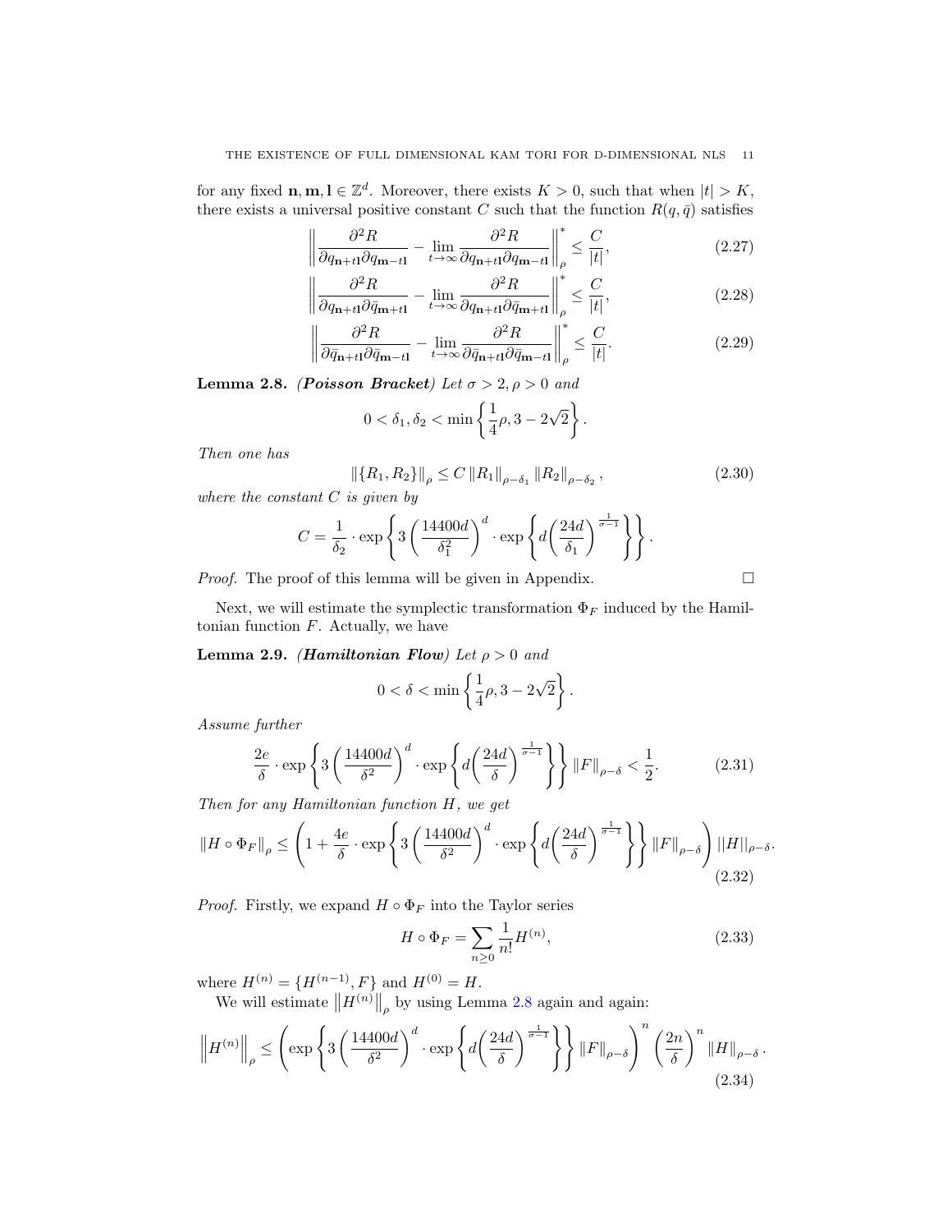for any fixed $\mathbf{n}, \mathbf{m}, \mathbf{l} \in \mathbb{Z}^d$. Moreover, there exists $K > 0$, such that when $|t| > K$, there exists a universal positive constant $C$ such that the function $R(q, \bar{q})$ satisfies

$$\left\| \frac{\partial^2 R}{\partial q_{\mathbf{n}+t\mathbf{l}} \partial q_{\mathbf{m}-t\mathbf{l}}} - \lim_{t\to\infty} \frac{\partial^2 R}{\partial q_{\mathbf{n}+t\mathbf{l}} \partial q_{\mathbf{m}-t\mathbf{l}}} \right\|_{\rho}^{*} \leq \frac{C}{|t|}, \tag{2.27}$$

$$\left\| \frac{\partial^2 R}{\partial q_{\mathbf{n}+t\mathbf{l}} \partial \bar{q}_{\mathbf{m}+t\mathbf{l}}} - \lim_{t\to\infty} \frac{\partial^2 R}{\partial q_{\mathbf{n}+t\mathbf{l}} \partial \bar{q}_{\mathbf{m}+t\mathbf{l}}} \right\|_{\rho}^{*} \leq \frac{C}{|t|}, \tag{2.28}$$

$$\left\| \frac{\partial^2 R}{\partial \bar{q}_{\mathbf{n}+t\mathbf{l}} \partial \bar{q}_{\mathbf{m}-t\mathbf{l}}} - \lim_{t\to\infty} \frac{\partial^2 R}{\partial \bar{q}_{\mathbf{n}+t\mathbf{l}} \partial \bar{q}_{\mathbf{m}-t\mathbf{l}}} \right\|_{\rho}^{*} \leq \frac{C}{|t|}. \tag{2.29}$$

**Lemma 2.8.** ***(Poisson Bracket)*** *Let $\sigma > 2, \rho > 0$ and*

$$0 < \delta_1, \delta_2 < \min\left\{\frac{1}{4}\rho, 3 - 2\sqrt{2}\right\}.$$

*Then one has*

$$\|\{R_1, R_2\}\|_{\rho} \leq C \|R_1\|_{\rho-\delta_1} \|R_2\|_{\rho-\delta_2}, \tag{2.30}$$

*where the constant $C$ is given by*

$$C = \frac{1}{\delta_2} \cdot \exp\left\{ 3\left(\frac{14400d}{\delta_1^2}\right)^d \cdot \exp\left\{ d\left(\frac{24d}{\delta_1}\right)^{\frac{1}{\sigma-1}} \right\} \right\}.$$

*Proof.* The proof of this lemma will be given in Appendix. $\square$

Next, we will estimate the symplectic transformation $\Phi_F$ induced by the Hamiltonian function $F$. Actually, we have

**Lemma 2.9.** ***(Hamiltonian Flow)*** *Let $\rho > 0$ and*

$$0 < \delta < \min\left\{\frac{1}{4}\rho, 3 - 2\sqrt{2}\right\}.$$

*Assume further*

$$\frac{2e}{\delta} \cdot \exp\left\{ 3\left(\frac{14400d}{\delta^2}\right)^d \cdot \exp\left\{ d\left(\frac{24d}{\delta}\right)^{\frac{1}{\sigma-1}} \right\} \right\} \|F\|_{\rho-\delta} < \frac{1}{2}. \tag{2.31}$$

*Then for any Hamiltonian function $H$, we get*

$$\|H \circ \Phi_F\|_{\rho} \leq \left(1 + \frac{4e}{\delta} \cdot \exp\left\{ 3\left(\frac{14400d}{\delta^2}\right)^d \cdot \exp\left\{ d\left(\frac{24d}{\delta}\right)^{\frac{1}{\sigma-1}} \right\} \right\} \|F\|_{\rho-\delta} \right) ||H||_{\rho-\delta}. \tag{2.32}$$

*Proof.* Firstly, we expand $H \circ \Phi_F$ into the Taylor series

$$H \circ \Phi_F = \sum_{n\geq 0} \frac{1}{n!} H^{(n)}, \tag{2.33}$$

where $H^{(n)} = \{H^{(n-1)}, F\}$ and $H^{(0)} = H$.

We will estimate $\left\|H^{(n)}\right\|_{\rho}$ by using Lemma 2.8 again and again:

$$\left\|H^{(n)}\right\|_{\rho} \leq \left( \exp\left\{ 3\left(\frac{14400d}{\delta^2}\right)^d \cdot \exp\left\{ d\left(\frac{24d}{\delta}\right)^{\frac{1}{\sigma-1}} \right\} \right\} \|F\|_{\rho-\delta} \right)^n \left(\frac{2n}{\delta}\right)^n \|H\|_{\rho-\delta}. \tag{2.34}$$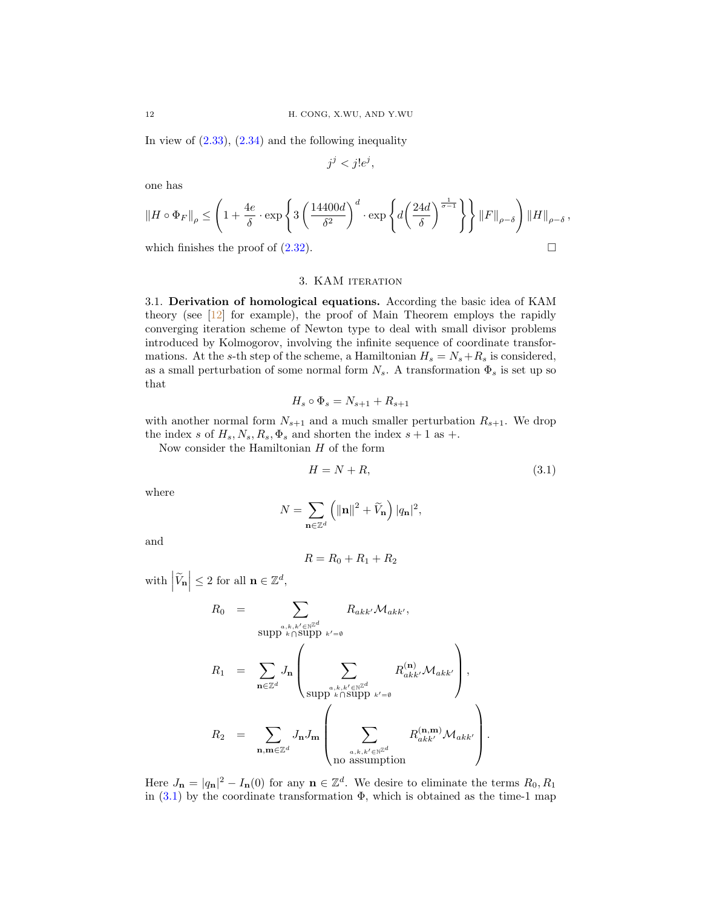In view of (2.33), (2.34) and the following inequality

$$j^j < j! e^j,$$

one has

$$\|H \circ \Phi_F\|_{\rho} \leq \left(1 + \frac{4e}{\delta} \cdot \exp\left\{3\left(\frac{14400d}{\delta^2}\right)^d \cdot \exp\left\{d\left(\frac{24d}{\delta}\right)^{\frac{1}{\sigma-1}}\right\}\right\} \|F\|_{\rho-\delta}\right) \|H\|_{\rho-\delta},$$

which finishes the proof of (2.32). $\square$

## 3. KAM iteration

3.1. **Derivation of homological equations.** According the basic idea of KAM theory (see [12] for example), the proof of Main Theorem employs the rapidly converging iteration scheme of Newton type to deal with small divisor problems introduced by Kolmogorov, involving the infinite sequence of coordinate transformations. At the $s$-th step of the scheme, a Hamiltonian $H_s = N_s + R_s$ is considered, as a small perturbation of some normal form $N_s$. A transformation $\Phi_s$ is set up so that

$$H_s \circ \Phi_s = N_{s+1} + R_{s+1}$$

with another normal form $N_{s+1}$ and a much smaller perturbation $R_{s+1}$. We drop the index $s$ of $H_s, N_s, R_s, \Phi_s$ and shorten the index $s+1$ as $+$.

Now consider the Hamiltonian $H$ of the form

$$H = N + R, \tag{3.1}$$

where

$$N = \sum_{\mathbf{n}\in\mathbb{Z}^d} \left(\|\mathbf{n}\|^2 + \widetilde{V}_{\mathbf{n}}\right) |q_{\mathbf{n}}|^2,$$

and

$$R = R_0 + R_1 + R_2$$

with $\left|\widetilde{V}_{\mathbf{n}}\right| \leq 2$ for all $\mathbf{n} \in \mathbb{Z}^d$,

$$\begin{aligned}
R_0 &= \sum_{\substack{a,k,k' \in \mathbb{N}^{\mathbb{Z}^d} \\ \text{supp } k \cap \text{supp } k' = \emptyset}} R_{akk'} \mathcal{M}_{akk'}, \\
R_1 &= \sum_{\mathbf{n}\in\mathbb{Z}^d} J_{\mathbf{n}} \left( \sum_{\substack{a,k,k' \in \mathbb{N}^{\mathbb{Z}^d} \\ \text{supp } k \cap \text{supp } k' = \emptyset}} R^{(\mathbf{n})}_{akk'} \mathcal{M}_{akk'} \right), \\
R_2 &= \sum_{\mathbf{n},\mathbf{m}\in\mathbb{Z}^d} J_{\mathbf{n}} J_{\mathbf{m}} \left( \sum_{\substack{a,k,k' \in \mathbb{N}^{\mathbb{Z}^d} \\ \text{no assumption}}} R^{(\mathbf{n},\mathbf{m})}_{akk'} \mathcal{M}_{akk'} \right).
\end{aligned}$$

Here $J_{\mathbf{n}} = |q_{\mathbf{n}}|^2 - I_{\mathbf{n}}(0)$ for any $\mathbf{n} \in \mathbb{Z}^d$. We desire to eliminate the terms $R_0, R_1$ in (3.1) by the coordinate transformation $\Phi$, which is obtained as the time-1 map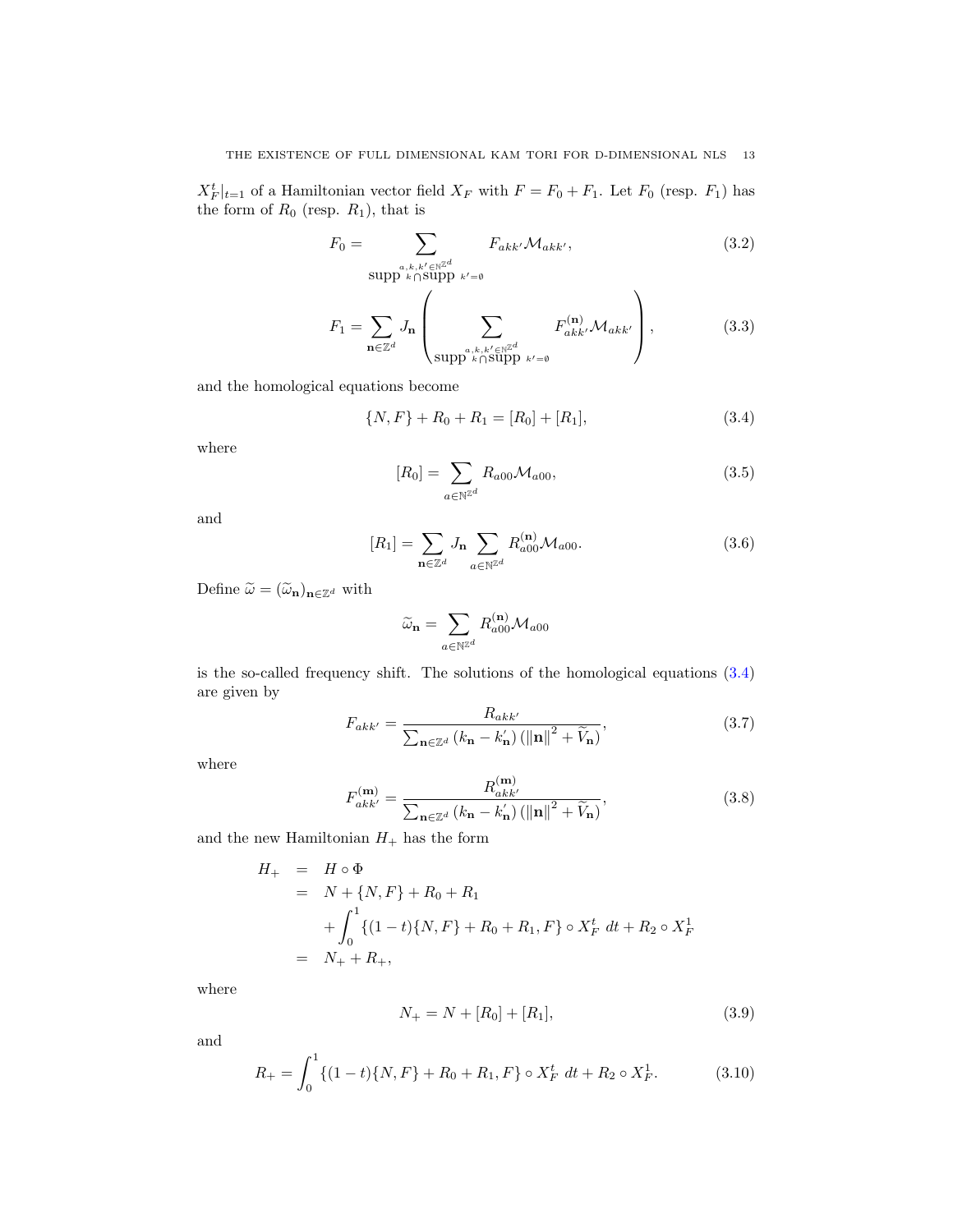$X_F^t|_{t=1}$ of a Hamiltonian vector field $X_F$ with $F = F_0 + F_1$. Let $F_0$ (resp. $F_1$) has the form of $R_0$ (resp. $R_1$), that is

$$F_0 = \sum_{\substack{a,k,k' \in \mathbb{N}^{\mathbb{Z}^d} \\ \text{supp } k \cap \text{supp } k' = \emptyset}} F_{akk'} \mathcal{M}_{akk'}, \tag{3.2}$$

$$F_1 = \sum_{\mathbf{n} \in \mathbb{Z}^d} J_{\mathbf{n}} \left( \sum_{\substack{a,k,k' \in \mathbb{N}^{\mathbb{Z}^d} \\ \text{supp } k \cap \text{supp } k' = \emptyset}} F_{akk'}^{(\mathbf{n})} \mathcal{M}_{akk'} \right), \tag{3.3}$$

and the homological equations become

$$\{N, F\} + R_0 + R_1 = [R_0] + [R_1], \tag{3.4}$$

where

$$[R_0] = \sum_{a \in \mathbb{N}^{\mathbb{Z}^d}} R_{a00} \mathcal{M}_{a00}, \tag{3.5}$$

and

$$[R_1] = \sum_{\mathbf{n} \in \mathbb{Z}^d} J_{\mathbf{n}} \sum_{a \in \mathbb{N}^{\mathbb{Z}^d}} R_{a00}^{(\mathbf{n})} \mathcal{M}_{a00}. \tag{3.6}$$

Define $\widetilde{\omega} = (\widetilde{\omega}_{\mathbf{n}})_{\mathbf{n} \in \mathbb{Z}^d}$ with

$$\widetilde{\omega}_{\mathbf{n}} = \sum_{a \in \mathbb{N}^{\mathbb{Z}^d}} R_{a00}^{(\mathbf{n})} \mathcal{M}_{a00}$$

is the so-called frequency shift. The solutions of the homological equations (3.4) are given by

$$F_{akk'} = \frac{R_{akk'}}{\sum_{\mathbf{n} \in \mathbb{Z}^d} (k_{\mathbf{n}} - k'_{\mathbf{n}}) \left( \|\mathbf{n}\|^2 + \widetilde{V}_{\mathbf{n}} \right)}, \tag{3.7}$$

where

$$F_{akk'}^{(\mathbf{m})} = \frac{R_{akk'}^{(\mathbf{m})}}{\sum_{\mathbf{n} \in \mathbb{Z}^d} (k_{\mathbf{n}} - k'_{\mathbf{n}}) \left( \|\mathbf{n}\|^2 + \widetilde{V}_{\mathbf{n}} \right)}, \tag{3.8}$$

and the new Hamiltonian $H_+$ has the form

$$\begin{aligned}
H_+ &= H \circ \Phi \\
&= N + \{N, F\} + R_0 + R_1 \\
&\quad + \int_0^1 \{(1-t)\{N, F\} + R_0 + R_1, F\} \circ X_F^t \, dt + R_2 \circ X_F^1 \\
&= N_+ + R_+,
\end{aligned}$$

where

$$N_+ = N + [R_0] + [R_1], \tag{3.9}$$

and

$$R_+ = \int_0^1 \{(1-t)\{N, F\} + R_0 + R_1, F\} \circ X_F^t \, dt + R_2 \circ X_F^1. \tag{3.10}$$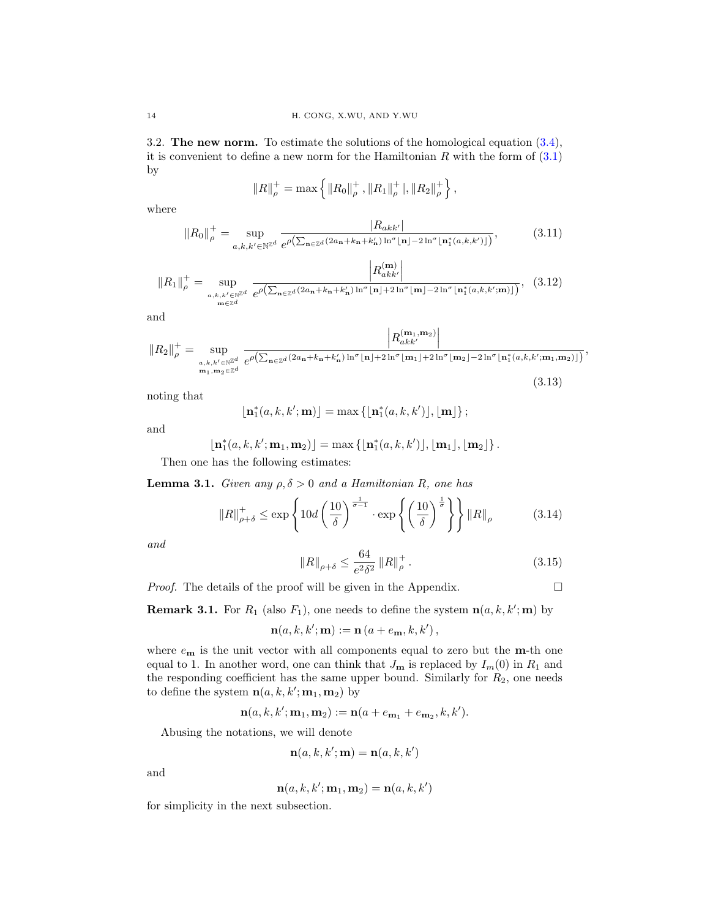3.2. **The new norm.** To estimate the solutions of the homological equation (3.4), it is convenient to define a new norm for the Hamiltonian $R$ with the form of (3.1) by

$$\|R\|_{\rho}^{+}=\max\left\{\|R_0\|_{\rho}^{+},\|R_1\|_{\rho}^{+}|,\|R_2\|_{\rho}^{+}\right\},$$

where

$$\|R_0\|_{\rho}^{+}=\sup_{a,k,k'\in\mathbb{N}^{d}}\frac{|R_{akk'}|}{e^{\rho\left(\sum_{\mathbf{n}\in\mathbb{Z}^d}(2a_{\mathbf{n}}+k_{\mathbf{n}}+k'_{\mathbf{n}})\ln^{\sigma}\lfloor\mathbf{n}\rfloor-2\ln^{\sigma}\lfloor\mathbf{n}_1^{*}(a,k,k')\rfloor\right)}},\tag{3.11}$$

$$\|R_1\|_{\rho}^{+}=\sup_{\substack{a,k,k'\in\mathbb{N}^{\mathbb{Z}^d}\\ \mathbf{m}\in\mathbb{Z}^d}}\frac{\left|R_{akk'}^{(\mathbf{m})}\right|}{e^{\rho\left(\sum_{\mathbf{n}\in\mathbb{Z}^d}(2a_{\mathbf{n}}+k_{\mathbf{n}}+k'_{\mathbf{n}})\ln^{\sigma}\lfloor\mathbf{n}\rfloor+2\ln^{\sigma}\lfloor\mathbf{m}\rfloor-2\ln^{\sigma}\lfloor\mathbf{n}_1^{*}(a,k,k';\mathbf{m})\rfloor\right)}},\tag{3.12}$$

and

$$\|R_2\|_{\rho}^{+}=\sup_{\substack{a,k,k'\in\mathbb{N}^{\mathbb{Z}^d}\\ \mathbf{m}_1,\mathbf{m}_2\in\mathbb{Z}^d}}\frac{\left|R_{akk'}^{(\mathbf{m}_1,\mathbf{m}_2)}\right|}{e^{\rho\left(\sum_{\mathbf{n}\in\mathbb{Z}^d}(2a_{\mathbf{n}}+k_{\mathbf{n}}+k'_{\mathbf{n}})\ln^{\sigma}\lfloor\mathbf{n}\rfloor+2\ln^{\sigma}\lfloor\mathbf{m}_1\rfloor+2\ln^{\sigma}\lfloor\mathbf{m}_2\rfloor-2\ln^{\sigma}\lfloor\mathbf{n}_1^{*}(a,k,k';\mathbf{m}_1,\mathbf{m}_2)\rfloor\right)}},\tag{3.13}$$

noting that

$$\lfloor\mathbf{n}_1^{*}(a,k,k';\mathbf{m})\rfloor=\max\left\{\lfloor\mathbf{n}_1^{*}(a,k,k')\rfloor,\lfloor\mathbf{m}\rfloor\right\};$$

and

$$\lfloor\mathbf{n}_1^{*}(a,k,k';\mathbf{m}_1,\mathbf{m}_2)\rfloor=\max\left\{\lfloor\mathbf{n}_1^{*}(a,k,k')\rfloor,\lfloor\mathbf{m}_1\rfloor,\lfloor\mathbf{m}_2\rfloor\right\}.$$

Then one has the following estimates:

**Lemma 3.1.** *Given any $\rho,\delta>0$ and a Hamiltonian $R$, one has*

$$\|R\|_{\rho+\delta}^{+}\leq\exp\left\{10d\left(\frac{10}{\delta}\right)^{\frac{1}{\sigma-1}}\cdot\exp\left\{\left(\frac{10}{\delta}\right)^{\frac{1}{\sigma}}\right\}\right\}\|R\|_{\rho}\tag{3.14}$$

*and*

$$\|R\|_{\rho+\delta}\leq\frac{64}{e^2\delta^2}\|R\|_{\rho}^{+}.\tag{3.15}$$

*Proof.* The details of the proof will be given in the Appendix. □

**Remark 3.1.** For $R_1$ (also $F_1$), one needs to define the system $\mathbf{n}(a,k,k';\mathbf{m})$ by

$$\mathbf{n}(a,k,k';\mathbf{m}):=\mathbf{n}\left(a+e_{\mathbf{m}},k,k'\right),$$

where $e_{\mathbf{m}}$ is the unit vector with all components equal to zero but the $\mathbf{m}$-th one equal to 1. In another word, one can think that $J_{\mathbf{m}}$ is replaced by $I_m(0)$ in $R_1$ and the responding coefficient has the same upper bound. Similarly for $R_2$, one needs to define the system $\mathbf{n}(a,k,k';\mathbf{m}_1,\mathbf{m}_2)$ by

$$\mathbf{n}(a,k,k';\mathbf{m}_1,\mathbf{m}_2):=\mathbf{n}(a+e_{\mathbf{m}_1}+e_{\mathbf{m}_2},k,k').$$

Abusing the notations, we will denote

$$\mathbf{n}(a,k,k';\mathbf{m})=\mathbf{n}(a,k,k')$$

and

$$\mathbf{n}(a,k,k';\mathbf{m}_1,\mathbf{m}_2)=\mathbf{n}(a,k,k')$$

for simplicity in the next subsection.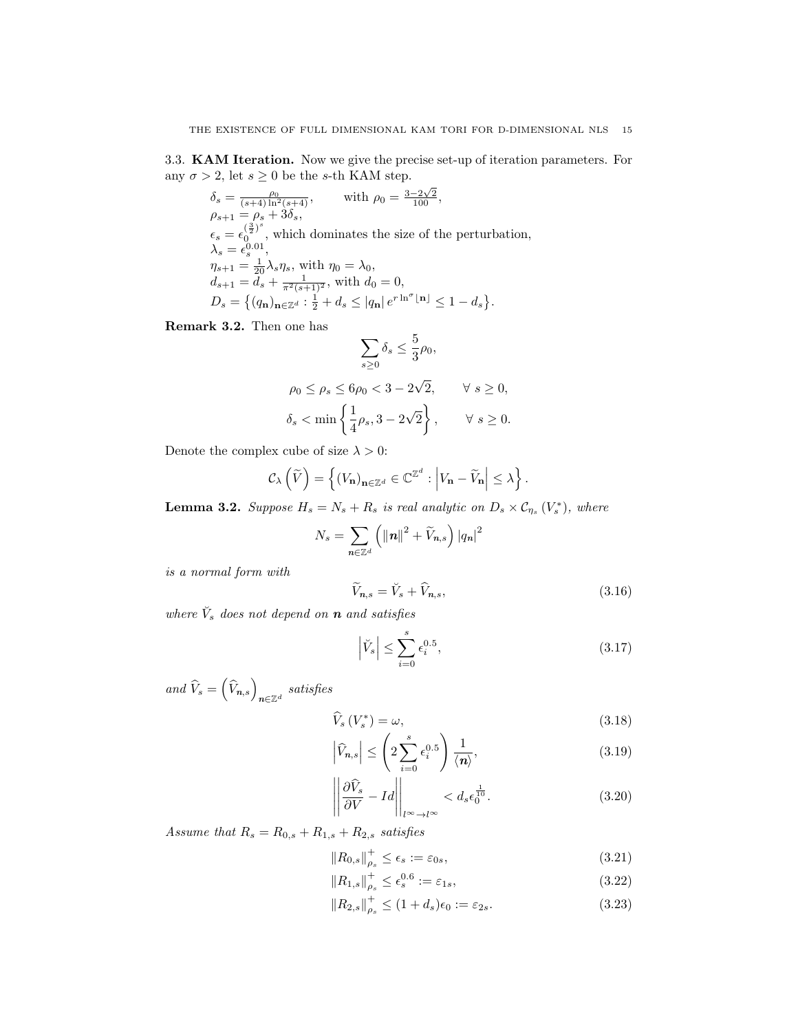3.3. **KAM Iteration.** Now we give the precise set-up of iteration parameters. For any $\sigma > 2$, let $s \geq 0$ be the $s$-th KAM step.

- $\delta_s = \frac{\rho_0}{(s+4)\ln^2(s+4)}$, with $\rho_0 = \frac{3-2\sqrt{2}}{100}$,
- $\rho_{s+1} = \rho_s + 3\delta_s$,
- $\epsilon_s = \epsilon_0^{\left(\frac{3}{2}\right)^s}$, which dominates the size of the perturbation,
- $\lambda_s = \epsilon_s^{0.01}$,
- $\eta_{s+1} = \frac{1}{20}\lambda_s\eta_s$, with $\eta_0 = \lambda_0$,
- $d_{s+1} = d_s + \frac{1}{\pi^2(s+1)^2}$, with $d_0 = 0$,
- $D_s = \left\{(q_{\mathbf{n}})_{\mathbf{n}\in\mathbb{Z}^d} : \frac{1}{2} + d_s \leq |q_{\mathbf{n}}|\, e^{r\ln^{\sigma}\lfloor \mathbf{n}\rfloor} \leq 1 - d_s\right\}$.

**Remark 3.2.** Then one has

$$\sum_{s\geq 0}\delta_s \leq \frac{5}{3}\rho_0,$$

$$\rho_0 \leq \rho_s \leq 6\rho_0 < 3-2\sqrt{2}, \qquad \forall\ s \geq 0,$$

$$\delta_s < \min\left\{\frac{1}{4}\rho_s, 3-2\sqrt{2}\right\}, \qquad \forall\ s\geq 0.$$

Denote the complex cube of size $\lambda > 0$:

$$\mathcal{C}_\lambda\left(\widetilde{V}\right) = \left\{(V_{\mathbf{n}})_{\mathbf{n}\in\mathbb{Z}^d}\in\mathbb{C}^{\mathbb{Z}^d} : \left|V_{\mathbf{n}} - \widetilde{V}_{\mathbf{n}}\right| \leq \lambda\right\}.$$

**Lemma 3.2.** *Suppose $H_s = N_s + R_s$ is real analytic on $D_s \times \mathcal{C}_{\eta_s}(V_s^*)$, where*

$$N_s = \sum_{\boldsymbol{n}\in\mathbb{Z}^d}\left(\|\boldsymbol{n}\|^2 + \widetilde{V}_{\boldsymbol{n},s}\right)|q_{\boldsymbol{n}}|^2$$

*is a normal form with*

$$\widetilde{V}_{\boldsymbol{n},s} = \breve{V}_s + \widehat{V}_{\boldsymbol{n},s}, \tag{3.16}$$

*where $\breve{V}_s$ does not depend on $\boldsymbol{n}$ and satisfies*

$$\left|\breve{V}_s\right| \leq \sum_{i=0}^{s}\epsilon_i^{0.5}, \tag{3.17}$$

*and $\widehat{V}_s = \left(\widehat{V}_{\boldsymbol{n},s}\right)_{\boldsymbol{n}\in\mathbb{Z}^d}$ satisfies*

$$\widehat{V}_s\left(V_s^*\right) = \omega, \tag{3.18}$$

$$\left|\widehat{V}_{\boldsymbol{n},s}\right| \leq \left(2\sum_{i=0}^{s}\epsilon_i^{0.5}\right)\frac{1}{\langle\boldsymbol{n}\rangle}, \tag{3.19}$$

$$\left|\left|\frac{\partial\widehat{V}_s}{\partial V} - Id\right|\right|_{l^\infty\to l^\infty} < d_s\epsilon_0^{\frac{1}{10}}. \tag{3.20}$$

*Assume that $R_s = R_{0,s} + R_{1,s} + R_{2,s}$ satisfies*

$$\|R_{0,s}\|_{\rho_s}^{+} \leq \epsilon_s := \varepsilon_{0s}, \tag{3.21}$$

$$\|R_{1,s}\|_{\rho_s}^{+} \leq \epsilon_s^{0.6} := \varepsilon_{1s}, \tag{3.22}$$

$$\|R_{2,s}\|_{\rho_s}^{+} \leq (1+d_s)\epsilon_0 := \varepsilon_{2s}. \tag{3.23}$$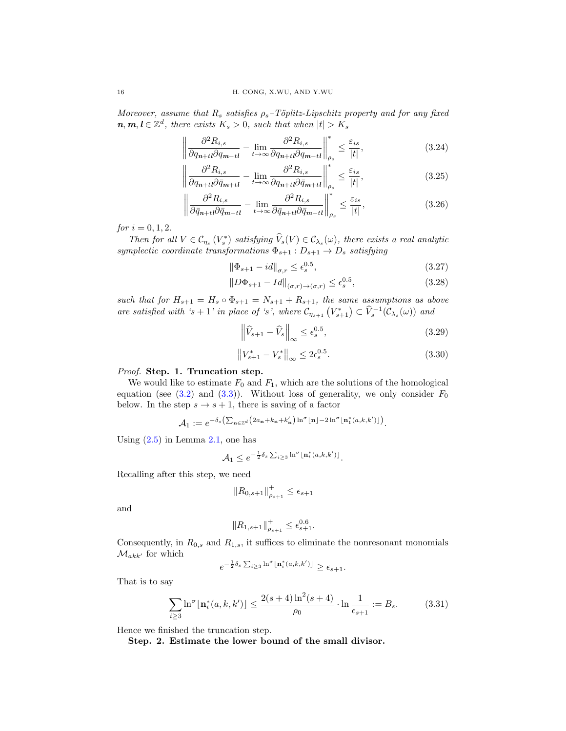*Moreover, assume that $R_s$ satisfies $\rho_s$–Töplitz-Lipschitz property and for any fixed $\boldsymbol{n}, \boldsymbol{m}, \boldsymbol{l} \in \mathbb{Z}^d$, there exists $K_s > 0$, such that when $|t| > K_s$*

$$\left\| \frac{\partial^2 R_{i,s}}{\partial q_{\mathbf{n}+t\mathbf{l}} \partial q_{\mathbf{m}-t\mathbf{l}}} - \lim_{t\to\infty} \frac{\partial^2 R_{i,s}}{\partial q_{\mathbf{n}+t\mathbf{l}} \partial q_{\mathbf{m}-t\mathbf{l}}} \right\|_{\rho_s}^{*} \le \frac{\varepsilon_{is}}{|t|}, \tag{3.24}$$

$$\left\| \frac{\partial^2 R_{i,s}}{\partial q_{\mathbf{n}+t\mathbf{l}} \partial \bar{q}_{\mathbf{m}+t\mathbf{l}}} - \lim_{t\to\infty} \frac{\partial^2 R_{i,s}}{\partial q_{\mathbf{n}+t\mathbf{l}} \partial \bar{q}_{\mathbf{m}+t\mathbf{l}}} \right\|_{\rho_s}^{*} \le \frac{\varepsilon_{is}}{|t|}, \tag{3.25}$$

$$\left\| \frac{\partial^2 R_{i,s}}{\partial \bar{q}_{\mathbf{n}+t\mathbf{l}} \partial \bar{q}_{\mathbf{m}-t\mathbf{l}}} - \lim_{t\to\infty} \frac{\partial^2 R_{i,s}}{\partial \bar{q}_{\mathbf{n}+t\mathbf{l}} \partial \bar{q}_{\mathbf{m}-t\mathbf{l}}} \right\|_{\rho_s}^{*} \le \frac{\varepsilon_{is}}{|t|}, \tag{3.26}$$

*for $i = 0, 1, 2$.*

*Then for all $V \in \mathcal{C}_{\eta_s}(V_s^*)$ satisfying $\widehat{V}_s(V) \in \mathcal{C}_{\lambda_s}(\omega)$, there exists a real analytic symplectic coordinate transformations $\Phi_{s+1} : D_{s+1} \to D_s$ satisfying*

$$\|\Phi_{s+1} - id\|_{\sigma,r} \le \epsilon_s^{0.5}, \tag{3.27}$$

$$\|D\Phi_{s+1} - Id\|_{(\sigma,r)\to(\sigma,r)} \le \epsilon_s^{0.5}, \tag{3.28}$$

*such that for $H_{s+1} = H_s \circ \Phi_{s+1} = N_{s+1} + R_{s+1}$, the same assumptions as above are satisfied with '$s+1$' in place of '$s$', where $\mathcal{C}_{\eta_{s+1}}(V_{s+1}^*) \subset \widehat{V}_s^{-1}(\mathcal{C}_{\lambda_s}(\omega))$ and*

$$\left\| \widehat{V}_{s+1} - \widehat{V}_s \right\|_\infty \le \epsilon_s^{0.5}, \tag{3.29}$$

$$\left\| V_{s+1}^* - V_s^* \right\|_\infty \le 2\epsilon_s^{0.5}. \tag{3.30}$$

*Proof.* **Step. 1. Truncation step.**

We would like to estimate $F_0$ and $F_1$, which are the solutions of the homological equation (see (3.2) and (3.3)). Without loss of generality, we only consider $F_0$ below. In the step $s \to s+1$, there is saving of a factor

$$\mathcal{A}_1 := e^{-\delta_s \left( \sum_{\mathbf{n}\in\mathbb{Z}^d} \left(2a_{\mathbf{n}} + k_{\mathbf{n}} + k'_{\mathbf{n}}\right) \ln^\sigma \lfloor \mathbf{n} \rfloor - 2\ln^\sigma \lfloor \mathbf{n}_1^*(a,k,k') \rfloor \right)}.$$

Using (2.5) in Lemma 2.1, one has

$$\mathcal{A}_1 \le e^{-\frac{1}{2}\delta_s \sum_{i\ge 3} \ln^\sigma \lfloor \mathbf{n}_i^*(a,k,k') \rfloor}.$$

Recalling after this step, we need

$$\|R_{0,s+1}\|_{\rho_{s+1}}^{+} \le \epsilon_{s+1}$$

and

$$\|R_{1,s+1}\|_{\rho_{s+1}}^{+} \le \epsilon_{s+1}^{0.6}.$$

Consequently, in $R_{0,s}$ and $R_{1,s}$, it suffices to eliminate the nonresonant monomials $\mathcal{M}_{akk'}$ for which

$$e^{-\frac{1}{2}\delta_s \sum_{i\ge 3} \ln^\sigma \lfloor \mathbf{n}_i^*(a,k,k') \rfloor} \ge \epsilon_{s+1}.$$

That is to say

$$\sum_{i\ge 3} \ln^\sigma \lfloor \mathbf{n}_i^*(a,k,k') \rfloor \le \frac{2(s+4)\ln^2(s+4)}{\rho_0} \cdot \ln \frac{1}{\epsilon_{s+1}} := B_s. \tag{3.31}$$

Hence we finished the truncation step.

**Step. 2. Estimate the lower bound of the small divisor.**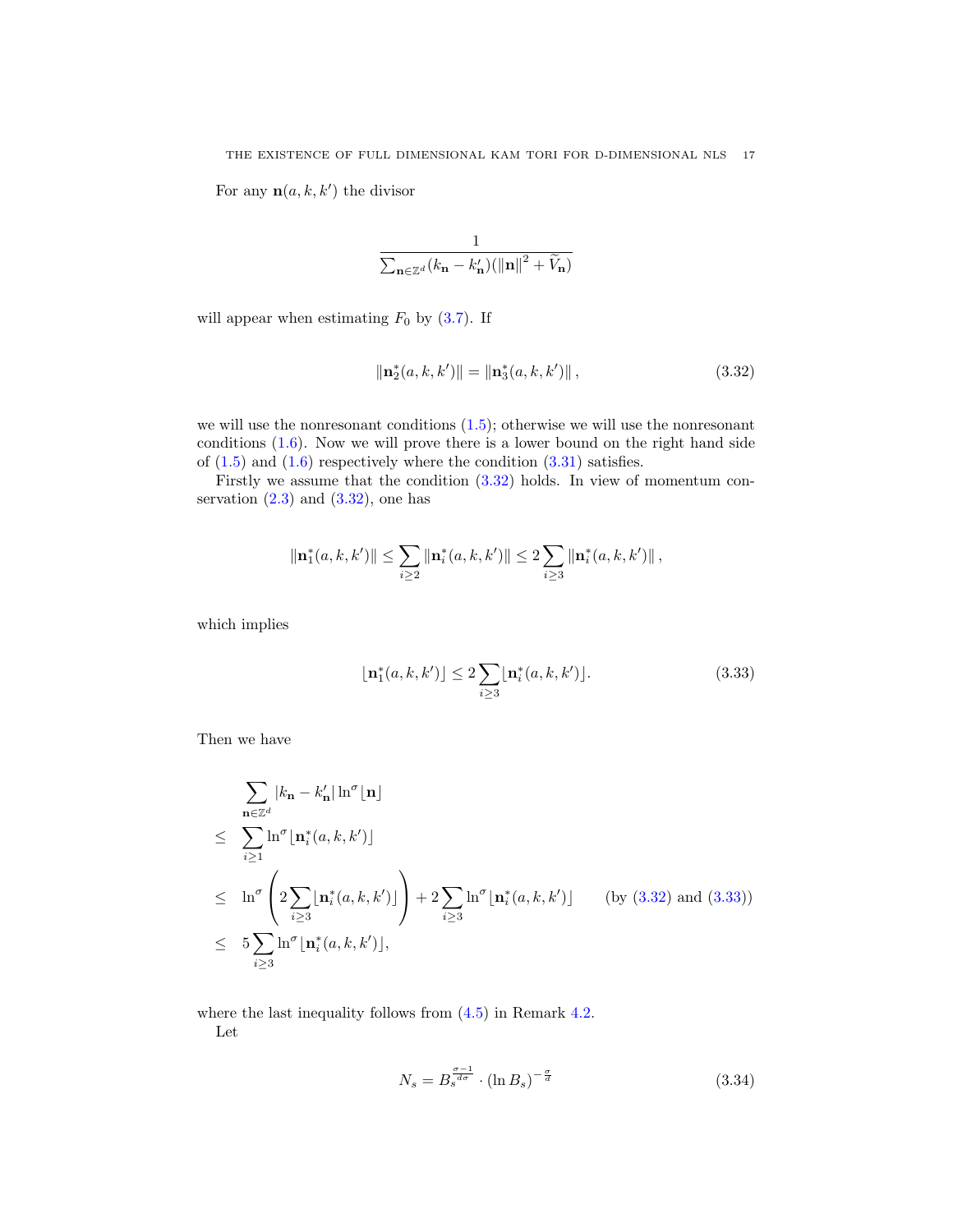For any $\mathbf{n}(a,k,k')$ the divisor

$$\frac{1}{\sum_{\mathbf{n}\in\mathbb{Z}^d}(k_{\mathbf{n}}-k'_{\mathbf{n}})(\|\mathbf{n}\|^2+\widetilde{V}_{\mathbf{n}})}$$

will appear when estimating $F_0$ by (3.7). If

$$\|\mathbf{n}_2^*(a,k,k')\| = \|\mathbf{n}_3^*(a,k,k')\|, \tag{3.32}$$

we will use the nonresonant conditions (1.5); otherwise we will use the nonresonant conditions (1.6). Now we will prove there is a lower bound on the right hand side of (1.5) and (1.6) respectively where the condition (3.31) satisfies.

Firstly we assume that the condition (3.32) holds. In view of momentum conservation (2.3) and (3.32), one has

$$\|\mathbf{n}_1^*(a,k,k')\| \le \sum_{i\ge 2}\|\mathbf{n}_i^*(a,k,k')\| \le 2\sum_{i\ge 3}\|\mathbf{n}_i^*(a,k,k')\|,$$

which implies

$$\lfloor \mathbf{n}_1^*(a,k,k')\rfloor \le 2\sum_{i\ge 3}\lfloor \mathbf{n}_i^*(a,k,k')\rfloor. \tag{3.33}$$

Then we have

$$\begin{aligned}
&\sum_{\mathbf{n}\in\mathbb{Z}^d}|k_{\mathbf{n}}-k'_{\mathbf{n}}|\ln^{\sigma}\lfloor\mathbf{n}\rfloor\\
\le\;& \sum_{i\ge 1}\ln^{\sigma}\lfloor\mathbf{n}_i^*(a,k,k')\rfloor\\
\le\;& \ln^{\sigma}\left(2\sum_{i\ge 3}\lfloor\mathbf{n}_i^*(a,k,k')\rfloor\right)+2\sum_{i\ge 3}\ln^{\sigma}\lfloor\mathbf{n}_i^*(a,k,k')\rfloor \qquad (\text{by (3.32) and (3.33)})\\
\le\;& 5\sum_{i\ge 3}\ln^{\sigma}\lfloor\mathbf{n}_i^*(a,k,k')\rfloor,
\end{aligned}$$

where the last inequality follows from (4.5) in Remark 4.2.

Let

$$N_s = B_s^{\frac{\sigma-1}{d\sigma}}\cdot(\ln B_s)^{-\frac{\sigma}{d}} \tag{3.34}$$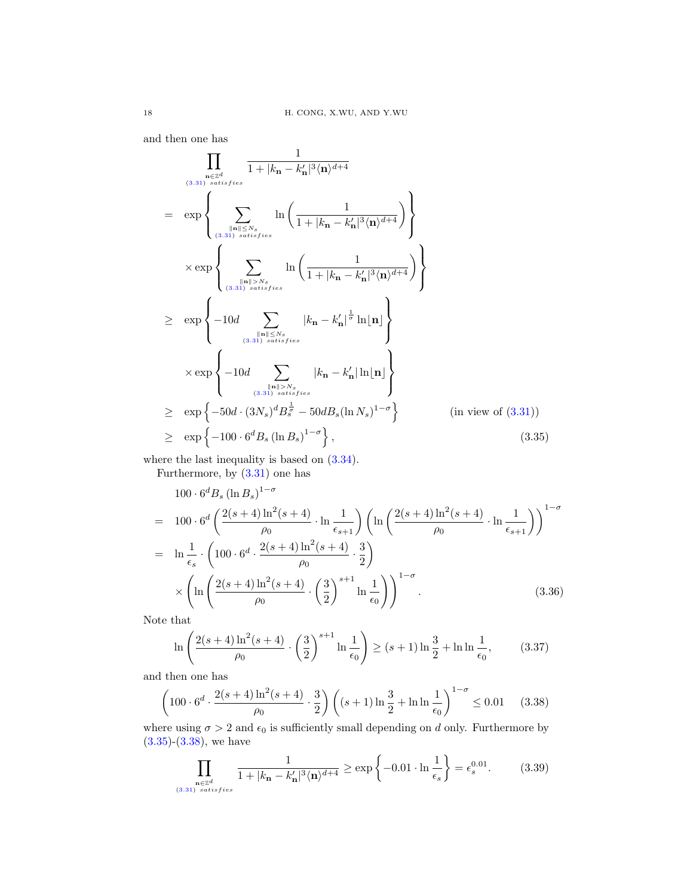and then one has

$$
\begin{aligned}
& \prod_{\substack{\mathbf{n}\in\mathbb{Z}^d \\ (3.31)\ satisfies}} \frac{1}{1+|k_{\mathbf{n}}-k'_{\mathbf{n}}|^3\langle\mathbf{n}\rangle^{d+4}} \\
= \ & \exp\left\{\sum_{\substack{\|\mathbf{n}\|\leq N_s \\ (3.31)\ satisfies}} \ln\left(\frac{1}{1+|k_{\mathbf{n}}-k'_{\mathbf{n}}|^3\langle\mathbf{n}\rangle^{d+4}}\right)\right\} \\
& \times \exp\left\{\sum_{\substack{\|\mathbf{n}\|> N_s \\ (3.31)\ satisfies}} \ln\left(\frac{1}{1+|k_{\mathbf{n}}-k'_{\mathbf{n}}|^3\langle\mathbf{n}\rangle^{d+4}}\right)\right\} \\
\geq \ & \exp\left\{-10d\sum_{\substack{\|\mathbf{n}\|\leq N_s \\ (3.31)\ satisfies}} |k_{\mathbf{n}}-k'_{\mathbf{n}}|^{\frac{1}{\sigma}}\ln\lfloor\mathbf{n}\rfloor\right\} \\
& \times \exp\left\{-10d\sum_{\substack{\|\mathbf{n}\|> N_s \\ (3.31)\ satisfies}} |k_{\mathbf{n}}-k'_{\mathbf{n}}|\ln\lfloor\mathbf{n}\rfloor\right\} \\
\geq \ & \exp\left\{-50d\cdot(3N_s)^d B_s^{\frac{1}{\sigma}} - 50dB_s(\ln N_s)^{1-\sigma}\right\} \qquad\qquad \text{(in view of (3.31))} \\
\geq \ & \exp\left\{-100\cdot 6^d B_s\left(\ln B_s\right)^{1-\sigma}\right\}, \qquad\qquad\qquad\qquad\qquad\qquad (3.35)
\end{aligned}
$$

where the last inequality is based on (3.34).

Furthermore, by (3.31) one has

$$
\begin{aligned}
& 100\cdot 6^d B_s\left(\ln B_s\right)^{1-\sigma} \\
= \ & 100\cdot 6^d\left(\frac{2(s+4)\ln^2(s+4)}{\rho_0}\cdot\ln\frac{1}{\epsilon_{s+1}}\right)\left(\ln\left(\frac{2(s+4)\ln^2(s+4)}{\rho_0}\cdot\ln\frac{1}{\epsilon_{s+1}}\right)\right)^{1-\sigma} \\
= \ & \ln\frac{1}{\epsilon_s}\cdot\left(100\cdot 6^d\cdot\frac{2(s+4)\ln^2(s+4)}{\rho_0}\cdot\frac{3}{2}\right) \\
& \times\left(\ln\left(\frac{2(s+4)\ln^2(s+4)}{\rho_0}\cdot\left(\frac{3}{2}\right)^{s+1}\ln\frac{1}{\epsilon_0}\right)\right)^{1-\sigma}. \qquad\qquad (3.36)
\end{aligned}
$$

Note that

$$
\ln\left(\frac{2(s+4)\ln^2(s+4)}{\rho_0}\cdot\left(\frac{3}{2}\right)^{s+1}\ln\frac{1}{\epsilon_0}\right)\geq (s+1)\ln\frac{3}{2}+\ln\ln\frac{1}{\epsilon_0}, \qquad (3.37)
$$

and then one has

$$
\left(100\cdot 6^d\cdot\frac{2(s+4)\ln^2(s+4)}{\rho_0}\cdot\frac{3}{2}\right)\left((s+1)\ln\frac{3}{2}+\ln\ln\frac{1}{\epsilon_0}\right)^{1-\sigma}\leq 0.01 \qquad (3.38)
$$

where using $\sigma>2$ and $\epsilon_0$ is sufficiently small depending on $d$ only. Furthermore by (3.35)-(3.38), we have

$$
\prod_{\substack{\mathbf{n}\in\mathbb{Z}^d \\ (3.31)\ satisfies}} \frac{1}{1+|k_{\mathbf{n}}-k'_{\mathbf{n}}|^3\langle\mathbf{n}\rangle^{d+4}}\geq\exp\left\{-0.01\cdot\ln\frac{1}{\epsilon_s}\right\}=\epsilon_s^{0.01}. \qquad (3.39)
$$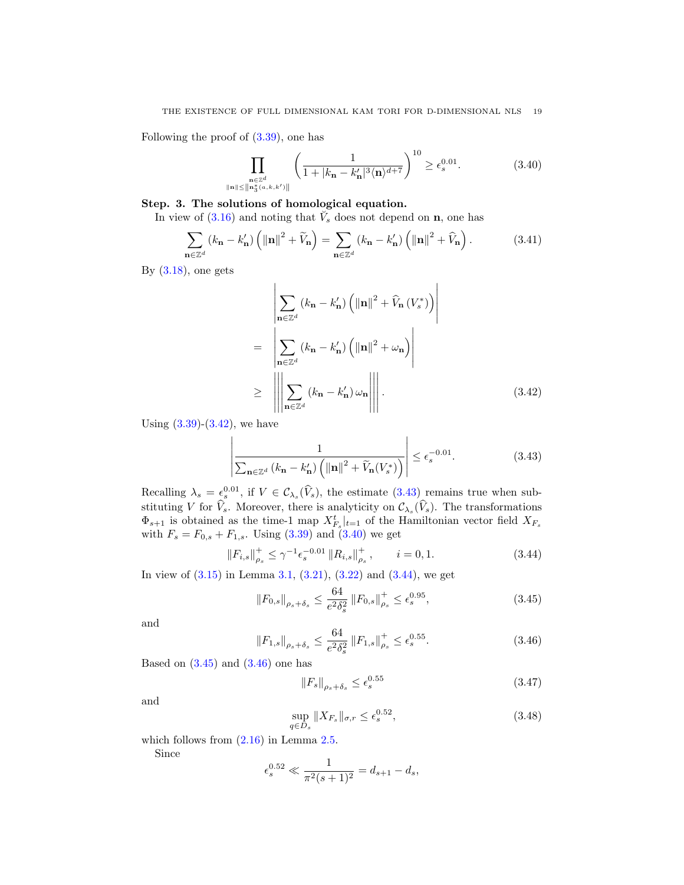Following the proof of (3.39), one has

$$\prod_{\substack{\mathbf{n}\in\mathbb{Z}^d \\ \|\mathbf{n}\|\le\|\mathbf{n}_3^*(a,k,k')\|}} \left(\frac{1}{1+|k_{\mathbf{n}}-k'_{\mathbf{n}}|^3\langle\mathbf{n}\rangle^{d+7}}\right)^{10} \ge \epsilon_s^{0.01}. \tag{3.40}$$

**Step. 3. The solutions of homological equation.**

In view of (3.16) and noting that $\check{V}_s$ does not depend on $\mathbf{n}$, one has

$$\sum_{\mathbf{n}\in\mathbb{Z}^d}(k_{\mathbf{n}}-k'_{\mathbf{n}})\left(\|\mathbf{n}\|^2+\widetilde{V}_{\mathbf{n}}\right)=\sum_{\mathbf{n}\in\mathbb{Z}^d}(k_{\mathbf{n}}-k'_{\mathbf{n}})\left(\|\mathbf{n}\|^2+\widehat{V}_{\mathbf{n}}\right). \tag{3.41}$$

By (3.18), one gets

$$\begin{aligned}
&\left|\sum_{\mathbf{n}\in\mathbb{Z}^d}(k_{\mathbf{n}}-k'_{\mathbf{n}})\left(\|\mathbf{n}\|^2+\widehat{V}_{\mathbf{n}}\left(V_s^*\right)\right)\right| \\
=\ &\left|\sum_{\mathbf{n}\in\mathbb{Z}^d}(k_{\mathbf{n}}-k'_{\mathbf{n}})\left(\|\mathbf{n}\|^2+\omega_{\mathbf{n}}\right)\right| \\
\ge\ &\left|\left|\left|\sum_{\mathbf{n}\in\mathbb{Z}^d}(k_{\mathbf{n}}-k'_{\mathbf{n}})\,\omega_{\mathbf{n}}\right|\right|\right|.
\end{aligned} \tag{3.42}$$

Using (3.39)-(3.42), we have

$$\left|\frac{1}{\sum_{\mathbf{n}\in\mathbb{Z}^d}(k_{\mathbf{n}}-k'_{\mathbf{n}})\left(\|\mathbf{n}\|^2+\widetilde{V}_{\mathbf{n}}(V_s^*)\right)}\right| \le \epsilon_s^{-0.01}. \tag{3.43}$$

Recalling $\lambda_s=\epsilon_s^{0.01}$, if $V\in\mathcal{C}_{\lambda_s}(\widehat{V}_s)$, the estimate (3.43) remains true when substituting $V$ for $\widehat{V}_s$. Moreover, there is analyticity on $\mathcal{C}_{\lambda_s}(\widehat{V}_s)$. The transformations $\Phi_{s+1}$ is obtained as the time-1 map $X^t_{F_s}|_{t=1}$ of the Hamiltonian vector field $X_{F_s}$ with $F_s=F_{0,s}+F_{1,s}$. Using (3.39) and (3.40) we get

$$\|F_{i,s}\|^+_{\rho_s}\le\gamma^{-1}\epsilon_s^{-0.01}\|R_{i,s}\|^+_{\rho_s}, \qquad i=0,1. \tag{3.44}$$

In view of (3.15) in Lemma 3.1, (3.21), (3.22) and (3.44), we get

$$\|F_{0,s}\|_{\rho_s+\delta_s}\le\frac{64}{e^2\delta_s^2}\|F_{0,s}\|^+_{\rho_s}\le\epsilon_s^{0.95}, \tag{3.45}$$

and

$$\|F_{1,s}\|_{\rho_s+\delta_s}\le\frac{64}{e^2\delta_s^2}\|F_{1,s}\|^+_{\rho_s}\le\epsilon_s^{0.55}. \tag{3.46}$$

Based on (3.45) and (3.46) one has

$$\|F_s\|_{\rho_s+\delta_s}\le\epsilon_s^{0.55} \tag{3.47}$$

and

$$\sup_{q\in D_s}\|X_{F_s}\|_{\sigma,r}\le\epsilon_s^{0.52}, \tag{3.48}$$

which follows from (2.16) in Lemma 2.5.

Since

$$\epsilon_s^{0.52}\ll\frac{1}{\pi^2(s+1)^2}=d_{s+1}-d_s,$$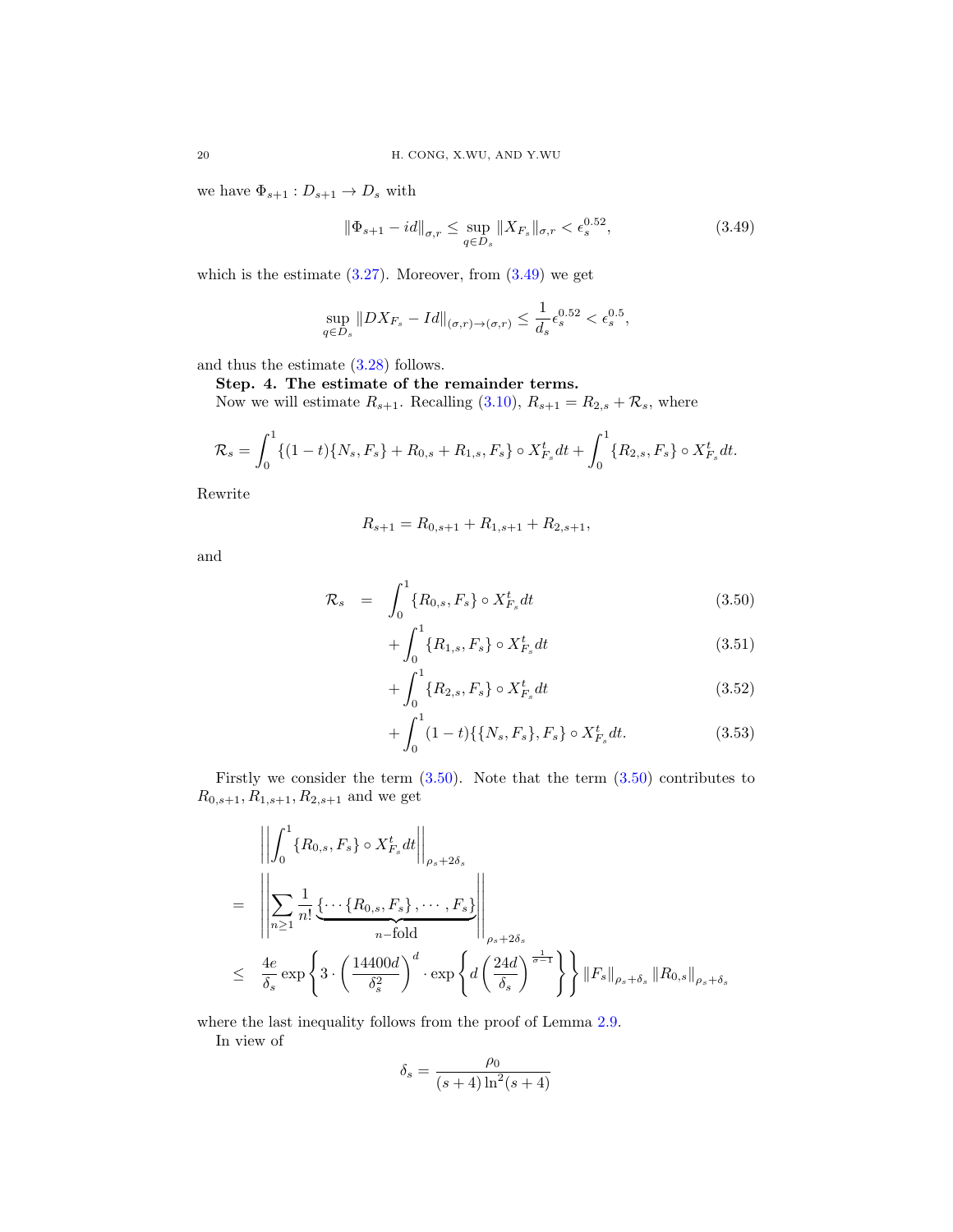we have $\Phi_{s+1}: D_{s+1} \to D_s$ with

$$\|\Phi_{s+1} - id\|_{\sigma,r} \leq \sup_{q \in D_s} \|X_{F_s}\|_{\sigma,r} < \epsilon_s^{0.52}, \tag{3.49}$$

which is the estimate (3.27). Moreover, from (3.49) we get

$$\sup_{q \in D_s} \|DX_{F_s} - Id\|_{(\sigma,r)\to(\sigma,r)} \leq \frac{1}{d_s}\epsilon_s^{0.52} < \epsilon_s^{0.5},$$

and thus the estimate (3.28) follows.

**Step. 4. The estimate of the remainder terms.**

Now we will estimate $R_{s+1}$. Recalling (3.10), $R_{s+1} = R_{2,s} + \mathcal{R}_s$, where

$$\mathcal{R}_s = \int_0^1 \{(1-t)\{N_s, F_s\} + R_{0,s} + R_{1,s}, F_s\} \circ X_{F_s}^t dt + \int_0^1 \{R_{2,s}, F_s\} \circ X_{F_s}^t dt.$$

Rewrite

$$R_{s+1} = R_{0,s+1} + R_{1,s+1} + R_{2,s+1},$$

and

$$\begin{aligned}
\mathcal{R}_s \quad = \quad & \int_0^1 \{R_{0,s}, F_s\} \circ X_{F_s}^t dt & (3.50)\\
& + \int_0^1 \{R_{1,s}, F_s\} \circ X_{F_s}^t dt & (3.51)\\
& + \int_0^1 \{R_{2,s}, F_s\} \circ X_{F_s}^t dt & (3.52)\\
& + \int_0^1 (1-t)\{\{N_s, F_s\}, F_s\} \circ X_{F_s}^t dt. & (3.53)
\end{aligned}$$

Firstly we consider the term (3.50). Note that the term (3.50) contributes to $R_{0,s+1}, R_{1,s+1}, R_{2,s+1}$ and we get

$$\begin{aligned}
& \left|\left|\int_0^1 \{R_{0,s}, F_s\} \circ X_{F_s}^t dt\right|\right|_{\rho_s + 2\delta_s} \\
= & \left|\left|\sum_{n\geq 1} \frac{1}{n!} \underbrace{\{\cdots\{R_{0,s}, F_s\}, \cdots, F_s\}}_{n\text{-fold}}\right|\right|_{\rho_s + 2\delta_s} \\
\leq & \frac{4e}{\delta_s} \exp\left\{3 \cdot \left(\frac{14400d}{\delta_s^2}\right)^d \cdot \exp\left\{d\left(\frac{24d}{\delta_s}\right)^{\frac{1}{\sigma-1}}\right\}\right\} \|F_s\|_{\rho_s+\delta_s} \|R_{0,s}\|_{\rho_s+\delta_s}
\end{aligned}$$

where the last inequality follows from the proof of Lemma 2.9.

In view of

$$\delta_s = \frac{\rho_0}{(s+4)\ln^2(s+4)}$$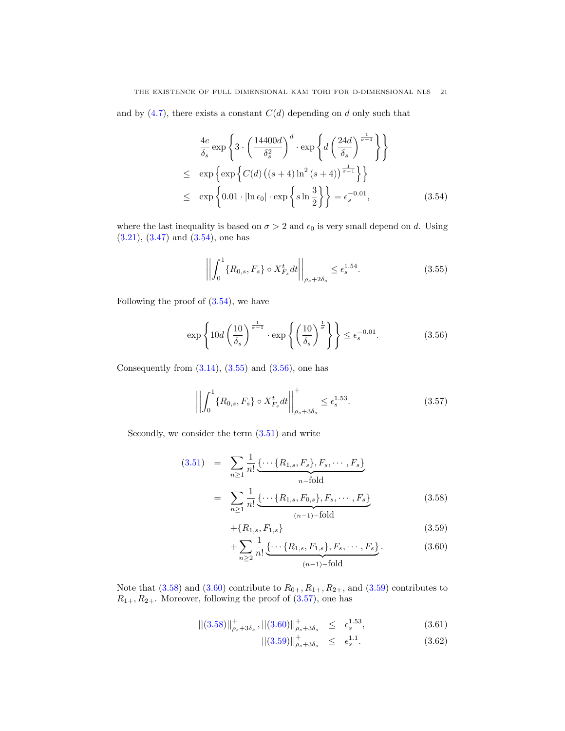and by (4.7), there exists a constant $C(d)$ depending on $d$ only such that

$$
\begin{aligned}
& \frac{4e}{\delta_s}\exp\left\{3\cdot\left(\frac{14400d}{\delta_s^2}\right)^d\cdot\exp\left\{d\left(\frac{24d}{\delta_s}\right)^{\frac{1}{\sigma-1}}\right\}\right\} \\
\leq\ & \exp\left\{\exp\left\{C(d)\left((s+4)\ln^2(s+4)\right)^{\frac{1}{\sigma-1}}\right\}\right\} \\
\leq\ & \exp\left\{0.01\cdot|\ln\epsilon_0|\cdot\exp\left\{s\ln\frac{3}{2}\right\}\right\} = \epsilon_s^{-0.01}, \qquad (3.54)
\end{aligned}
$$

where the last inequality is based on $\sigma>2$ and $\epsilon_0$ is very small depend on $d$. Using (3.21), (3.47) and (3.54), one has

$$
\left|\left|\int_0^1\{R_{0,s},F_s\}\circ X_{F_s}^t dt\right|\right|_{\rho_s+2\delta_s}\leq\epsilon_s^{1.54}. \qquad (3.55)
$$

Following the proof of (3.54), we have

$$
\exp\left\{10d\left(\frac{10}{\delta_s}\right)^{\frac{1}{\sigma-1}}\cdot\exp\left\{\left(\frac{10}{\delta_s}\right)^{\frac{1}{\sigma}}\right\}\right\}\leq\epsilon_s^{-0.01}. \qquad (3.56)
$$

Consequently from (3.14), (3.55) and (3.56), one has

$$
\left|\left|\int_0^1\{R_{0,s},F_s\}\circ X_{F_s}^t dt\right|\right|_{\rho_s+3\delta_s}^{+}\leq\epsilon_s^{1.53}. \qquad (3.57)
$$

Secondly, we consider the term (3.51) and write

$$
\begin{aligned}
(3.51)\ &=\ \sum_{n\geq1}\frac{1}{n!}\underbrace{\{\cdots\{R_{1,s},F_s\},F_s,\cdots,F_s\}}_{n-\text{fold}} \\
&=\ \sum_{n\geq1}\frac{1}{n!}\underbrace{\{\cdots\{R_{1,s},F_{0,s}\},F_s,\cdots,F_s\}}_{(n-1)-\text{fold}} \qquad (3.58)\\
&\quad +\{R_{1,s},F_{1,s}\} \qquad (3.59)\\
&\quad +\sum_{n\geq2}\frac{1}{n!}\underbrace{\{\cdots\{R_{1,s},F_{1,s}\},F_s,\cdots,F_s\}}_{(n-1)-\text{fold}}. \qquad (3.60)
\end{aligned}
$$

Note that (3.58) and (3.60) contribute to $R_{0+},R_{1+},R_{2+}$, and (3.59) contributes to $R_{1+},R_{2+}$. Moreover, following the proof of (3.57), one has

$$
\begin{aligned}
||(3.58)||_{\rho_s+3\delta_s}^{+},\ ||(3.60)||_{\rho_s+3\delta_s}^{+}\ &\leq\ \epsilon_s^{1.53}, \qquad (3.61)\\
||(3.59)||_{\rho_s+3\delta_s}^{+}\ &\leq\ \epsilon_s^{1.1}. \qquad (3.62)
\end{aligned}
$$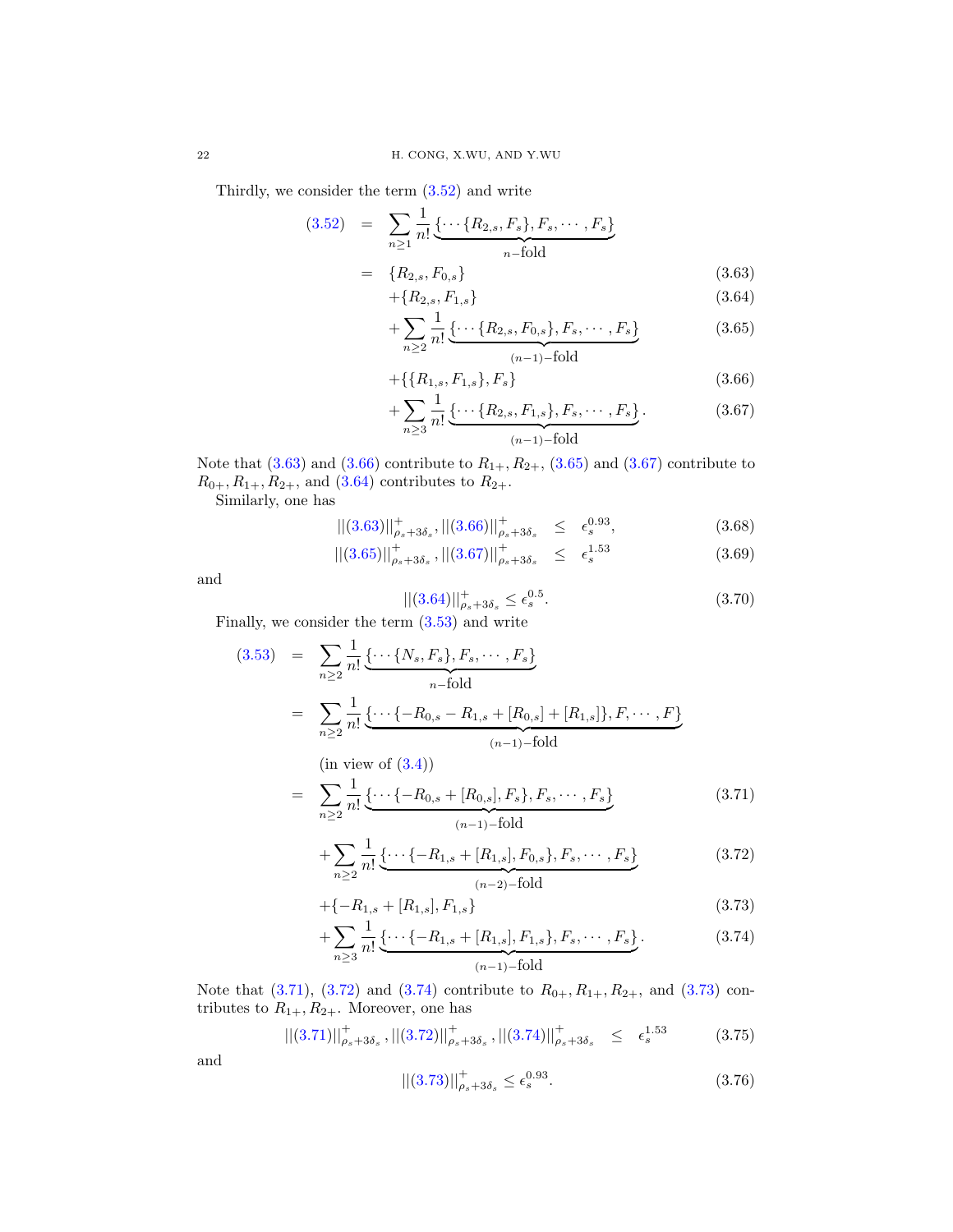Thirdly, we consider the term (3.52) and write

$$
\begin{aligned}
(3.52) \quad &= \sum_{n\geq 1} \frac{1}{n!} \underbrace{\{\cdots\{R_{2,s}, F_s\}, F_s, \cdots, F_s\}}_{n-\text{fold}} \\
&= \{R_{2,s}, F_{0,s}\} && (3.63) \\
&\quad + \{R_{2,s}, F_{1,s}\} && (3.64) \\
&\quad + \sum_{n\geq 2} \frac{1}{n!} \underbrace{\{\cdots\{R_{2,s}, F_{0,s}\}, F_s, \cdots, F_s\}}_{(n-1)-\text{fold}} && (3.65) \\
&\quad + \{\{R_{1,s}, F_{1,s}\}, F_s\} && (3.66) \\
&\quad + \sum_{n\geq 3} \frac{1}{n!} \underbrace{\{\cdots\{R_{2,s}, F_{1,s}\}, F_s, \cdots, F_s\}}_{(n-1)-\text{fold}}. && (3.67)
\end{aligned}
$$

Note that (3.63) and (3.66) contribute to $R_{1+}, R_{2+}$, (3.65) and (3.67) contribute to $R_{0+}, R_{1+}, R_{2+}$, and (3.64) contributes to $R_{2+}$.

Similarly, one has

$$
\begin{aligned}
||(3.63)||^{+}_{\rho_s+3\delta_s}, ||(3.66)||^{+}_{\rho_s+3\delta_s} &\leq \epsilon_s^{0.93}, && (3.68) \\
||(3.65)||^{+}_{\rho_s+3\delta_s}, ||(3.67)||^{+}_{\rho_s+3\delta_s} &\leq \epsilon_s^{1.53} && (3.69)
\end{aligned}
$$

and

$$
||(3.64)||^{+}_{\rho_s+3\delta_s} \leq \epsilon_s^{0.5}. \tag{3.70}
$$

Finally, we consider the term (3.53) and write

$$
\begin{aligned}
(3.53) \quad &= \sum_{n\geq 2} \frac{1}{n!} \underbrace{\{\cdots\{N_s, F_s\}, F_s, \cdots, F_s\}}_{n-\text{fold}} \\
&= \sum_{n\geq 2} \frac{1}{n!} \underbrace{\{\cdots\{-R_{0,s} - R_{1,s} + [R_{0,s}] + [R_{1,s}]\}, F, \cdots, F\}}_{(n-1)-\text{fold}} \\
&\quad \text{(in view of (3.4))} \\
&= \sum_{n\geq 2} \frac{1}{n!} \underbrace{\{\cdots\{-R_{0,s} + [R_{0,s}], F_s\}, F_s, \cdots, F_s\}}_{(n-1)-\text{fold}} && (3.71) \\
&\quad + \sum_{n\geq 2} \frac{1}{n!} \underbrace{\{\cdots\{-R_{1,s} + [R_{1,s}], F_{0,s}\}, F_s, \cdots, F_s\}}_{(n-2)-\text{fold}} && (3.72) \\
&\quad + \{-R_{1,s} + [R_{1,s}], F_{1,s}\} && (3.73) \\
&\quad + \sum_{n\geq 3} \frac{1}{n!} \underbrace{\{\cdots\{-R_{1,s} + [R_{1,s}], F_{1,s}\}, F_s, \cdots, F_s\}}_{(n-1)-\text{fold}}. && (3.74)
\end{aligned}
$$

Note that (3.71), (3.72) and (3.74) contribute to $R_{0+}, R_{1+}, R_{2+}$, and (3.73) contributes to $R_{1+}, R_{2+}$. Moreover, one has

$$
||(3.71)||^{+}_{\rho_s+3\delta_s}, ||(3.72)||^{+}_{\rho_s+3\delta_s}, ||(3.74)||^{+}_{\rho_s+3\delta_s} \leq \epsilon_s^{1.53} \tag{3.75}
$$

and

$$
||(3.73)||^{+}_{\rho_s+3\delta_s} \leq \epsilon_s^{0.93}. \tag{3.76}
$$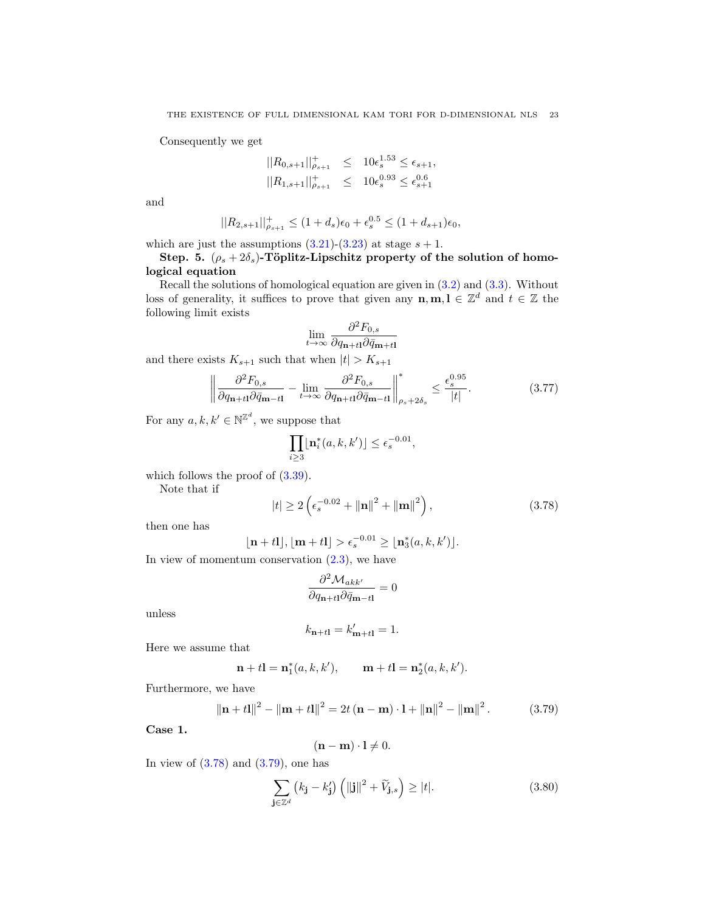Consequently we get

$$
\begin{aligned}
||R_{0,s+1}||^{+}_{\rho_{s+1}} &\leq 10\epsilon_s^{1.53} \leq \epsilon_{s+1},\\
||R_{1,s+1}||^{+}_{\rho_{s+1}} &\leq 10\epsilon_s^{0.93} \leq \epsilon_{s+1}^{0.6}
\end{aligned}
$$

and

$$
||R_{2,s+1}||^{+}_{\rho_{s+1}} \leq (1+d_s)\epsilon_0 + \epsilon_s^{0.5} \leq (1+d_{s+1})\epsilon_0,
$$

which are just the assumptions (3.21)-(3.23) at stage $s+1$.

**Step. 5. $(\rho_s + 2\delta_s)$-Töplitz-Lipschitz property of the solution of homological equation**

Recall the solutions of homological equation are given in (3.2) and (3.3). Without loss of generality, it suffices to prove that given any $\mathbf{n}, \mathbf{m}, \mathbf{l} \in \mathbb{Z}^d$ and $t \in \mathbb{Z}$ the following limit exists

$$
\lim_{t\to\infty} \frac{\partial^2 F_{0,s}}{\partial q_{\mathbf{n}+t\mathbf{l}} \partial \bar{q}_{\mathbf{m}+t\mathbf{l}}}
$$

and there exists $K_{s+1}$ such that when $|t| > K_{s+1}$

$$
\left\| \frac{\partial^2 F_{0,s}}{\partial q_{\mathbf{n}+t\mathbf{l}} \partial \bar{q}_{\mathbf{m}-t\mathbf{l}}} - \lim_{t\to\infty} \frac{\partial^2 F_{0,s}}{\partial q_{\mathbf{n}+t\mathbf{l}} \partial \bar{q}_{\mathbf{m}-t\mathbf{l}}} \right\|^{*}_{\rho_s + 2\delta_s} \leq \frac{\epsilon_s^{0.95}}{|t|}. \tag{3.77}
$$

For any $a, k, k' \in \mathbb{N}^{\mathbb{Z}^d}$, we suppose that

$$
\prod_{i\geq 3} \lfloor \mathbf{n}_i^*(a,k,k') \rfloor \leq \epsilon_s^{-0.01},
$$

which follows the proof of (3.39).

Note that if

$$
|t| \geq 2\left(\epsilon_s^{-0.02} + \|\mathbf{n}\|^2 + \|\mathbf{m}\|^2\right), \tag{3.78}
$$

then one has

$$
\lfloor \mathbf{n} + t\mathbf{l} \rfloor, \lfloor \mathbf{m} + t\mathbf{l} \rfloor > \epsilon_s^{-0.01} \geq \lfloor \mathbf{n}_3^*(a,k,k') \rfloor.
$$

In view of momentum conservation (2.3), we have

$$
\frac{\partial^2 \mathcal{M}_{akk'}}{\partial q_{\mathbf{n}+t\mathbf{l}} \partial \bar{q}_{\mathbf{m}-t\mathbf{l}}} = 0
$$

unless

$$
k_{\mathbf{n}+t\mathbf{l}} = k'_{\mathbf{m}+t\mathbf{l}} = 1.
$$

Here we assume that

$$
\mathbf{n} + t\mathbf{l} = \mathbf{n}_1^*(a,k,k'), \qquad \mathbf{m} + t\mathbf{l} = \mathbf{n}_2^*(a,k,k').
$$

Furthermore, we have

$$
\|\mathbf{n} + t\mathbf{l}\|^2 - \|\mathbf{m} + t\mathbf{l}\|^2 = 2t(\mathbf{n} - \mathbf{m}) \cdot \mathbf{l} + \|\mathbf{n}\|^2 - \|\mathbf{m}\|^2. \tag{3.79}
$$

**Case 1.**

$$
(\mathbf{n} - \mathbf{m}) \cdot \mathbf{l} \neq 0.
$$

In view of (3.78) and (3.79), one has

$$
\sum_{\mathbf{j}\in\mathbb{Z}^d} \left(k_{\mathbf{j}} - k'_{\mathbf{j}}\right)\left(\|\mathbf{j}\|^2 + \widetilde{V}_{\mathbf{j},s}\right) \geq |t|. \tag{3.80}
$$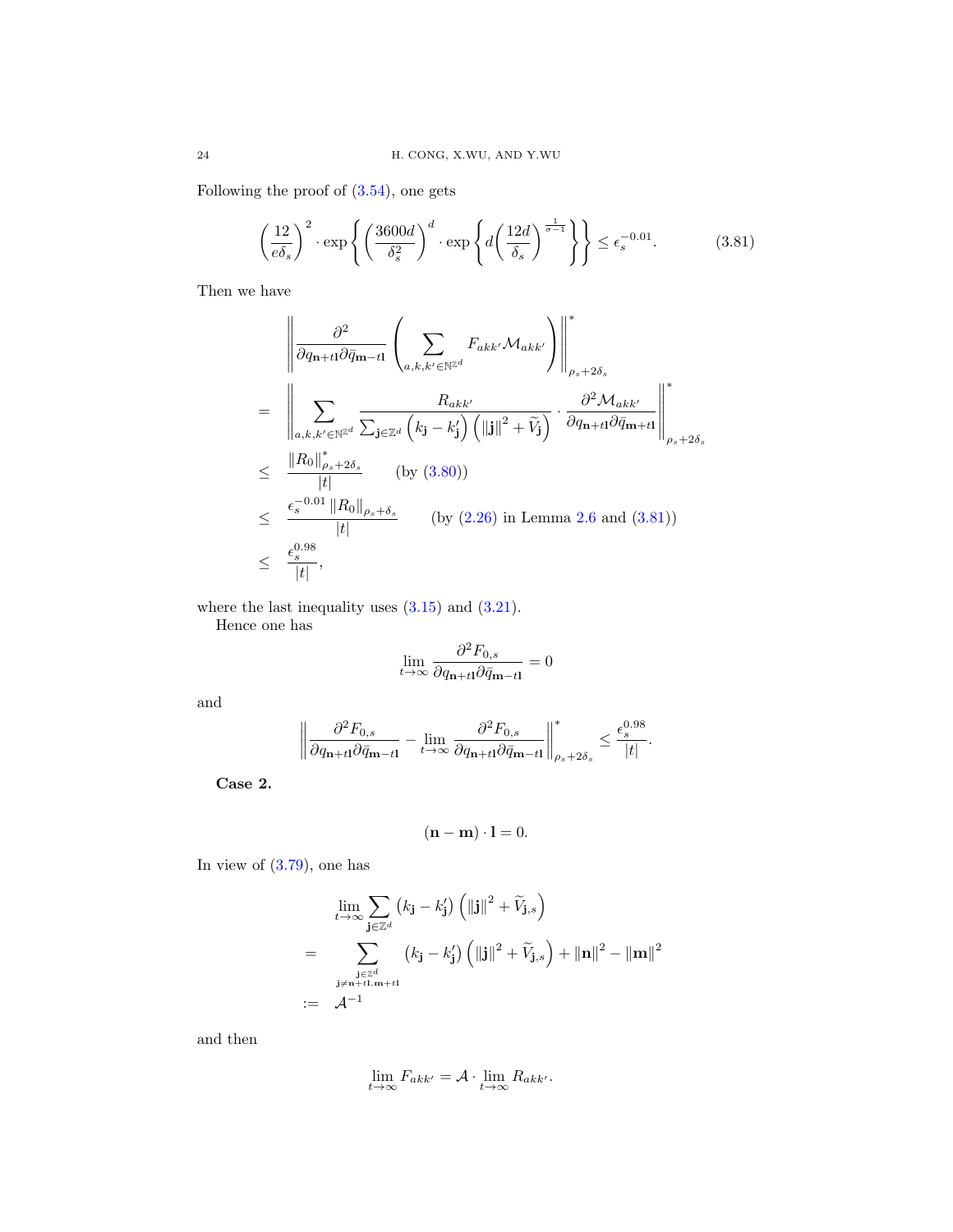Following the proof of (3.54), one gets

$$\left(\frac{12}{e\delta_s}\right)^2 \cdot \exp\left\{\left(\frac{3600d}{\delta_s^2}\right)^d \cdot \exp\left\{d\left(\frac{12d}{\delta_s}\right)^{\frac{1}{\sigma-1}}\right\}\right\} \leq \epsilon_s^{-0.01}. \tag{3.81}$$

Then we have

$$\begin{aligned}
&\left\|\frac{\partial^2}{\partial q_{\mathbf{n}+t\mathbf{l}}\partial \bar{q}_{\mathbf{m}-t\mathbf{l}}}\left(\sum_{a,k,k'\in\mathbb{N}^{\mathbb{Z}^d}} F_{akk'}\mathcal{M}_{akk'}\right)\right\|^*_{\rho_s+2\delta_s} \\
= &\left\|\sum_{a,k,k'\in\mathbb{N}^{\mathbb{Z}^d}} \frac{R_{akk'}}{\sum_{\mathbf{j}\in\mathbb{Z}^d}\left(k_{\mathbf{j}}-k'_{\mathbf{j}}\right)\left(\|\mathbf{j}\|^2+\widetilde{V}_{\mathbf{j}}\right)} \cdot \frac{\partial^2 \mathcal{M}_{akk'}}{\partial q_{\mathbf{n}+t\mathbf{l}}\partial \bar{q}_{\mathbf{m}+t\mathbf{l}}}\right\|^*_{\rho_s+2\delta_s} \\
\leq &\ \frac{\|R_0\|^*_{\rho_s+2\delta_s}}{|t|} \qquad (\text{by } (3.80)) \\
\leq &\ \frac{\epsilon_s^{-0.01}\|R_0\|_{\rho_s+\delta_s}}{|t|} \qquad (\text{by (2.26) in Lemma 2.6 and (3.81)}) \\
\leq &\ \frac{\epsilon_s^{0.98}}{|t|},
\end{aligned}$$

where the last inequality uses (3.15) and (3.21).

Hence one has

$$\lim_{t\to\infty}\frac{\partial^2 F_{0,s}}{\partial q_{\mathbf{n}+t\mathbf{l}}\partial \bar{q}_{\mathbf{m}-t\mathbf{l}}} = 0$$

and

$$\left\|\frac{\partial^2 F_{0,s}}{\partial q_{\mathbf{n}+t\mathbf{l}}\partial \bar{q}_{\mathbf{m}-t\mathbf{l}}} - \lim_{t\to\infty}\frac{\partial^2 F_{0,s}}{\partial q_{\mathbf{n}+t\mathbf{l}}\partial \bar{q}_{\mathbf{m}-t\mathbf{l}}}\right\|^*_{\rho_s+2\delta_s} \leq \frac{\epsilon_s^{0.98}}{|t|}.$$

**Case 2.**

$$(\mathbf{n}-\mathbf{m})\cdot\mathbf{l} = 0.$$

In view of (3.79), one has

$$\begin{aligned}
&\lim_{t\to\infty}\sum_{\mathbf{j}\in\mathbb{Z}^d}\left(k_{\mathbf{j}}-k'_{\mathbf{j}}\right)\left(\|\mathbf{j}\|^2+\widetilde{V}_{\mathbf{j},s}\right) \\
= &\sum_{\substack{\mathbf{j}\in\mathbb{Z}^d\\ \mathbf{j}\neq\mathbf{n}+t\mathbf{l},\mathbf{m}+t\mathbf{l}}}\left(k_{\mathbf{j}}-k'_{\mathbf{j}}\right)\left(\|\mathbf{j}\|^2+\widetilde{V}_{\mathbf{j},s}\right)+\|\mathbf{n}\|^2-\|\mathbf{m}\|^2 \\
:= &\ \mathcal{A}^{-1}
\end{aligned}$$

and then

$$\lim_{t\to\infty}F_{akk'} = \mathcal{A}\cdot\lim_{t\to\infty}R_{akk'}.$$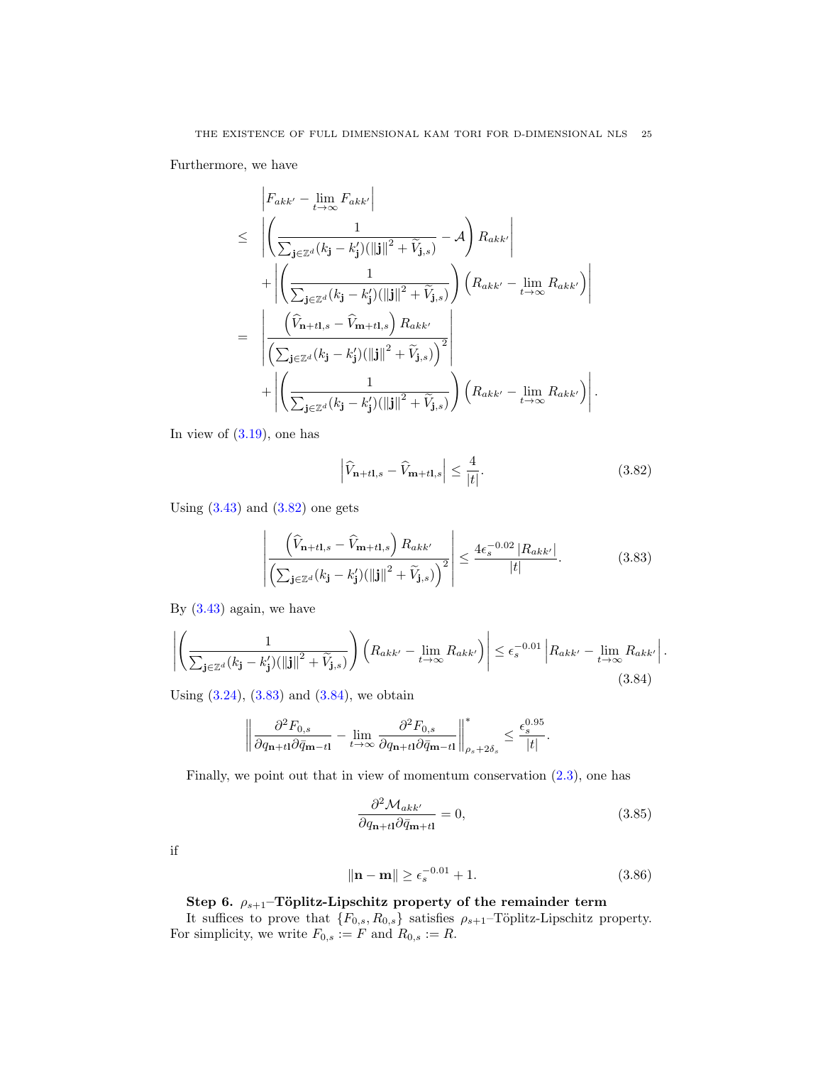Furthermore, we have

$$
\begin{aligned}
& \left| F_{akk'} - \lim_{t\to\infty} F_{akk'} \right| \\
\leq & \left| \left( \frac{1}{\sum_{\mathbf{j}\in\mathbb{Z}^d}(k_{\mathbf{j}} - k'_{\mathbf{j}})(\|\mathbf{j}\|^2 + \widetilde{V}_{\mathbf{j},s})} - \mathcal{A} \right) R_{akk'} \right| \\
& + \left| \left( \frac{1}{\sum_{\mathbf{j}\in\mathbb{Z}^d}(k_{\mathbf{j}} - k'_{\mathbf{j}})(\|\mathbf{j}\|^2 + \widetilde{V}_{\mathbf{j},s})} \right) \left( R_{akk'} - \lim_{t\to\infty} R_{akk'} \right) \right| \\
= & \left| \frac{\left( \widehat{V}_{\mathbf{n}+t\mathbf{l},s} - \widehat{V}_{\mathbf{m}+t\mathbf{l},s} \right) R_{akk'}}{\left( \sum_{\mathbf{j}\in\mathbb{Z}^d}(k_{\mathbf{j}} - k'_{\mathbf{j}})(\|\mathbf{j}\|^2 + \widetilde{V}_{\mathbf{j},s}) \right)^2} \right| \\
& + \left| \left( \frac{1}{\sum_{\mathbf{j}\in\mathbb{Z}^d}(k_{\mathbf{j}} - k'_{\mathbf{j}})(\|\mathbf{j}\|^2 + \widetilde{V}_{\mathbf{j},s})} \right) \left( R_{akk'} - \lim_{t\to\infty} R_{akk'} \right) \right|.
\end{aligned}
$$

In view of (3.19), one has

$$
\left| \widehat{V}_{\mathbf{n}+t\mathbf{l},s} - \widehat{V}_{\mathbf{m}+t\mathbf{l},s} \right| \leq \frac{4}{|t|}. \tag{3.82}
$$

Using (3.43) and (3.82) one gets

$$
\left| \frac{\left( \widehat{V}_{\mathbf{n}+t\mathbf{l},s} - \widehat{V}_{\mathbf{m}+t\mathbf{l},s} \right) R_{akk'}}{\left( \sum_{\mathbf{j}\in\mathbb{Z}^d}(k_{\mathbf{j}} - k'_{\mathbf{j}})(\|\mathbf{j}\|^2 + \widetilde{V}_{\mathbf{j},s}) \right)^2} \right| \leq \frac{4\epsilon_s^{-0.02} |R_{akk'}|}{|t|}. \tag{3.83}
$$

By (3.43) again, we have

$$
\left| \left( \frac{1}{\sum_{\mathbf{j}\in\mathbb{Z}^d}(k_{\mathbf{j}} - k'_{\mathbf{j}})(\|\mathbf{j}\|^2 + \widetilde{V}_{\mathbf{j},s})} \right) \left( R_{akk'} - \lim_{t\to\infty} R_{akk'} \right) \right| \leq \epsilon_s^{-0.01} \left| R_{akk'} - \lim_{t\to\infty} R_{akk'} \right|. \tag{3.84}
$$

Using (3.24), (3.83) and (3.84), we obtain

$$
\left\| \frac{\partial^2 F_{0,s}}{\partial q_{\mathbf{n}+t\mathbf{l}} \partial \bar{q}_{\mathbf{m}-t\mathbf{l}}} - \lim_{t\to\infty} \frac{\partial^2 F_{0,s}}{\partial q_{\mathbf{n}+t\mathbf{l}} \partial \bar{q}_{\mathbf{m}-t\mathbf{l}}} \right\|^*_{\rho_s+2\delta_s} \leq \frac{\epsilon_s^{0.95}}{|t|}.
$$

Finally, we point out that in view of momentum conservation (2.3), one has

$$
\frac{\partial^2 \mathcal{M}_{akk'}}{\partial q_{\mathbf{n}+t\mathbf{l}} \partial \bar{q}_{\mathbf{m}+t\mathbf{l}}} = 0, \tag{3.85}
$$

if

$$
\|\mathbf{n} - \mathbf{m}\| \geq \epsilon_s^{-0.01} + 1. \tag{3.86}
$$

**Step 6. $\rho_{s+1}$–Töplitz-Lipschitz property of the remainder term**

It suffices to prove that $\{F_{0,s}, R_{0,s}\}$ satisfies $\rho_{s+1}$–Töplitz-Lipschitz property. For simplicity, we write $F_{0,s} := F$ and $R_{0,s} := R$.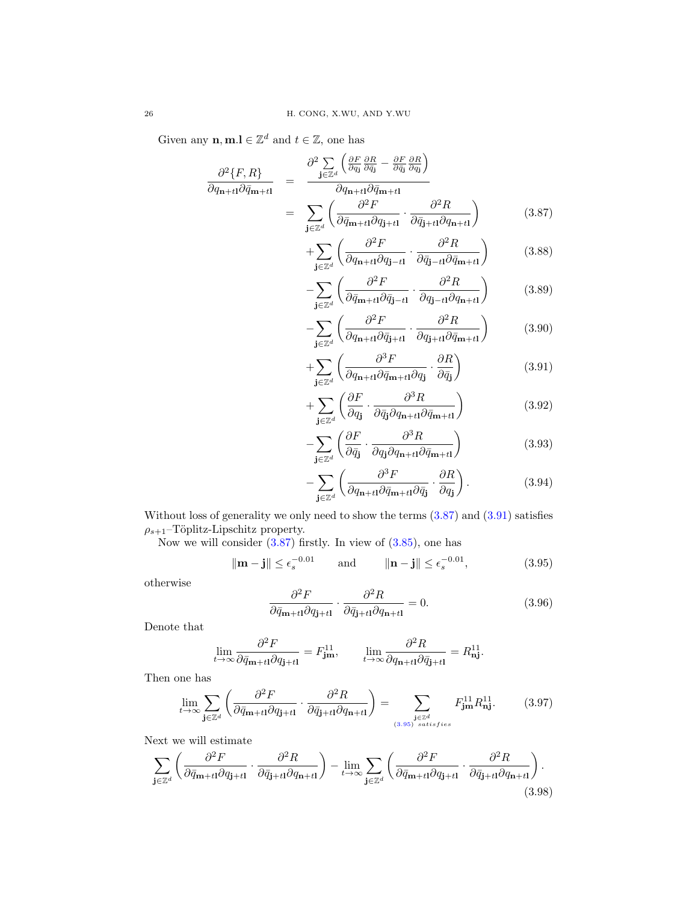Given any $\mathbf{n}, \mathbf{m}.\mathbf{l} \in \mathbb{Z}^d$ and $t \in \mathbb{Z}$, one has

$$
\begin{aligned}
\frac{\partial^2 \{F,R\}}{\partial q_{\mathbf{n}+t\mathbf{l}} \partial \bar{q}_{\mathbf{m}+t\mathbf{l}}} &= \frac{\partial^2 \sum_{\mathbf{j}\in\mathbb{Z}^d} \left( \frac{\partial F}{\partial q_{\mathbf{j}}} \frac{\partial R}{\partial \bar{q}_{\mathbf{j}}} - \frac{\partial F}{\partial \bar{q}_{\mathbf{j}}} \frac{\partial R}{\partial q_{\mathbf{j}}} \right)}{\partial q_{\mathbf{n}+t\mathbf{l}} \partial \bar{q}_{\mathbf{m}+t\mathbf{l}}} \\
&= \sum_{\mathbf{j}\in\mathbb{Z}^d} \left( \frac{\partial^2 F}{\partial \bar{q}_{\mathbf{m}+t\mathbf{l}} \partial q_{\mathbf{j}+t\mathbf{l}}} \cdot \frac{\partial^2 R}{\partial \bar{q}_{\mathbf{j}+t\mathbf{l}} \partial q_{\mathbf{n}+t\mathbf{l}}} \right) \qquad (3.87) \\
&\quad + \sum_{\mathbf{j}\in\mathbb{Z}^d} \left( \frac{\partial^2 F}{\partial q_{\mathbf{n}+t\mathbf{l}} \partial q_{\mathbf{j}-t\mathbf{l}}} \cdot \frac{\partial^2 R}{\partial \bar{q}_{\mathbf{j}-t\mathbf{l}} \partial \bar{q}_{\mathbf{m}+t\mathbf{l}}} \right) \qquad (3.88) \\
&\quad - \sum_{\mathbf{j}\in\mathbb{Z}^d} \left( \frac{\partial^2 F}{\partial \bar{q}_{\mathbf{m}+t\mathbf{l}} \partial \bar{q}_{\mathbf{j}-t\mathbf{l}}} \cdot \frac{\partial^2 R}{\partial q_{\mathbf{j}-t\mathbf{l}} \partial q_{\mathbf{n}+t\mathbf{l}}} \right) \qquad (3.89) \\
&\quad - \sum_{\mathbf{j}\in\mathbb{Z}^d} \left( \frac{\partial^2 F}{\partial q_{\mathbf{n}+t\mathbf{l}} \partial \bar{q}_{\mathbf{j}+t\mathbf{l}}} \cdot \frac{\partial^2 R}{\partial q_{\mathbf{j}+t\mathbf{l}} \partial \bar{q}_{\mathbf{m}+t\mathbf{l}}} \right) \qquad (3.90) \\
&\quad + \sum_{\mathbf{j}\in\mathbb{Z}^d} \left( \frac{\partial^3 F}{\partial q_{\mathbf{n}+t\mathbf{l}} \partial \bar{q}_{\mathbf{m}+t\mathbf{l}} \partial q_{\mathbf{j}}} \cdot \frac{\partial R}{\partial \bar{q}_{\mathbf{j}}} \right) \qquad (3.91) \\
&\quad + \sum_{\mathbf{j}\in\mathbb{Z}^d} \left( \frac{\partial F}{\partial q_{\mathbf{j}}} \cdot \frac{\partial^3 R}{\partial \bar{q}_{\mathbf{j}} \partial q_{\mathbf{n}+t\mathbf{l}} \partial \bar{q}_{\mathbf{m}+t\mathbf{l}}} \right) \qquad (3.92) \\
&\quad - \sum_{\mathbf{j}\in\mathbb{Z}^d} \left( \frac{\partial F}{\partial \bar{q}_{\mathbf{j}}} \cdot \frac{\partial^3 R}{\partial q_{\mathbf{j}} \partial q_{\mathbf{n}+t\mathbf{l}} \partial \bar{q}_{\mathbf{m}+t\mathbf{l}}} \right) \qquad (3.93) \\
&\quad - \sum_{\mathbf{j}\in\mathbb{Z}^d} \left( \frac{\partial^3 F}{\partial q_{\mathbf{n}+t\mathbf{l}} \partial \bar{q}_{\mathbf{m}+t\mathbf{l}} \partial \bar{q}_{\mathbf{j}}} \cdot \frac{\partial R}{\partial q_{\mathbf{j}}} \right). \qquad (3.94)
\end{aligned}
$$

Without loss of generality we only need to show the terms (3.87) and (3.91) satisfies $\rho_{s+1}$–Töplitz-Lipschitz property.

Now we will consider (3.87) firstly. In view of (3.85), one has

$$
\|\mathbf{m}-\mathbf{j}\| \le \epsilon_s^{-0.01} \qquad \text{and} \qquad \|\mathbf{n}-\mathbf{j}\| \le \epsilon_s^{-0.01}, \tag{3.95}
$$

otherwise

$$
\frac{\partial^2 F}{\partial \bar{q}_{\mathbf{m}+t\mathbf{l}} \partial q_{\mathbf{j}+t\mathbf{l}}} \cdot \frac{\partial^2 R}{\partial \bar{q}_{\mathbf{j}+t\mathbf{l}} \partial q_{\mathbf{n}+t\mathbf{l}}} = 0. \tag{3.96}
$$

Denote that

$$
\lim_{t\to\infty} \frac{\partial^2 F}{\partial \bar{q}_{\mathbf{m}+t\mathbf{l}} \partial q_{\mathbf{j}+t\mathbf{l}}} = F^{11}_{\mathbf{jm}}, \qquad \lim_{t\to\infty} \frac{\partial^2 R}{\partial q_{\mathbf{n}+t\mathbf{l}} \partial \bar{q}_{\mathbf{j}+t\mathbf{l}}} = R^{11}_{\mathbf{nj}}.
$$

Then one has

$$
\lim_{t\to\infty} \sum_{\mathbf{j}\in\mathbb{Z}^d} \left( \frac{\partial^2 F}{\partial \bar{q}_{\mathbf{m}+t\mathbf{l}} \partial q_{\mathbf{j}+t\mathbf{l}}} \cdot \frac{\partial^2 R}{\partial \bar{q}_{\mathbf{j}+t\mathbf{l}} \partial q_{\mathbf{n}+t\mathbf{l}}} \right) = \sum_{\substack{\mathbf{j}\in\mathbb{Z}^d \\ (3.95)\ satisfies}} F^{11}_{\mathbf{jm}} R^{11}_{\mathbf{nj}}. \tag{3.97}
$$

Next we will estimate

$$
\sum_{\mathbf{j}\in\mathbb{Z}^d} \left( \frac{\partial^2 F}{\partial \bar{q}_{\mathbf{m}+t\mathbf{l}} \partial q_{\mathbf{j}+t\mathbf{l}}} \cdot \frac{\partial^2 R}{\partial \bar{q}_{\mathbf{j}+t\mathbf{l}} \partial q_{\mathbf{n}+t\mathbf{l}}} \right) - \lim_{t\to\infty} \sum_{\mathbf{j}\in\mathbb{Z}^d} \left( \frac{\partial^2 F}{\partial \bar{q}_{\mathbf{m}+t\mathbf{l}} \partial q_{\mathbf{j}+t\mathbf{l}}} \cdot \frac{\partial^2 R}{\partial \bar{q}_{\mathbf{j}+t\mathbf{l}} \partial q_{\mathbf{n}+t\mathbf{l}}} \right). \tag{3.98}
$$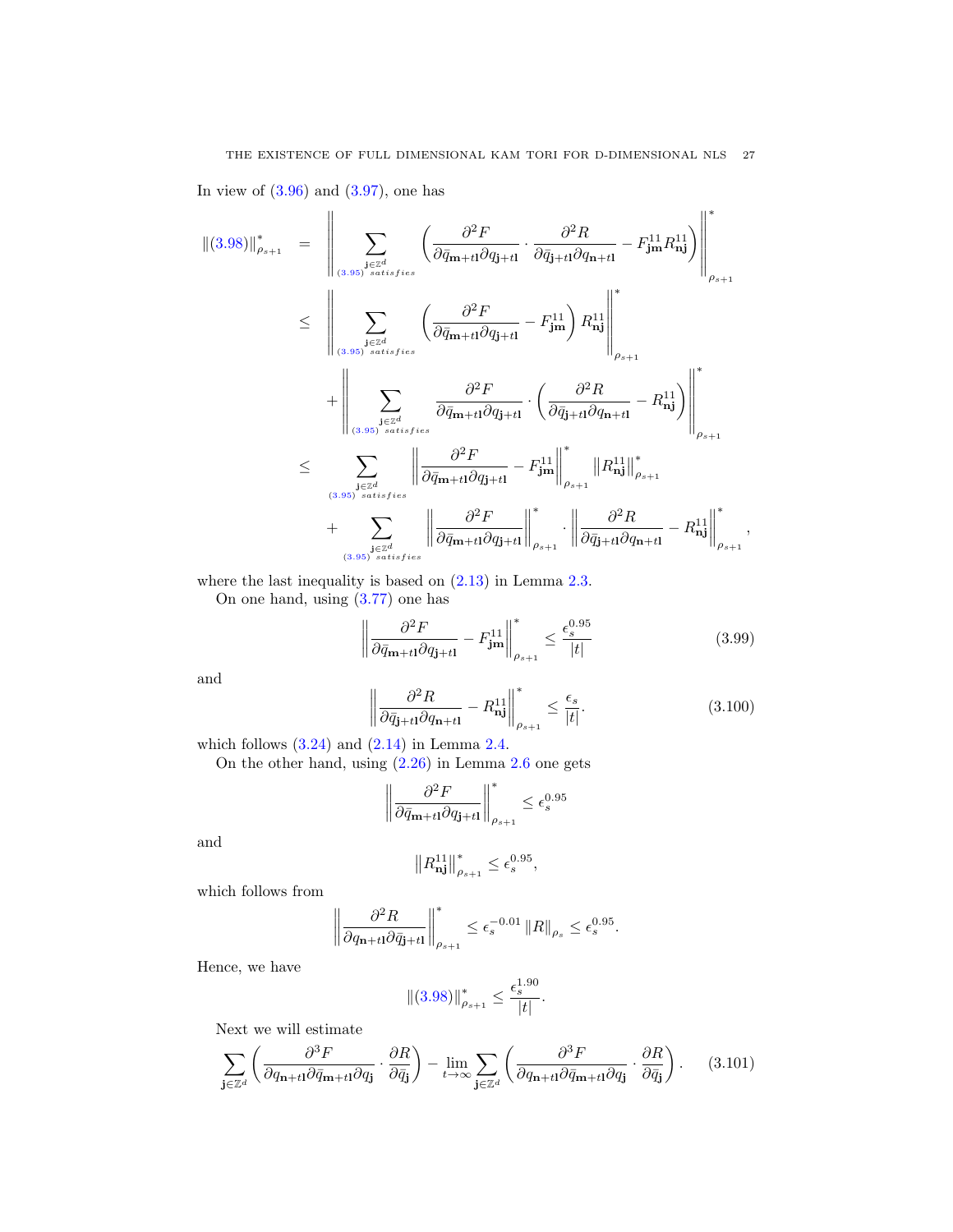In view of (3.96) and (3.97), one has

$$
\begin{aligned}
\|(3.98)\|^*_{\rho_{s+1}} &= \left\| \sum_{\substack{\mathbf{j}\in\mathbb{Z}^d \\ (3.95)\ satisfies}} \left( \frac{\partial^2 F}{\partial \bar{q}_{\mathbf{m}+t\mathbf{l}} \partial q_{\mathbf{j}+t\mathbf{l}}} \cdot \frac{\partial^2 R}{\partial \bar{q}_{\mathbf{j}+t\mathbf{l}} \partial q_{\mathbf{n}+t\mathbf{l}}} - F^{11}_{\mathbf{jm}} R^{11}_{\mathbf{nj}} \right) \right\|^*_{\rho_{s+1}} \\
&\le \left\| \sum_{\substack{\mathbf{j}\in\mathbb{Z}^d \\ (3.95)\ satisfies}} \left( \frac{\partial^2 F}{\partial \bar{q}_{\mathbf{m}+t\mathbf{l}} \partial q_{\mathbf{j}+t\mathbf{l}}} - F^{11}_{\mathbf{jm}} \right) R^{11}_{\mathbf{nj}} \right\|^*_{\rho_{s+1}} \\
&\quad + \left\| \sum_{\substack{\mathbf{j}\in\mathbb{Z}^d \\ (3.95)\ satisfies}} \frac{\partial^2 F}{\partial \bar{q}_{\mathbf{m}+t\mathbf{l}} \partial q_{\mathbf{j}+t\mathbf{l}}} \cdot \left( \frac{\partial^2 R}{\partial \bar{q}_{\mathbf{j}+t\mathbf{l}} \partial q_{\mathbf{n}+t\mathbf{l}}} - R^{11}_{\mathbf{nj}} \right) \right\|^*_{\rho_{s+1}} \\
&\le \sum_{\substack{\mathbf{j}\in\mathbb{Z}^d \\ (3.95)\ satisfies}} \left\| \frac{\partial^2 F}{\partial \bar{q}_{\mathbf{m}+t\mathbf{l}} \partial q_{\mathbf{j}+t\mathbf{l}}} - F^{11}_{\mathbf{jm}} \right\|^*_{\rho_{s+1}} \left\| R^{11}_{\mathbf{nj}} \right\|^*_{\rho_{s+1}} \\
&\quad + \sum_{\substack{\mathbf{j}\in\mathbb{Z}^d \\ (3.95)\ satisfies}} \left\| \frac{\partial^2 F}{\partial \bar{q}_{\mathbf{m}+t\mathbf{l}} \partial q_{\mathbf{j}+t\mathbf{l}}} \right\|^*_{\rho_{s+1}} \cdot \left\| \frac{\partial^2 R}{\partial \bar{q}_{\mathbf{j}+t\mathbf{l}} \partial q_{\mathbf{n}+t\mathbf{l}}} - R^{11}_{\mathbf{nj}} \right\|^*_{\rho_{s+1}},
\end{aligned}
$$

where the last inequality is based on (2.13) in Lemma 2.3.

On one hand, using (3.77) one has

$$
\left\| \frac{\partial^2 F}{\partial \bar{q}_{\mathbf{m}+t\mathbf{l}} \partial q_{\mathbf{j}+t\mathbf{l}}} - F^{11}_{\mathbf{jm}} \right\|^*_{\rho_{s+1}} \le \frac{\epsilon_s^{0.95}}{|t|} \tag{3.99}
$$

and

$$
\left\| \frac{\partial^2 R}{\partial \bar{q}_{\mathbf{j}+t\mathbf{l}} \partial q_{\mathbf{n}+t\mathbf{l}}} - R^{11}_{\mathbf{nj}} \right\|^*_{\rho_{s+1}} \le \frac{\epsilon_s}{|t|}. \tag{3.100}
$$

which follows (3.24) and (2.14) in Lemma 2.4.

On the other hand, using (2.26) in Lemma 2.6 one gets

$$
\left\| \frac{\partial^2 F}{\partial \bar{q}_{\mathbf{m}+t\mathbf{l}} \partial q_{\mathbf{j}+t\mathbf{l}}} \right\|^*_{\rho_{s+1}} \le \epsilon_s^{0.95}
$$

and

$$
\left\| R^{11}_{\mathbf{nj}} \right\|^*_{\rho_{s+1}} \le \epsilon_s^{0.95},
$$

which follows from

$$
\left\| \frac{\partial^2 R}{\partial q_{\mathbf{n}+t\mathbf{l}} \partial \bar{q}_{\mathbf{j}+t\mathbf{l}}} \right\|^*_{\rho_{s+1}} \le \epsilon_s^{-0.01} \|R\|_{\rho_s} \le \epsilon_s^{0.95}.
$$

Hence, we have

$$
\|(3.98)\|^*_{\rho_{s+1}} \le \frac{\epsilon_s^{1.90}}{|t|}.
$$

Next we will estimate

$$
\sum_{\mathbf{j}\in\mathbb{Z}^d} \left( \frac{\partial^3 F}{\partial q_{\mathbf{n}+t\mathbf{l}} \partial \bar{q}_{\mathbf{m}+t\mathbf{l}} \partial q_{\mathbf{j}}} \cdot \frac{\partial R}{\partial \bar{q}_{\mathbf{j}}} \right) - \lim_{t\to\infty} \sum_{\mathbf{j}\in\mathbb{Z}^d} \left( \frac{\partial^3 F}{\partial q_{\mathbf{n}+t\mathbf{l}} \partial \bar{q}_{\mathbf{m}+t\mathbf{l}} \partial q_{\mathbf{j}}} \cdot \frac{\partial R}{\partial \bar{q}_{\mathbf{j}}} \right). \tag{3.101}
$$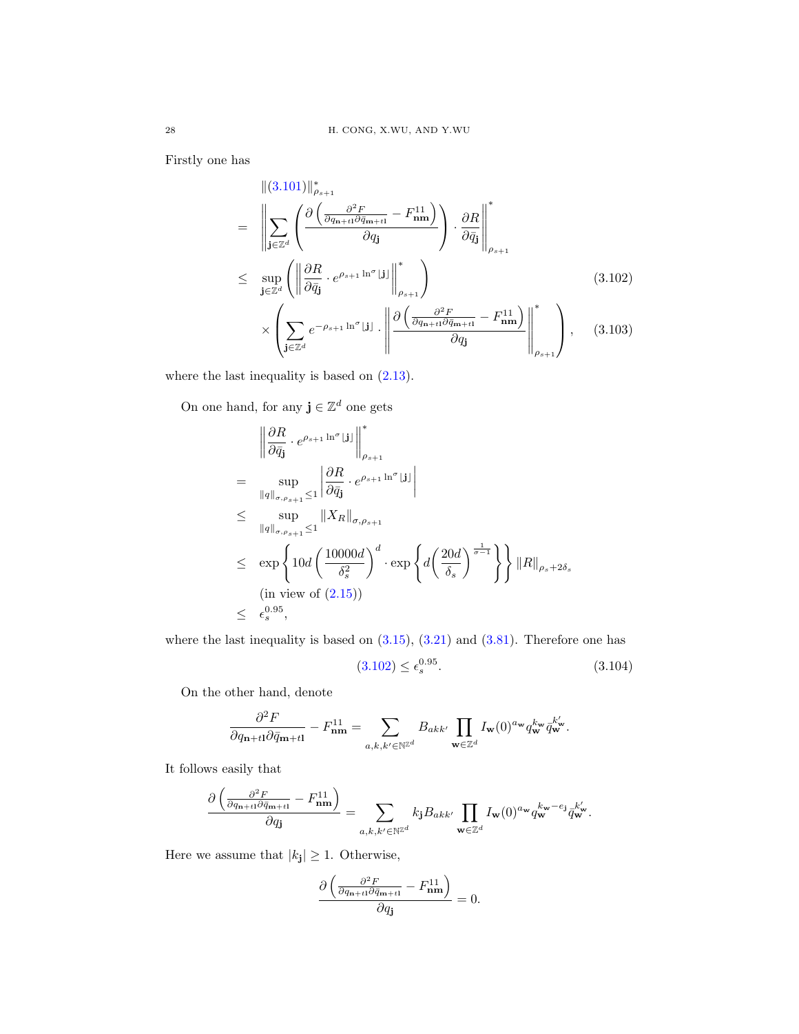Firstly one has

$$
\begin{aligned}
&\|(3.101)\|^*_{\rho_{s+1}}\\
=\ & \left\|\sum_{\mathbf{j}\in\mathbb{Z}^d}\left(\frac{\partial\left(\frac{\partial^2 F}{\partial q_{\mathbf{n}+t\mathbf{l}}\partial \bar{q}_{\mathbf{m}+t\mathbf{l}}}-F^{11}_{\mathbf{nm}}\right)}{\partial q_{\mathbf{j}}}\right)\cdot\frac{\partial R}{\partial \bar{q}_{\mathbf{j}}}\right\|^*_{\rho_{s+1}}\\
\leq\ & \sup_{\mathbf{j}\in\mathbb{Z}^d}\left(\left\|\frac{\partial R}{\partial \bar{q}_{\mathbf{j}}}\cdot e^{\rho_{s+1}\ln^\sigma\lfloor\mathbf{j}\rfloor}\right\|^*_{\rho_{s+1}}\right) \qquad (3.102)\\
&\times\left(\sum_{\mathbf{j}\in\mathbb{Z}^d}e^{-\rho_{s+1}\ln^\sigma\lfloor\mathbf{j}\rfloor}\cdot\left\|\frac{\partial\left(\frac{\partial^2 F}{\partial q_{\mathbf{n}+t\mathbf{l}}\partial \bar{q}_{\mathbf{m}+t\mathbf{l}}}-F^{11}_{\mathbf{nm}}\right)}{\partial q_{\mathbf{j}}}\right\|^*_{\rho_{s+1}}\right), \qquad (3.103)
\end{aligned}
$$

where the last inequality is based on (2.13).

On one hand, for any $\mathbf{j}\in\mathbb{Z}^d$ one gets

$$
\begin{aligned}
&\left\|\frac{\partial R}{\partial \bar{q}_{\mathbf{j}}}\cdot e^{\rho_{s+1}\ln^\sigma\lfloor\mathbf{j}\rfloor}\right\|^*_{\rho_{s+1}}\\
=\ & \sup_{\|q\|_{\sigma,\rho_{s+1}}\leq 1}\left|\frac{\partial R}{\partial \bar{q}_{\mathbf{j}}}\cdot e^{\rho_{s+1}\ln^\sigma\lfloor\mathbf{j}\rfloor}\right|\\
\leq\ & \sup_{\|q\|_{\sigma,\rho_{s+1}}\leq 1}\|X_R\|_{\sigma,\rho_{s+1}}\\
\leq\ & \exp\left\{10d\left(\frac{10000d}{\delta_s^2}\right)^d\cdot\exp\left\{d\left(\frac{20d}{\delta_s}\right)^{\frac{1}{\sigma-1}}\right\}\right\}\|R\|_{\rho_s+2\delta_s}\\
&\text{(in view of (2.15))}\\
\leq\ & \epsilon_s^{0.95},
\end{aligned}
$$

where the last inequality is based on (3.15), (3.21) and (3.81). Therefore one has

$$
(3.102)\leq\epsilon_s^{0.95}. \qquad (3.104)
$$

On the other hand, denote

$$
\frac{\partial^2 F}{\partial q_{\mathbf{n}+t\mathbf{l}}\partial \bar{q}_{\mathbf{m}+t\mathbf{l}}}-F^{11}_{\mathbf{nm}}=\sum_{a,k,k'\in\mathbb{N}^{\mathbb{Z}^d}}B_{akk'}\prod_{\mathbf{w}\in\mathbb{Z}^d}I_{\mathbf{w}}(0)^{a_{\mathbf{w}}}q_{\mathbf{w}}^{k_{\mathbf{w}}}\bar{q}_{\mathbf{w}}^{k'_{\mathbf{w}}}.
$$

It follows easily that

$$
\frac{\partial\left(\frac{\partial^2 F}{\partial q_{\mathbf{n}+t\mathbf{l}}\partial \bar{q}_{\mathbf{m}+t\mathbf{l}}}-F^{11}_{\mathbf{nm}}\right)}{\partial q_{\mathbf{j}}}=\sum_{a,k,k'\in\mathbb{N}^{\mathbb{Z}^d}}k_{\mathbf{j}}B_{akk'}\prod_{\mathbf{w}\in\mathbb{Z}^d}I_{\mathbf{w}}(0)^{a_{\mathbf{w}}}q_{\mathbf{w}}^{k_{\mathbf{w}}-e_{\mathbf{j}}}\bar{q}_{\mathbf{w}}^{k'_{\mathbf{w}}}.
$$

Here we assume that $|k_{\mathbf{j}}|\geq 1$. Otherwise,

$$
\frac{\partial\left(\frac{\partial^2 F}{\partial q_{\mathbf{n}+t\mathbf{l}}\partial \bar{q}_{\mathbf{m}+t\mathbf{l}}}-F^{11}_{\mathbf{nm}}\right)}{\partial q_{\mathbf{j}}}=0.
$$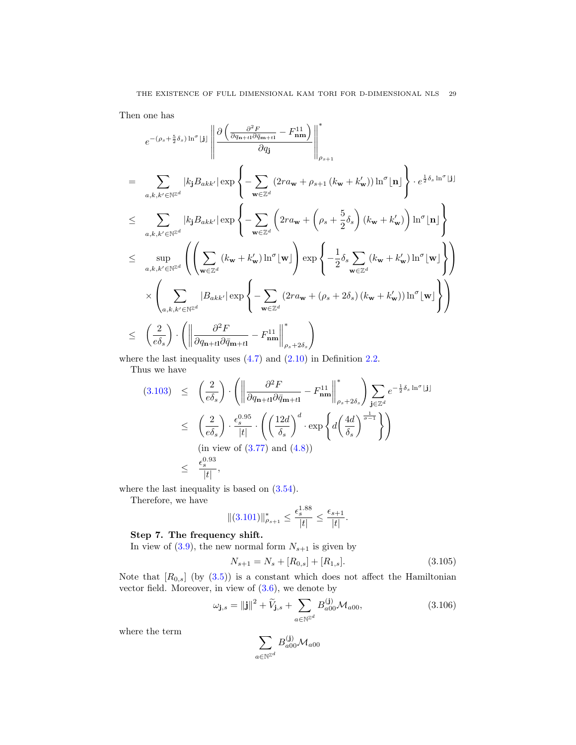Then one has

$$
\begin{aligned}
& e^{-(\rho_s+\frac{5}{2}\delta_s)\ln^\sigma\lfloor \mathbf{j}\rfloor}\left\|\frac{\partial\left(\frac{\partial^2 F}{\partial q_{\mathbf{n}+t\mathbf{l}}\partial \bar{q}_{\mathbf{m}+t\mathbf{l}}}-F^{11}_{\mathbf{nm}}\right)}{\partial q_{\mathbf{j}}}\right\|^*_{\rho_{s+1}} \\
= & \sum_{a,k,k'\in\mathbb{N}^{\mathbb{Z}^d}} |k_{\mathbf{j}}B_{akk'}|\exp\left\{-\sum_{\mathbf{w}\in\mathbb{Z}^d}\left(2ra_{\mathbf{w}}+\rho_{s+1}\left(k_{\mathbf{w}}+k'_{\mathbf{w}}\right)\right)\ln^\sigma\lfloor \mathbf{n}\rfloor\right\}\cdot e^{\frac{1}{2}\delta_s\ln^\sigma\lfloor \mathbf{j}\rfloor} \\
\leq & \sum_{a,k,k'\in\mathbb{N}^{\mathbb{Z}^d}} |k_{\mathbf{j}}B_{akk'}|\exp\left\{-\sum_{\mathbf{w}\in\mathbb{Z}^d}\left(2ra_{\mathbf{w}}+\left(\rho_s+\frac{5}{2}\delta_s\right)\left(k_{\mathbf{w}}+k'_{\mathbf{w}}\right)\right)\ln^\sigma\lfloor \mathbf{n}\rfloor\right\} \\
\leq & \sup_{a,k,k'\in\mathbb{N}^{\mathbb{Z}^d}}\left(\left(\sum_{\mathbf{w}\in\mathbb{Z}^d}\left(k_{\mathbf{w}}+k'_{\mathbf{w}}\right)\ln^\sigma\lfloor \mathbf{w}\rfloor\right)\exp\left\{-\frac{1}{2}\delta_s\sum_{\mathbf{w}\in\mathbb{Z}^d}\left(k_{\mathbf{w}}+k'_{\mathbf{w}}\right)\ln^\sigma\lfloor \mathbf{w}\rfloor\right\}\right) \\
& \times\left(\sum_{a,k,k'\in\mathbb{N}^{\mathbb{Z}^d}}|B_{akk'}|\exp\left\{-\sum_{\mathbf{w}\in\mathbb{Z}^d}\left(2ra_{\mathbf{w}}+\left(\rho_s+2\delta_s\right)\left(k_{\mathbf{w}}+k'_{\mathbf{w}}\right)\right)\ln^\sigma\lfloor \mathbf{w}\rfloor\right\}\right) \\
\leq & \left(\frac{2}{e\delta_s}\right)\cdot\left(\left\|\frac{\partial^2 F}{\partial q_{\mathbf{n}+t\mathbf{l}}\partial \bar{q}_{\mathbf{m}+t\mathbf{l}}}-F^{11}_{\mathbf{nm}}\right\|^*_{\rho_s+2\delta_s}\right)
\end{aligned}
$$

where the last inequality uses (4.7) and (2.10) in Definition 2.2.

Thus we have

$$
\begin{aligned}
(3.103) \leq & \left(\frac{2}{e\delta_s}\right)\cdot\left(\left\|\frac{\partial^2 F}{\partial q_{\mathbf{n}+t\mathbf{l}}\partial \bar{q}_{\mathbf{m}+t\mathbf{l}}}-F^{11}_{\mathbf{nm}}\right\|^*_{\rho_s+2\delta_s}\right)\sum_{\mathbf{j}\in\mathbb{Z}^d}e^{-\frac{1}{2}\delta_s\ln^\sigma\lfloor \mathbf{j}\rfloor} \\
\leq & \left(\frac{2}{e\delta_s}\right)\cdot\frac{\epsilon_s^{0.95}}{|t|}\cdot\left(\left(\frac{12d}{\delta_s}\right)^d\cdot\exp\left\{d\left(\frac{4d}{\delta_s}\right)^{\frac{1}{\sigma-1}}\right\}\right) \\
& \text{(in view of (3.77) and (4.8))} \\
\leq & \frac{\epsilon_s^{0.93}}{|t|},
\end{aligned}
$$

where the last inequality is based on (3.54).

Therefore, we have

$$
\|(3.101)\|^*_{\rho_{s+1}}\leq\frac{\epsilon_s^{1.88}}{|t|}\leq\frac{\epsilon_{s+1}}{|t|}.
$$

**Step 7. The frequency shift.**

In view of (3.9), the new normal form $N_{s+1}$ is given by

$$
N_{s+1}=N_s+[R_{0,s}]+[R_{1,s}]. \tag{3.105}
$$

Note that $[R_{0,s}]$ (by (3.5)) is a constant which does not affect the Hamiltonian vector field. Moreover, in view of (3.6), we denote by

$$
\omega_{\mathbf{j},s}=\|\mathbf{j}\|^2+\widetilde{V}_{\mathbf{j},s}+\sum_{a\in\mathbb{N}^{\mathbb{Z}^d}}B^{(\mathbf{j})}_{a00}\mathcal{M}_{a00}, \tag{3.106}
$$

where the term

$$
\sum_{a\in\mathbb{N}^{\mathbb{Z}^d}}B^{(\mathbf{j})}_{a00}\mathcal{M}_{a00}
$$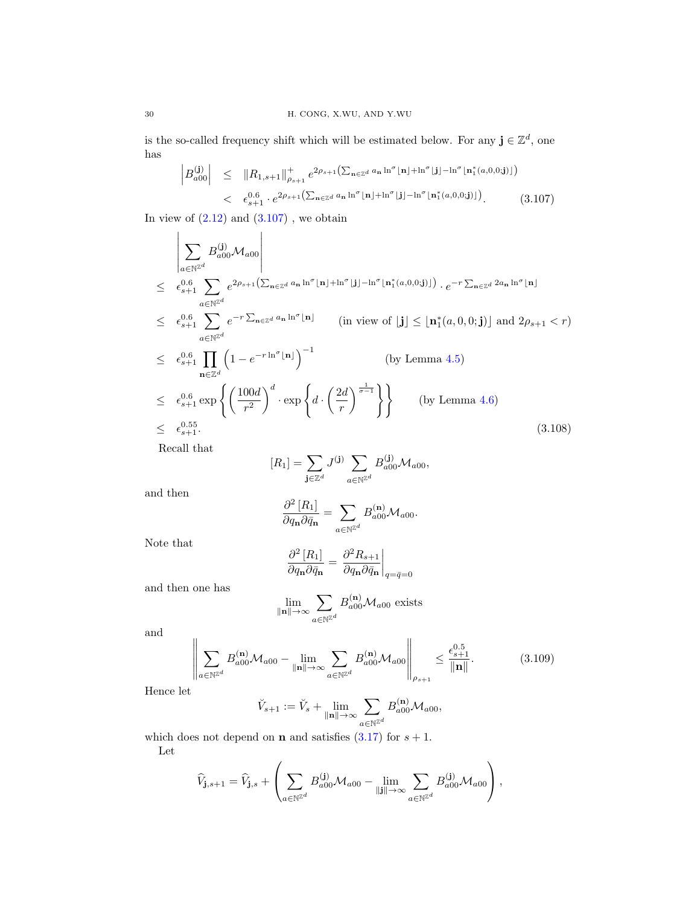is the so-called frequency shift which will be estimated below. For any $\mathbf{j}\in\mathbb{Z}^d$, one has

$$
\begin{aligned}
\left|B_{a00}^{(\mathbf{j})}\right| &\leq \|R_{1,s+1}\|_{\rho_{s+1}}^{+} e^{2\rho_{s+1}\left(\sum_{\mathbf{n}\in\mathbb{Z}^d} a_{\mathbf{n}}\ln^{\sigma}\lfloor\mathbf{n}\rceil+\ln^{\sigma}\lfloor\mathbf{j}\rceil-\ln^{\sigma}\lfloor\mathbf{n}_1^*(a,0,0;\mathbf{j})\rceil\right)} \\
&< \epsilon_{s+1}^{0.6}\cdot e^{2\rho_{s+1}\left(\sum_{\mathbf{n}\in\mathbb{Z}^d} a_{\mathbf{n}}\ln^{\sigma}\lfloor\mathbf{n}\rceil+\ln^{\sigma}\lfloor\mathbf{j}\rceil-\ln^{\sigma}\lfloor\mathbf{n}_1^*(a,0,0;\mathbf{j})\rceil\right)}. \qquad (3.107)
\end{aligned}
$$

In view of (2.12) and (3.107) , we obtain

$$
\begin{aligned}
&\left|\sum_{a\in\mathbb{N}^{\mathbb{Z}^d}} B_{a00}^{(\mathbf{j})}\mathcal{M}_{a00}\right| \\
\leq\ & \epsilon_{s+1}^{0.6}\sum_{a\in\mathbb{N}^{\mathbb{Z}^d}} e^{2\rho_{s+1}\left(\sum_{\mathbf{n}\in\mathbb{Z}^d} a_{\mathbf{n}}\ln^{\sigma}\lfloor\mathbf{n}\rceil+\ln^{\sigma}\lfloor\mathbf{j}\rceil-\ln^{\sigma}\lfloor\mathbf{n}_1^*(a,0,0;\mathbf{j})\rceil\right)}\cdot e^{-r\sum_{\mathbf{n}\in\mathbb{Z}^d}2a_{\mathbf{n}}\ln^{\sigma}\lfloor\mathbf{n}\rceil} \\
\leq\ & \epsilon_{s+1}^{0.6}\sum_{a\in\mathbb{N}^{\mathbb{Z}^d}} e^{-r\sum_{\mathbf{n}\in\mathbb{Z}^d} a_{\mathbf{n}}\ln^{\sigma}\lfloor\mathbf{n}\rceil} \qquad (\text{in view of } \lfloor\mathbf{j}\rceil\leq\lfloor\mathbf{n}_1^*(a,0,0;\mathbf{j})\rceil \text{ and } 2\rho_{s+1}<r) \\
\leq\ & \epsilon_{s+1}^{0.6}\prod_{\mathbf{n}\in\mathbb{Z}^d}\left(1-e^{-r\ln^{\sigma}\lfloor\mathbf{n}\rceil}\right)^{-1} \qquad (\text{by Lemma 4.5}) \\
\leq\ & \epsilon_{s+1}^{0.6}\exp\left\{\left(\frac{100d}{r^2}\right)^d\cdot\exp\left\{d\cdot\left(\frac{2d}{r}\right)^{\frac{1}{\sigma-1}}\right\}\right\} \qquad (\text{by Lemma 4.6}) \\
\leq\ & \epsilon_{s+1}^{0.55}. \qquad (3.108)
\end{aligned}
$$

Recall that

$$
[R_1]=\sum_{\mathbf{j}\in\mathbb{Z}^d} J^{(\mathbf{j})}\sum_{a\in\mathbb{N}^{\mathbb{Z}^d}} B_{a00}^{(\mathbf{j})}\mathcal{M}_{a00},
$$

and then

$$
\frac{\partial^2[R_1]}{\partial q_{\mathbf{n}}\partial\bar{q}_{\mathbf{n}}}=\sum_{a\in\mathbb{N}^{\mathbb{Z}^d}} B_{a00}^{(\mathbf{n})}\mathcal{M}_{a00}.
$$

Note that

$$
\frac{\partial^2[R_1]}{\partial q_{\mathbf{n}}\partial\bar{q}_{\mathbf{n}}}=\left.\frac{\partial^2 R_{s+1}}{\partial q_{\mathbf{n}}\partial\bar{q}_{\mathbf{n}}}\right|_{q=\bar{q}=0}
$$

and then one has

$$
\lim_{\|\mathbf{n}\|\to\infty}\sum_{a\in\mathbb{N}^{\mathbb{Z}^d}} B_{a00}^{(\mathbf{n})}\mathcal{M}_{a00} \text{ exists}
$$

and

$$
\left\|\sum_{a\in\mathbb{N}^{\mathbb{Z}^d}} B_{a00}^{(\mathbf{n})}\mathcal{M}_{a00}-\lim_{\|\mathbf{n}\|\to\infty}\sum_{a\in\mathbb{N}^{\mathbb{Z}^d}} B_{a00}^{(\mathbf{n})}\mathcal{M}_{a00}\right\|_{\rho_{s+1}}\leq\frac{\epsilon_{s+1}^{0.5}}{\|\mathbf{n}\|}. \qquad (3.109)
$$

Hence let

$$
\breve{V}_{s+1}:=\breve{V}_s+\lim_{\|\mathbf{n}\|\to\infty}\sum_{a\in\mathbb{N}^{\mathbb{Z}^d}} B_{a00}^{(\mathbf{n})}\mathcal{M}_{a00},
$$

which does not depend on $\mathbf{n}$ and satisfies (3.17) for $s+1$.

Let

$$
\widehat{V}_{\mathbf{j},s+1}=\widehat{V}_{\mathbf{j},s}+\left(\sum_{a\in\mathbb{N}^{\mathbb{Z}^d}} B_{a00}^{(\mathbf{j})}\mathcal{M}_{a00}-\lim_{\|\mathbf{j}\|\to\infty}\sum_{a\in\mathbb{N}^{\mathbb{Z}^d}} B_{a00}^{(\mathbf{j})}\mathcal{M}_{a00}\right),
$$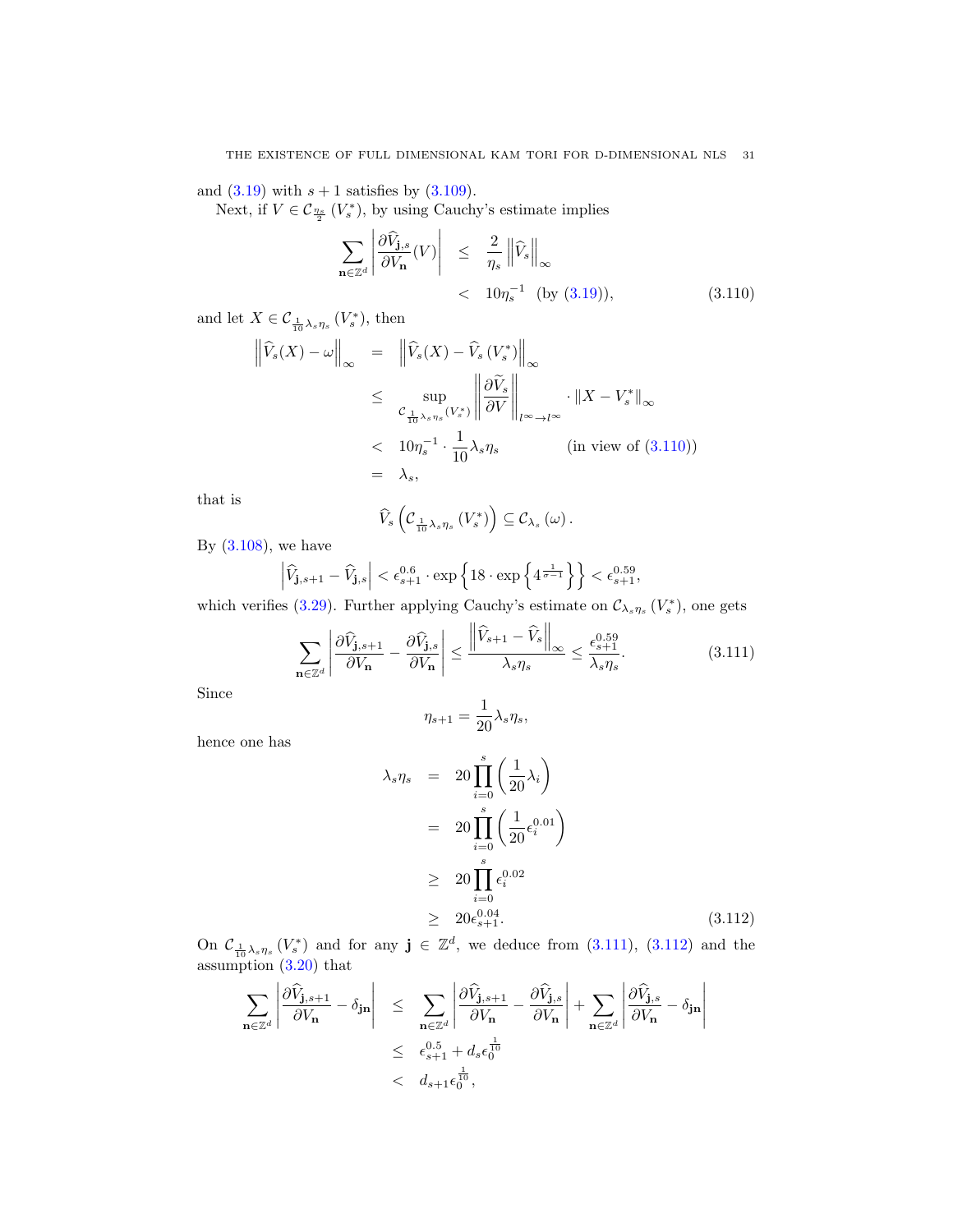and (3.19) with $s+1$ satisfies by (3.109).

Next, if $V \in \mathcal{C}_{\frac{\eta_s}{2}}(V_s^*)$, by using Cauchy's estimate implies

$$
\begin{aligned}
\sum_{\mathbf{n}\in\mathbb{Z}^d}\left|\frac{\partial \widehat{V}_{\mathbf{j},s}}{\partial V_{\mathbf{n}}}(V)\right| &\leq \frac{2}{\eta_s}\left\|\widehat{V}_s\right\|_\infty \\
&< 10\eta_s^{-1} \quad (\text{by } (3.19)),
\end{aligned}
\tag{3.110}
$$

and let $X \in \mathcal{C}_{\frac{1}{10}\lambda_s\eta_s}(V_s^*)$, then

$$
\begin{aligned}
\left\|\widehat{V}_s(X)-\omega\right\|_\infty &= \left\|\widehat{V}_s(X)-\widehat{V}_s(V_s^*)\right\|_\infty \\
&\leq \sup_{\mathcal{C}_{\frac{1}{10}\lambda_s\eta_s}(V_s^*)}\left\|\frac{\partial \widetilde{V}_s}{\partial V}\right\|_{l^\infty\to l^\infty}\cdot\|X-V_s^*\|_\infty \\
&< 10\eta_s^{-1}\cdot\frac{1}{10}\lambda_s\eta_s \qquad (\text{in view of } (3.110)) \\
&= \lambda_s,
\end{aligned}
$$

that is

$$
\widehat{V}_s\left(\mathcal{C}_{\frac{1}{10}\lambda_s\eta_s}(V_s^*)\right)\subseteq\mathcal{C}_{\lambda_s}(\omega).
$$

By (3.108), we have

$$
\left|\widehat{V}_{\mathbf{j},s+1}-\widehat{V}_{\mathbf{j},s}\right| < \epsilon_{s+1}^{0.6}\cdot\exp\left\{18\cdot\exp\left\{4^{\frac{1}{\sigma-1}}\right\}\right\} < \epsilon_{s+1}^{0.59},
$$

which verifies (3.29). Further applying Cauchy's estimate on $\mathcal{C}_{\lambda_s\eta_s}(V_s^*)$, one gets

$$
\sum_{\mathbf{n}\in\mathbb{Z}^d}\left|\frac{\partial \widehat{V}_{\mathbf{j},s+1}}{\partial V_{\mathbf{n}}}-\frac{\partial \widehat{V}_{\mathbf{j},s}}{\partial V_{\mathbf{n}}}\right| \leq \frac{\left\|\widehat{V}_{s+1}-\widehat{V}_s\right\|_\infty}{\lambda_s\eta_s} \leq \frac{\epsilon_{s+1}^{0.59}}{\lambda_s\eta_s}.
\tag{3.111}
$$

Since

$$
\eta_{s+1}=\frac{1}{20}\lambda_s\eta_s,
$$

hence one has

$$
\begin{aligned}
\lambda_s\eta_s &= 20\prod_{i=0}^{s}\left(\frac{1}{20}\lambda_i\right) \\
&= 20\prod_{i=0}^{s}\left(\frac{1}{20}\epsilon_i^{0.01}\right) \\
&\geq 20\prod_{i=0}^{s}\epsilon_i^{0.02} \\
&\geq 20\epsilon_{s+1}^{0.04}.
\end{aligned}
\tag{3.112}
$$

On $\mathcal{C}_{\frac{1}{10}\lambda_s\eta_s}(V_s^*)$ and for any $\mathbf{j}\in\mathbb{Z}^d$, we deduce from (3.111), (3.112) and the assumption (3.20) that

$$
\begin{aligned}
\sum_{\mathbf{n}\in\mathbb{Z}^d}\left|\frac{\partial \widehat{V}_{\mathbf{j},s+1}}{\partial V_{\mathbf{n}}}-\delta_{\mathbf{jn}}\right| &\leq \sum_{\mathbf{n}\in\mathbb{Z}^d}\left|\frac{\partial \widehat{V}_{\mathbf{j},s+1}}{\partial V_{\mathbf{n}}}-\frac{\partial \widehat{V}_{\mathbf{j},s}}{\partial V_{\mathbf{n}}}\right|+\sum_{\mathbf{n}\in\mathbb{Z}^d}\left|\frac{\partial \widehat{V}_{\mathbf{j},s}}{\partial V_{\mathbf{n}}}-\delta_{\mathbf{jn}}\right| \\
&\leq \epsilon_{s+1}^{0.5}+d_s\epsilon_0^{\frac{1}{10}} \\
&< d_{s+1}\epsilon_0^{\frac{1}{10}},
\end{aligned}
$$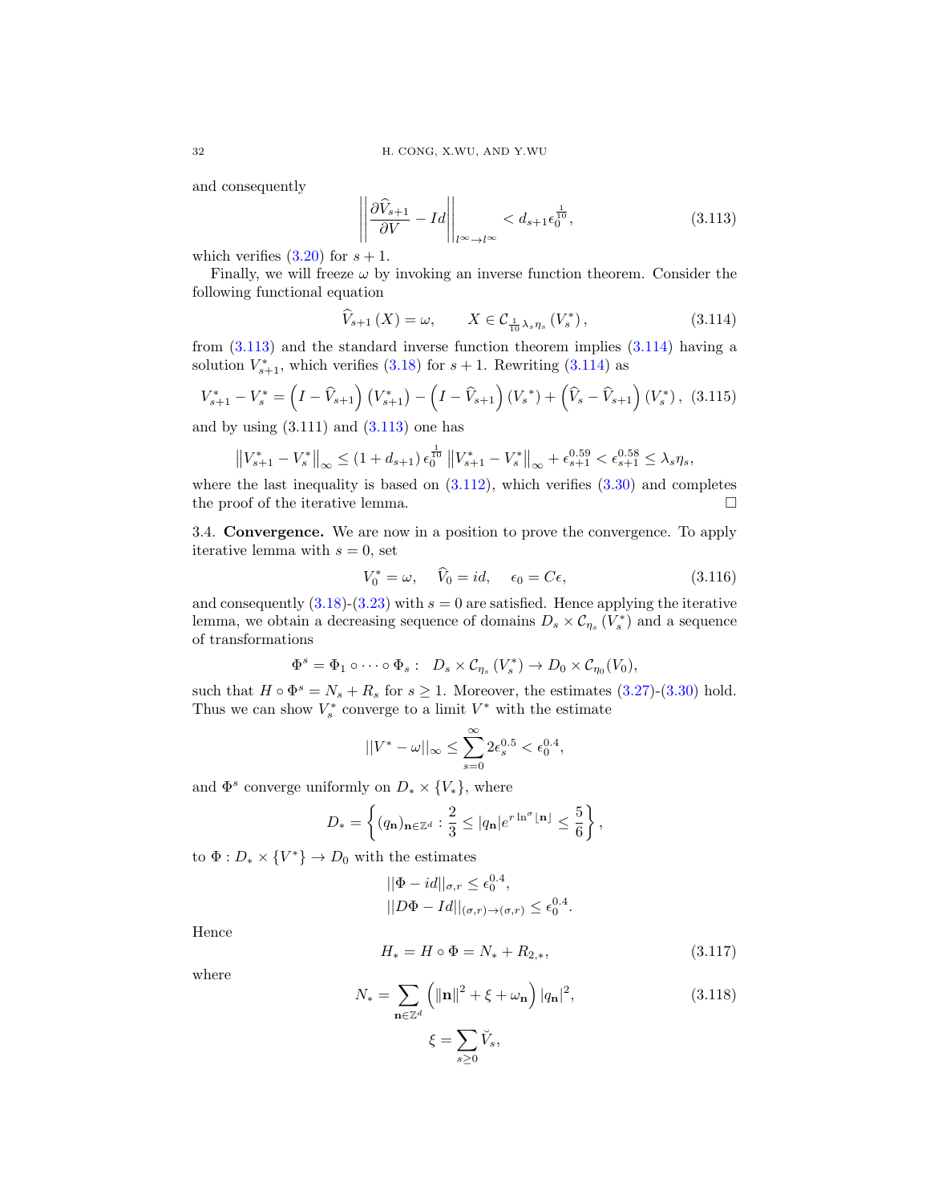and consequently

$$\left\| \frac{\partial \widehat{V}_{s+1}}{\partial V} - Id \right\|_{l^\infty \to l^\infty} < d_{s+1} \epsilon_0^{\frac{1}{10}}, \tag{3.113}$$

which verifies (3.20) for $s+1$.

Finally, we will freeze $\omega$ by invoking an inverse function theorem. Consider the following functional equation

$$\widehat{V}_{s+1}(X) = \omega, \qquad X \in \mathcal{C}_{\frac{1}{10}\lambda_s \eta_s}(V_s^*), \tag{3.114}$$

from (3.113) and the standard inverse function theorem implies (3.114) having a solution $V_{s+1}^*$, which verifies (3.18) for $s+1$. Rewriting (3.114) as

$$V_{s+1}^* - V_s^* = \left(I - \widehat{V}_{s+1}\right)\left(V_{s+1}^*\right) - \left(I - \widehat{V}_{s+1}\right)\left(V_s^*\right) + \left(\widehat{V}_s - \widehat{V}_{s+1}\right)\left(V_s^*\right), \tag{3.115}$$

and by using (3.111) and (3.113) one has

$$\left\| V_{s+1}^* - V_s^* \right\|_\infty \le (1 + d_{s+1}) \epsilon_0^{\frac{1}{10}} \left\| V_{s+1}^* - V_s^* \right\|_\infty + \epsilon_{s+1}^{0.59} < \epsilon_{s+1}^{0.58} \le \lambda_s \eta_s,$$

where the last inequality is based on (3.112), which verifies (3.30) and completes the proof of the iterative lemma. $\square$

3.4. **Convergence.** We are now in a position to prove the convergence. To apply iterative lemma with $s=0$, set

$$V_0^* = \omega, \quad \widehat{V}_0 = id, \quad \epsilon_0 = C\epsilon, \tag{3.116}$$

and consequently (3.18)-(3.23) with $s=0$ are satisfied. Hence applying the iterative lemma, we obtain a decreasing sequence of domains $D_s \times \mathcal{C}_{\eta_s}(V_s^*)$ and a sequence of transformations

$$\Phi^s = \Phi_1 \circ \cdots \circ \Phi_s : \quad D_s \times \mathcal{C}_{\eta_s}(V_s^*) \to D_0 \times \mathcal{C}_{\eta_0}(V_0),$$

such that $H \circ \Phi^s = N_s + R_s$ for $s \ge 1$. Moreover, the estimates (3.27)-(3.30) hold. Thus we can show $V_s^*$ converge to a limit $V^*$ with the estimate

$$||V^* - \omega||_\infty \le \sum_{s=0}^{\infty} 2\epsilon_s^{0.5} < \epsilon_0^{0.4},$$

and $\Phi^s$ converge uniformly on $D_* \times \{V_*\}$, where

$$D_* = \left\{ (q_{\mathbf{n}})_{\mathbf{n}\in\mathbb{Z}^d} : \frac{2}{3} \le |q_{\mathbf{n}}| e^{r \ln^\sigma \lfloor \mathbf{n} \rfloor} \le \frac{5}{6} \right\},$$

to $\Phi : D_* \times \{V^*\} \to D_0$ with the estimates

$$||\Phi - id||_{\sigma,r} \le \epsilon_0^{0.4},$$
$$||D\Phi - Id||_{(\sigma,r)\to(\sigma,r)} \le \epsilon_0^{0.4}.$$

Hence

$$H_* = H \circ \Phi = N_* + R_{2,*}, \tag{3.117}$$

where

$$N_* = \sum_{\mathbf{n}\in\mathbb{Z}^d} \left( \|\mathbf{n}\|^2 + \xi + \omega_{\mathbf{n}} \right) |q_{\mathbf{n}}|^2, \tag{3.118}$$

$$\xi = \sum_{s \ge 0} \breve{V}_s,$$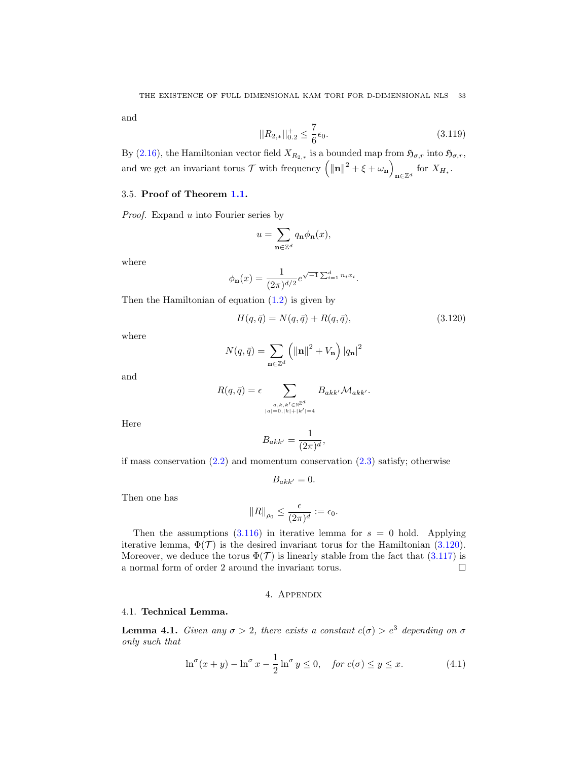and

$$||R_{2,*}||^+_{0.2} \leq \frac{7}{6}\epsilon_0. \tag{3.119}$$

By (2.16), the Hamiltonian vector field $X_{R_{2,*}}$ is a bounded map from $\mathfrak{H}_{\sigma,r}$ into $\mathfrak{H}_{\sigma,r}$, and we get an invariant torus $\mathcal{T}$ with frequency $\left(\|\mathbf{n}\|^2 + \xi + \omega_{\mathbf{n}}\right)_{\mathbf{n}\in\mathbb{Z}^d}$ for $X_{H_*}$.

### 3.5. **Proof of Theorem 1.1.**

*Proof.* Expand $u$ into Fourier series by

$$u = \sum_{\mathbf{n}\in\mathbb{Z}^d} q_{\mathbf{n}}\phi_{\mathbf{n}}(x),$$

where

$$\phi_{\mathbf{n}}(x) = \frac{1}{(2\pi)^{d/2}} e^{\sqrt{-1}\sum_{i=1}^d n_i x_i}.$$

Then the Hamiltonian of equation (1.2) is given by

$$H(q,\bar{q}) = N(q,\bar{q}) + R(q,\bar{q}), \tag{3.120}$$

where

$$N(q,\bar{q}) = \sum_{\mathbf{n}\in\mathbb{Z}^d} \left(\|\mathbf{n}\|^2 + V_{\mathbf{n}}\right)|q_{\mathbf{n}}|^2$$

and

$$R(q,\bar{q}) = \epsilon \sum_{\substack{a,k,k'\in\mathbb{N}^{\mathbb{Z}^d} \\ |a|=0,|k|+|k'|=4}} B_{akk'}\mathcal{M}_{akk'}.$$

Here

$$B_{akk'} = \frac{1}{(2\pi)^d},$$

if mass conservation (2.2) and momentum conservation (2.3) satisfy; otherwise

$$B_{akk'} = 0.$$

Then one has

$$\|R\|_{\rho_0} \leq \frac{\epsilon}{(2\pi)^d} := \epsilon_0.$$

Then the assumptions (3.116) in iterative lemma for $s = 0$ hold. Applying iterative lemma, $\Phi(\mathcal{T})$ is the desired invariant torus for the Hamiltonian (3.120). Moreover, we deduce the torus $\Phi(\mathcal{T})$ is linearly stable from the fact that (3.117) is a normal form of order 2 around the invariant torus. □

## 4. Appendix

### 4.1. **Technical Lemma.**

**Lemma 4.1.** *Given any $\sigma > 2$, there exists a constant $c(\sigma) > e^3$ depending on $\sigma$ only such that*

$$\ln^\sigma(x+y) - \ln^\sigma x - \frac{1}{2}\ln^\sigma y \leq 0, \quad \text{for } c(\sigma) \leq y \leq x. \tag{4.1}$$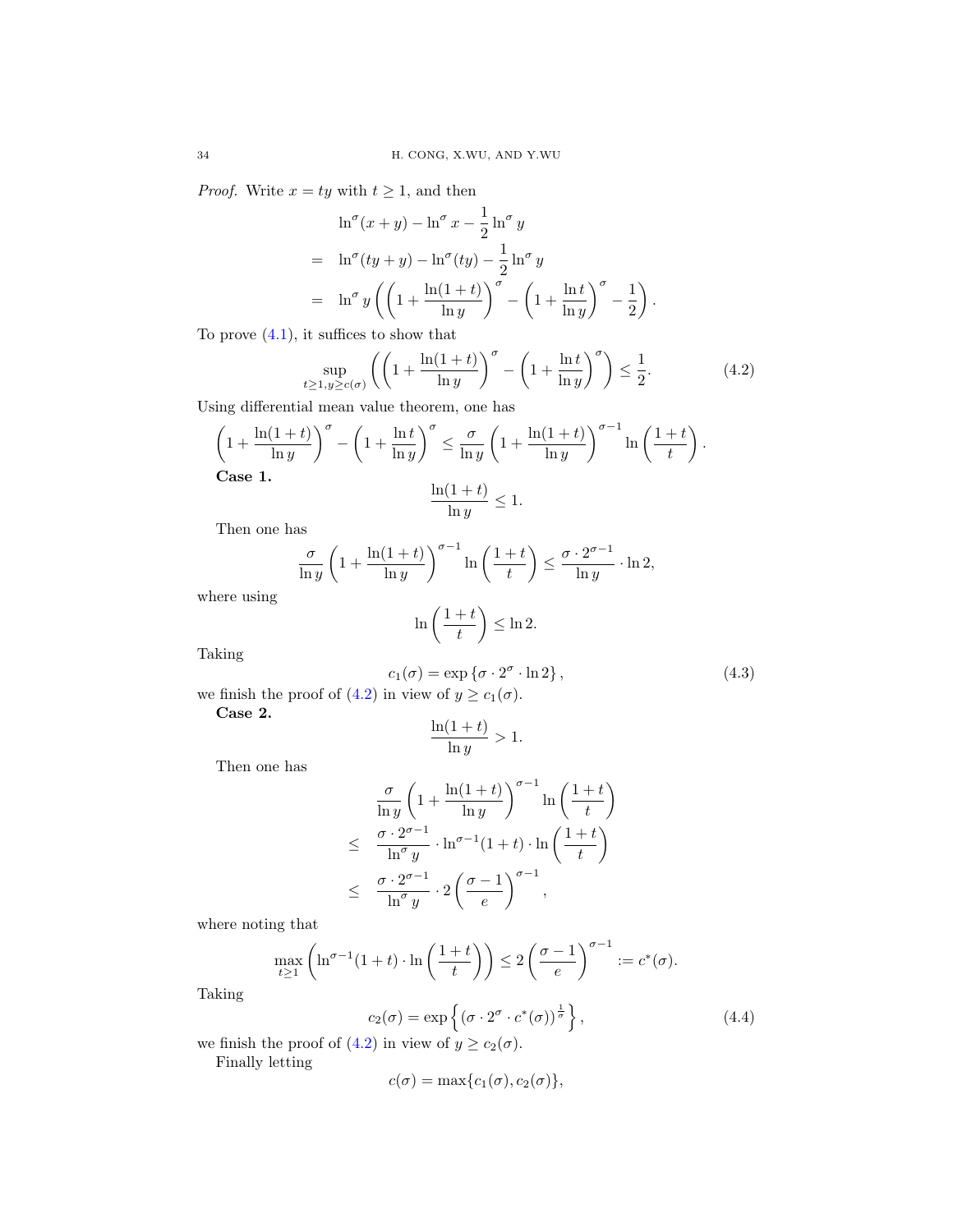*Proof.* Write $x = ty$ with $t \geq 1$, and then

$$
\begin{aligned}
& \ln^\sigma(x+y) - \ln^\sigma x - \frac{1}{2}\ln^\sigma y \\
= \;& \ln^\sigma(ty+y) - \ln^\sigma(ty) - \frac{1}{2}\ln^\sigma y \\
= \;& \ln^\sigma y \left( \left(1 + \frac{\ln(1+t)}{\ln y}\right)^\sigma - \left(1 + \frac{\ln t}{\ln y}\right)^\sigma - \frac{1}{2} \right).
\end{aligned}
$$

To prove (4.1), it suffices to show that

$$
\sup_{t\geq 1, y \geq c(\sigma)} \left( \left(1 + \frac{\ln(1+t)}{\ln y}\right)^\sigma - \left(1 + \frac{\ln t}{\ln y}\right)^\sigma \right) \leq \frac{1}{2}. \tag{4.2}
$$

Using differential mean value theorem, one has

$$
\left(1 + \frac{\ln(1+t)}{\ln y}\right)^\sigma - \left(1 + \frac{\ln t}{\ln y}\right)^\sigma \leq \frac{\sigma}{\ln y}\left(1 + \frac{\ln(1+t)}{\ln y}\right)^{\sigma-1} \ln\left(\frac{1+t}{t}\right).
$$

**Case 1.**

$$
\frac{\ln(1+t)}{\ln y} \leq 1.
$$

Then one has

$$
\frac{\sigma}{\ln y}\left(1 + \frac{\ln(1+t)}{\ln y}\right)^{\sigma-1} \ln\left(\frac{1+t}{t}\right) \leq \frac{\sigma \cdot 2^{\sigma-1}}{\ln y} \cdot \ln 2,
$$

where using

$$
\ln\left(\frac{1+t}{t}\right) \leq \ln 2.
$$

Taking

$$
c_1(\sigma) = \exp\left\{\sigma \cdot 2^\sigma \cdot \ln 2\right\}, \tag{4.3}
$$

we finish the proof of (4.2) in view of $y \geq c_1(\sigma)$.

**Case 2.**

$$
\frac{\ln(1+t)}{\ln y} > 1.
$$

Then one has

$$
\begin{aligned}
& \frac{\sigma}{\ln y}\left(1 + \frac{\ln(1+t)}{\ln y}\right)^{\sigma-1} \ln\left(\frac{1+t}{t}\right) \\
\leq \;& \frac{\sigma \cdot 2^{\sigma-1}}{\ln^\sigma y} \cdot \ln^{\sigma-1}(1+t) \cdot \ln\left(\frac{1+t}{t}\right) \\
\leq \;& \frac{\sigma \cdot 2^{\sigma-1}}{\ln^\sigma y} \cdot 2\left(\frac{\sigma-1}{e}\right)^{\sigma-1},
\end{aligned}
$$

where noting that

$$
\max_{t\geq 1}\left(\ln^{\sigma-1}(1+t) \cdot \ln\left(\frac{1+t}{t}\right)\right) \leq 2\left(\frac{\sigma-1}{e}\right)^{\sigma-1} := c^*(\sigma).
$$

Taking

$$
c_2(\sigma) = \exp\left\{\left(\sigma \cdot 2^\sigma \cdot c^*(\sigma)\right)^{\frac{1}{\sigma}}\right\}, \tag{4.4}
$$

we finish the proof of (4.2) in view of $y \geq c_2(\sigma)$.

Finally letting

$$
c(\sigma) = \max\{c_1(\sigma), c_2(\sigma)\},
$$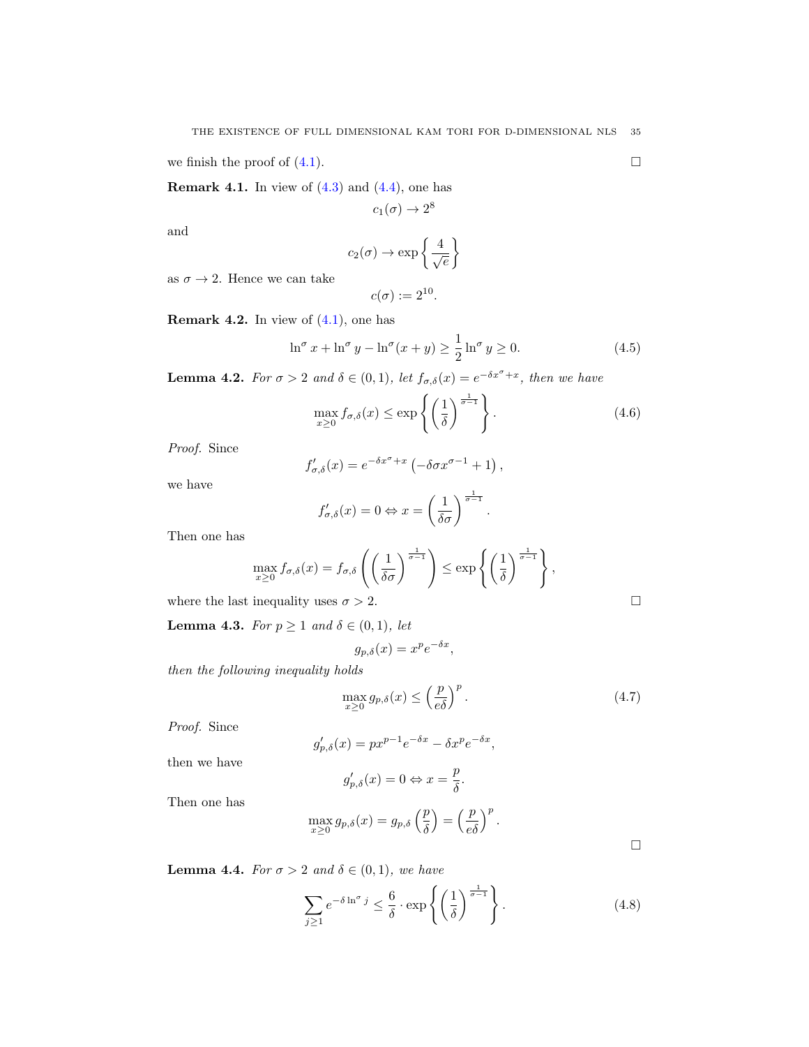we finish the proof of (4.1). $\square$

**Remark 4.1.** In view of (4.3) and (4.4), one has

$$c_1(\sigma) \to 2^8$$

and

$$c_2(\sigma) \to \exp\left\{\frac{4}{\sqrt{e}}\right\}$$

as $\sigma \to 2$. Hence we can take

$$c(\sigma) := 2^{10}.$$

**Remark 4.2.** In view of (4.1), one has

$$\ln^\sigma x + \ln^\sigma y - \ln^\sigma(x+y) \geq \frac{1}{2}\ln^\sigma y \geq 0. \tag{4.5}$$

**Lemma 4.2.** *For $\sigma > 2$ and $\delta \in (0,1)$, let $f_{\sigma,\delta}(x) = e^{-\delta x^\sigma + x}$, then we have*

$$\max_{x \geq 0} f_{\sigma,\delta}(x) \leq \exp\left\{\left(\frac{1}{\delta}\right)^{\frac{1}{\sigma-1}}\right\}. \tag{4.6}$$

*Proof.* Since

$$f'_{\sigma,\delta}(x) = e^{-\delta x^\sigma + x}\left(-\delta\sigma x^{\sigma-1} + 1\right),$$

we have

$$f'_{\sigma,\delta}(x) = 0 \Leftrightarrow x = \left(\frac{1}{\delta\sigma}\right)^{\frac{1}{\sigma-1}}.$$

Then one has

$$\max_{x\geq 0} f_{\sigma,\delta}(x) = f_{\sigma,\delta}\left(\left(\frac{1}{\delta\sigma}\right)^{\frac{1}{\sigma-1}}\right) \leq \exp\left\{\left(\frac{1}{\delta}\right)^{\frac{1}{\sigma-1}}\right\},$$

where the last inequality uses $\sigma > 2$. $\square$

**Lemma 4.3.** *For $p \geq 1$ and $\delta \in (0,1)$, let*

$$g_{p,\delta}(x) = x^p e^{-\delta x},$$

*then the following inequality holds*

$$\max_{x\geq 0} g_{p,\delta}(x) \leq \left(\frac{p}{e\delta}\right)^p. \tag{4.7}$$

*Proof.* Since

$$g'_{p,\delta}(x) = px^{p-1}e^{-\delta x} - \delta x^p e^{-\delta x},$$

then we have

$$g'_{p,\delta}(x) = 0 \Leftrightarrow x = \frac{p}{\delta}.$$

Then one has

$$\max_{x\geq 0} g_{p,\delta}(x) = g_{p,\delta}\left(\frac{p}{\delta}\right) = \left(\frac{p}{e\delta}\right)^p.$$

$\square$

**Lemma 4.4.** *For $\sigma > 2$ and $\delta \in (0,1)$, we have*

$$\sum_{j\geq 1} e^{-\delta \ln^\sigma j} \leq \frac{6}{\delta}\cdot \exp\left\{\left(\frac{1}{\delta}\right)^{\frac{1}{\sigma-1}}\right\}. \tag{4.8}$$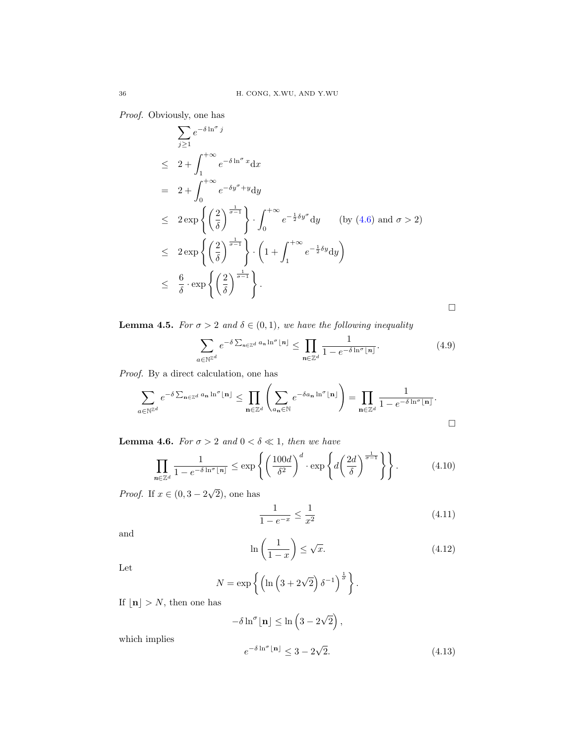*Proof.* Obviously, one has

$$
\begin{aligned}
& \sum_{j\geq 1} e^{-\delta \ln^\sigma j} \\
\leq\ & 2+\int_1^{+\infty} e^{-\delta \ln^\sigma x}\mathrm{d}x \\
=\ & 2+\int_0^{+\infty} e^{-\delta y^\sigma + y}\mathrm{d}y \\
\leq\ & 2\exp\left\{\left(\frac{2}{\delta}\right)^{\frac{1}{\sigma-1}}\right\}\cdot \int_0^{+\infty} e^{-\frac{1}{2}\delta y^\sigma}\mathrm{d}y \qquad \text{(by (4.6) and } \sigma>2) \\
\leq\ & 2\exp\left\{\left(\frac{2}{\delta}\right)^{\frac{1}{\sigma-1}}\right\}\cdot \left(1+\int_1^{+\infty} e^{-\frac{1}{2}\delta y}\mathrm{d}y\right) \\
\leq\ & \frac{6}{\delta}\cdot \exp\left\{\left(\frac{2}{\delta}\right)^{\frac{1}{\sigma-1}}\right\}.
\end{aligned}
$$

□

**Lemma 4.5.** *For $\sigma>2$ and $\delta\in(0,1)$, we have the following inequality*

$$
\sum_{a\in\mathbb{N}^{\mathbb{Z}^d}} e^{-\delta\sum_{n\in\mathbb{Z}^d} a_n \ln^\sigma \lfloor \boldsymbol{n}\rfloor} \leq \prod_{\boldsymbol{n}\in\mathbb{Z}^d}\frac{1}{1-e^{-\delta \ln^\sigma\lfloor \boldsymbol{n}\rfloor}}. \tag{4.9}
$$

*Proof.* By a direct calculation, one has

$$
\sum_{a\in\mathbb{N}^{\mathbb{Z}^d}} e^{-\delta\sum_{\mathbf{n}\in\mathbb{Z}^d} a_{\mathbf{n}} \ln^\sigma \lfloor \mathbf{n}\rfloor} \leq \prod_{\mathbf{n}\in\mathbb{Z}^d}\left(\sum_{a_{\mathbf{n}}\in\mathbb{N}} e^{-\delta a_{\mathbf{n}}\ln^\sigma\lfloor \mathbf{n}\rfloor}\right) = \prod_{\mathbf{n}\in\mathbb{Z}^d}\frac{1}{1-e^{-\delta \ln^\sigma\lfloor \mathbf{n}\rfloor}}.
$$

□

**Lemma 4.6.** *For $\sigma>2$ and $0<\delta\ll 1$, then we have*

$$
\prod_{\boldsymbol{n}\in\mathbb{Z}^d}\frac{1}{1-e^{-\delta \ln^\sigma\lfloor \boldsymbol{n}\rfloor}} \leq \exp\left\{\left(\frac{100d}{\delta^2}\right)^d\cdot \exp\left\{d\left(\frac{2d}{\delta}\right)^{\frac{1}{\sigma-1}}\right\}\right\}. \tag{4.10}
$$

*Proof.* If $x\in(0,3-2\sqrt{2})$, one has

$$
\frac{1}{1-e^{-x}}\leq \frac{1}{x^2} \tag{4.11}
$$

and

$$
\ln\left(\frac{1}{1-x}\right)\leq \sqrt{x}. \tag{4.12}
$$

Let

$$
N=\exp\left\{\left(\ln\left(3+2\sqrt{2}\right)\delta^{-1}\right)^{\frac{1}{\sigma}}\right\}.
$$

If $\lfloor \mathbf{n}\rfloor > N$, then one has

$$
-\delta\ln^\sigma\lfloor \mathbf{n}\rfloor \leq \ln\left(3-2\sqrt{2}\right),
$$

which implies

$$
e^{-\delta \ln^\sigma\lfloor \mathbf{n}\rfloor}\leq 3-2\sqrt{2}. \tag{4.13}
$$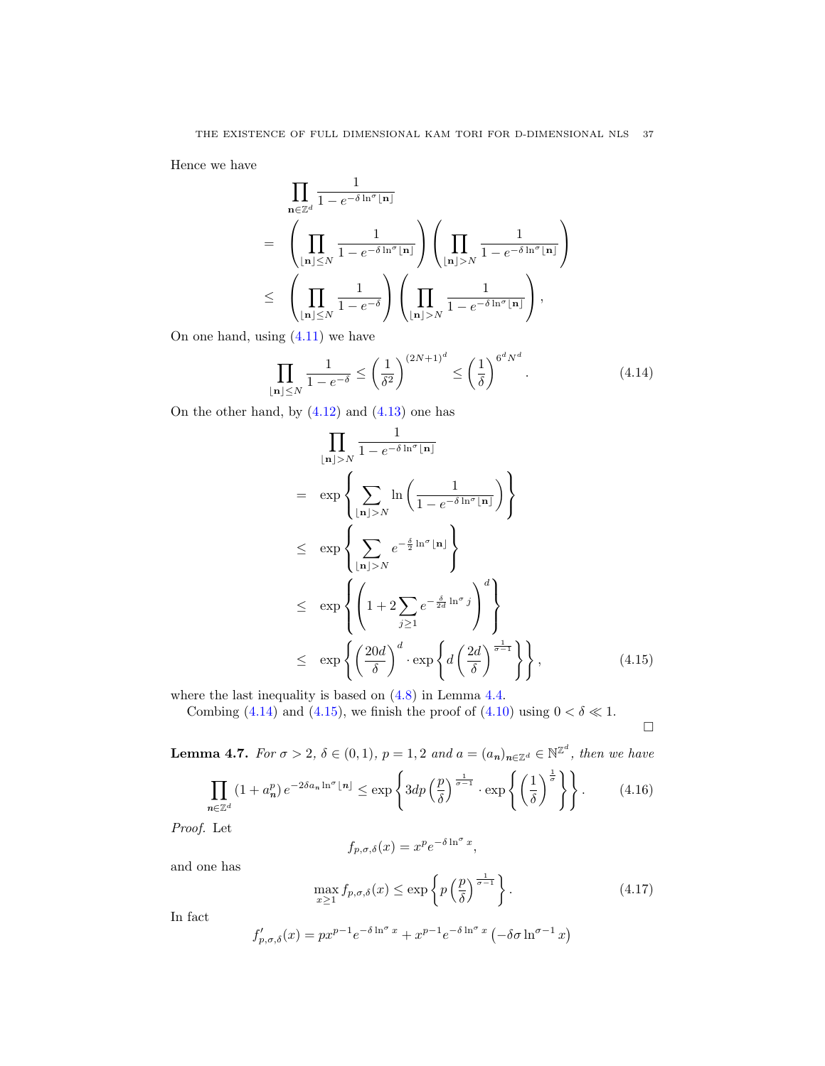Hence we have

$$
\begin{aligned}
& \prod_{\mathbf{n}\in\mathbb{Z}^d} \frac{1}{1-e^{-\delta \ln^{\sigma}\lfloor \mathbf{n}\rceil}} \\
= & \left(\prod_{\lfloor \mathbf{n}\rceil\le N} \frac{1}{1-e^{-\delta \ln^{\sigma}\lfloor \mathbf{n}\rceil}}\right)\left(\prod_{\lfloor \mathbf{n}\rceil> N} \frac{1}{1-e^{-\delta \ln^{\sigma}\lfloor \mathbf{n}\rceil}}\right) \\
\le & \left(\prod_{\lfloor \mathbf{n}\rceil\le N} \frac{1}{1-e^{-\delta}}\right)\left(\prod_{\lfloor \mathbf{n}\rceil> N} \frac{1}{1-e^{-\delta \ln^{\sigma}\lfloor \mathbf{n}\rceil}}\right),
\end{aligned}
$$

On one hand, using (4.11) we have

$$
\prod_{\lfloor \mathbf{n}\rceil\le N} \frac{1}{1-e^{-\delta}} \le \left(\frac{1}{\delta^2}\right)^{(2N+1)^d} \le \left(\frac{1}{\delta}\right)^{6^d N^d}. \tag{4.14}
$$

On the other hand, by (4.12) and (4.13) one has

$$
\begin{aligned}
& \prod_{\lfloor \mathbf{n}\rceil> N} \frac{1}{1-e^{-\delta \ln^{\sigma}\lfloor \mathbf{n}\rceil}} \\
= & \exp\left\{\sum_{\lfloor \mathbf{n}\rceil> N} \ln\left(\frac{1}{1-e^{-\delta \ln^{\sigma}\lfloor \mathbf{n}\rceil}}\right)\right\} \\
\le & \exp\left\{\sum_{\lfloor \mathbf{n}\rceil> N} e^{-\frac{\delta}{2}\ln^{\sigma}\lfloor \mathbf{n}\rceil}\right\} \\
\le & \exp\left\{\left(1+2\sum_{j\ge 1} e^{-\frac{\delta}{2d}\ln^{\sigma} j}\right)^d\right\} \\
\le & \exp\left\{\left(\frac{20d}{\delta}\right)^d \cdot \exp\left\{d\left(\frac{2d}{\delta}\right)^{\frac{1}{\sigma-1}}\right\}\right\},
\end{aligned} \tag{4.15}
$$

where the last inequality is based on (4.8) in Lemma 4.4.

Combing (4.14) and (4.15), we finish the proof of (4.10) using $0<\delta\ll 1$.

$\square$

**Lemma 4.7.** *For $\sigma>2$, $\delta\in(0,1)$, $p=1,2$ and $a=(a_{\boldsymbol{n}})_{\boldsymbol{n}\in\mathbb{Z}^d}\in\mathbb{N}^{\mathbb{Z}^d}$, then we have*

$$
\prod_{\boldsymbol{n}\in\mathbb{Z}^d} (1+a_{\boldsymbol{n}}^p)\, e^{-2\delta a_{\boldsymbol{n}} \ln^{\sigma}\lfloor \boldsymbol{n}\rceil} \le \exp\left\{3dp\left(\frac{p}{\delta}\right)^{\frac{1}{\sigma-1}}\cdot \exp\left\{\left(\frac{1}{\delta}\right)^{\frac{1}{\sigma}}\right\}\right\}. \tag{4.16}
$$

*Proof.* Let

$$
f_{p,\sigma,\delta}(x) = x^p e^{-\delta \ln^{\sigma} x},
$$

and one has

$$
\max_{x\ge 1} f_{p,\sigma,\delta}(x) \le \exp\left\{p\left(\frac{p}{\delta}\right)^{\frac{1}{\sigma-1}}\right\}. \tag{4.17}
$$

In fact

$$
f'_{p,\sigma,\delta}(x) = p x^{p-1} e^{-\delta \ln^{\sigma} x} + x^{p-1} e^{-\delta \ln^{\sigma} x}\left(-\delta\sigma \ln^{\sigma-1} x\right)
$$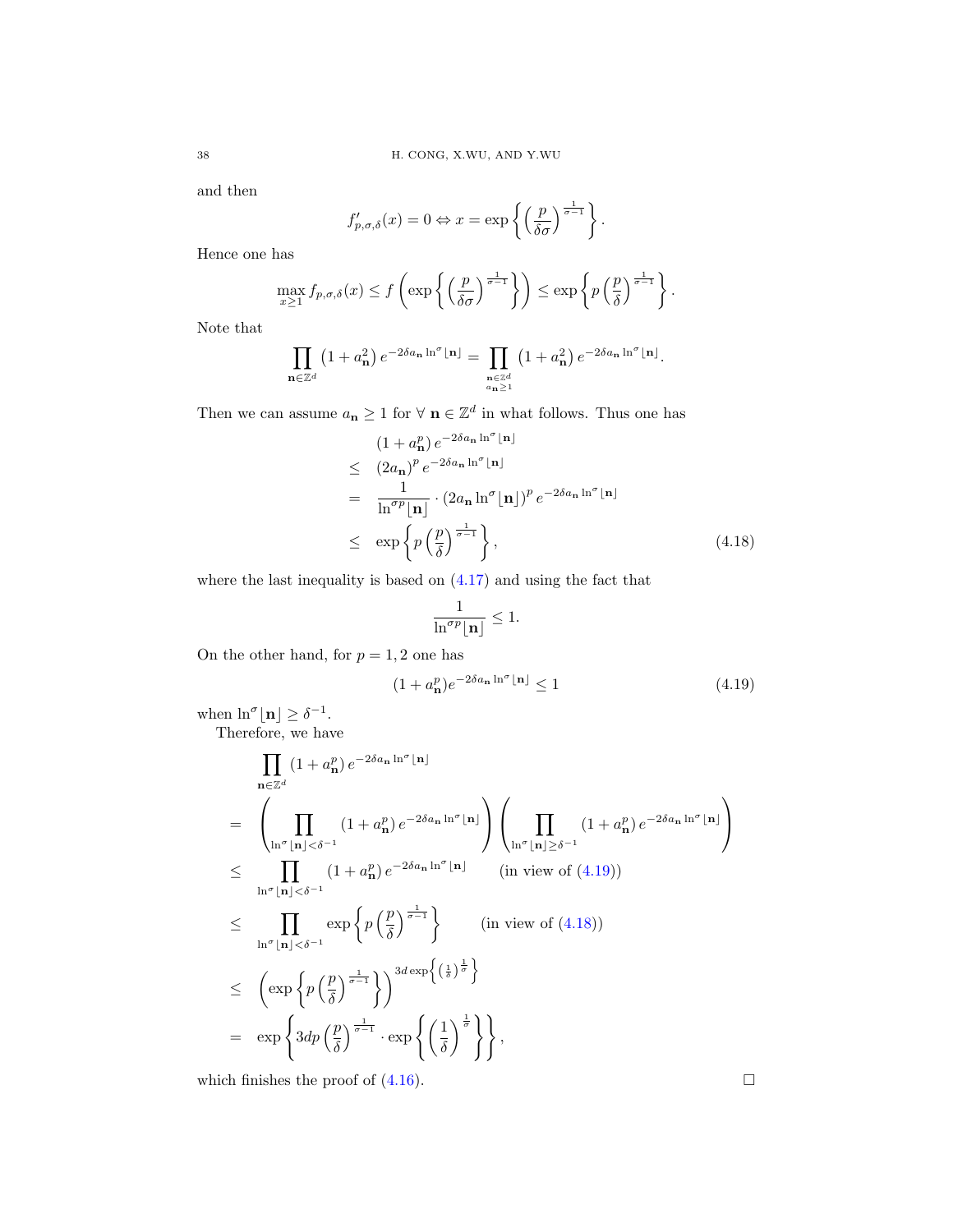and then

$$f'_{p,\sigma,\delta}(x) = 0 \Leftrightarrow x = \exp\left\{\left(\frac{p}{\delta\sigma}\right)^{\frac{1}{\sigma-1}}\right\}.$$

Hence one has

$$\max_{x\geq 1} f_{p,\sigma,\delta}(x) \leq f\left(\exp\left\{\left(\frac{p}{\delta\sigma}\right)^{\frac{1}{\sigma-1}}\right\}\right) \leq \exp\left\{p\left(\frac{p}{\delta}\right)^{\frac{1}{\sigma-1}}\right\}.$$

Note that

$$\prod_{\mathbf{n}\in\mathbb{Z}^d}\left(1+a_{\mathbf{n}}^2\right)e^{-2\delta a_{\mathbf{n}}\ln^{\sigma}\lfloor\mathbf{n}\rfloor} = \prod_{\substack{\mathbf{n}\in\mathbb{Z}^d\\ a_{\mathbf{n}}\geq 1}}\left(1+a_{\mathbf{n}}^2\right)e^{-2\delta a_{\mathbf{n}}\ln^{\sigma}\lfloor\mathbf{n}\rfloor}.$$

Then we can assume $a_{\mathbf{n}}\geq 1$ for $\forall\ \mathbf{n}\in\mathbb{Z}^d$ in what follows. Thus one has

$$\begin{aligned}
&\left(1+a_{\mathbf{n}}^p\right)e^{-2\delta a_{\mathbf{n}}\ln^{\sigma}\lfloor\mathbf{n}\rfloor}\\
\leq\ & \left(2a_{\mathbf{n}}\right)^p e^{-2\delta a_{\mathbf{n}}\ln^{\sigma}\lfloor\mathbf{n}\rfloor}\\
=\ & \frac{1}{\ln^{\sigma p}\lfloor\mathbf{n}\rfloor}\cdot\left(2a_{\mathbf{n}}\ln^{\sigma}\lfloor\mathbf{n}\rfloor\right)^p e^{-2\delta a_{\mathbf{n}}\ln^{\sigma}\lfloor\mathbf{n}\rfloor}\\
\leq\ & \exp\left\{p\left(\frac{p}{\delta}\right)^{\frac{1}{\sigma-1}}\right\},
\end{aligned}\tag{4.18}$$

where the last inequality is based on (4.17) and using the fact that

$$\frac{1}{\ln^{\sigma p}\lfloor\mathbf{n}\rfloor}\leq 1.$$

On the other hand, for $p=1,2$ one has

$$(1+a_{\mathbf{n}}^p)e^{-2\delta a_{\mathbf{n}}\ln^{\sigma}\lfloor\mathbf{n}\rfloor}\leq 1\tag{4.19}$$

when $\ln^{\sigma}\lfloor\mathbf{n}\rfloor\geq\delta^{-1}$.

Therefore, we have

$$\begin{aligned}
&\prod_{\mathbf{n}\in\mathbb{Z}^d}\left(1+a_{\mathbf{n}}^p\right)e^{-2\delta a_{\mathbf{n}}\ln^{\sigma}\lfloor\mathbf{n}\rfloor}\\
=\ & \left(\prod_{\ln^{\sigma}\lfloor\mathbf{n}\rfloor<\delta^{-1}}\left(1+a_{\mathbf{n}}^p\right)e^{-2\delta a_{\mathbf{n}}\ln^{\sigma}\lfloor\mathbf{n}\rfloor}\right)\left(\prod_{\ln^{\sigma}\lfloor\mathbf{n}\rfloor\geq\delta^{-1}}\left(1+a_{\mathbf{n}}^p\right)e^{-2\delta a_{\mathbf{n}}\ln^{\sigma}\lfloor\mathbf{n}\rfloor}\right)\\
\leq\ & \prod_{\ln^{\sigma}\lfloor\mathbf{n}\rfloor<\delta^{-1}}\left(1+a_{\mathbf{n}}^p\right)e^{-2\delta a_{\mathbf{n}}\ln^{\sigma}\lfloor\mathbf{n}\rfloor}\qquad\text{(in view of (4.19))}\\
\leq\ & \prod_{\ln^{\sigma}\lfloor\mathbf{n}\rfloor<\delta^{-1}}\exp\left\{p\left(\frac{p}{\delta}\right)^{\frac{1}{\sigma-1}}\right\}\qquad\text{(in view of (4.18))}\\
\leq\ & \left(\exp\left\{p\left(\frac{p}{\delta}\right)^{\frac{1}{\sigma-1}}\right\}\right)^{3d\exp\left\{\left(\frac{1}{\delta}\right)^{\frac{1}{\sigma}}\right\}}\\
=\ & \exp\left\{3dp\left(\frac{p}{\delta}\right)^{\frac{1}{\sigma-1}}\cdot\exp\left\{\left(\frac{1}{\delta}\right)^{\frac{1}{\sigma}}\right\}\right\},
\end{aligned}$$

which finishes the proof of (4.16). $\square$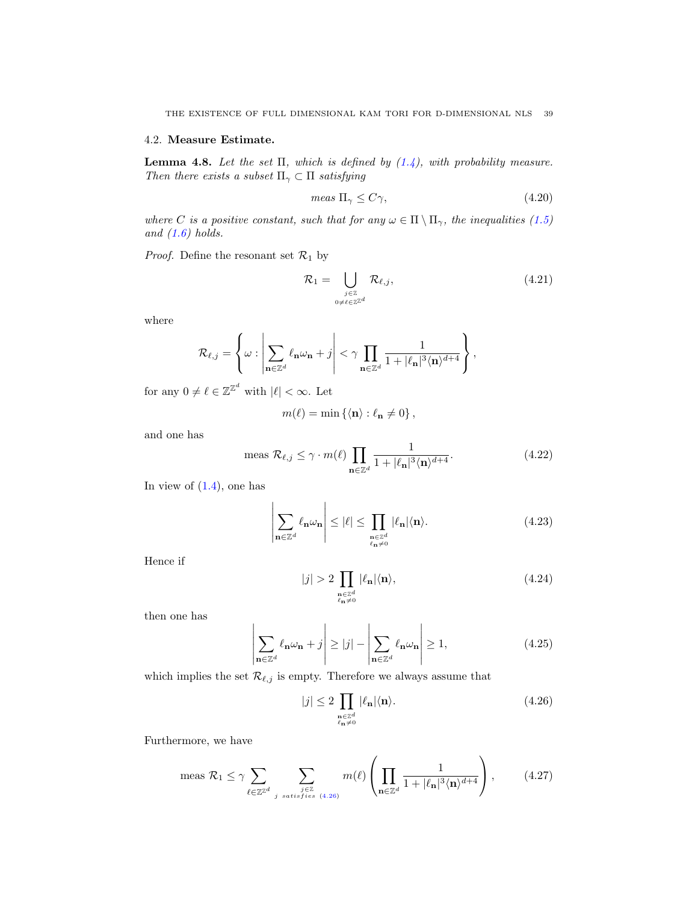## 4.2. Measure Estimate.

**Lemma 4.8.** *Let the set $\Pi$, which is defined by (1.4), with probability measure. Then there exists a subset $\Pi_\gamma \subset \Pi$ satisfying*

$$\textit{meas } \Pi_\gamma \leq C\gamma, \tag{4.20}$$

*where $C$ is a positive constant, such that for any $\omega \in \Pi \setminus \Pi_\gamma$, the inequalities (1.5) and (1.6) holds.*

*Proof.* Define the resonant set $\mathcal{R}_1$ by

$$\mathcal{R}_1 = \bigcup_{\substack{j\in\mathbb{Z}\\ 0\neq \ell\in\mathbb{Z}^{\mathbb{Z}^d}}} \mathcal{R}_{\ell,j}, \tag{4.21}$$

where

$$\mathcal{R}_{\ell,j} = \left\{\omega : \left|\sum_{\mathbf{n}\in\mathbb{Z}^d} \ell_{\mathbf{n}}\omega_{\mathbf{n}} + j\right| < \gamma \prod_{\mathbf{n}\in\mathbb{Z}^d} \frac{1}{1+|\ell_{\mathbf{n}}|^3\langle\mathbf{n}\rangle^{d+4}}\right\},$$

for any $0 \neq \ell \in \mathbb{Z}^{\mathbb{Z}^d}$ with $|\ell| < \infty$. Let

$$m(\ell) = \min\left\{\langle\mathbf{n}\rangle : \ell_{\mathbf{n}} \neq 0\right\},$$

and one has

$$\text{meas } \mathcal{R}_{\ell,j} \leq \gamma \cdot m(\ell) \prod_{\mathbf{n}\in\mathbb{Z}^d} \frac{1}{1+|\ell_{\mathbf{n}}|^3\langle\mathbf{n}\rangle^{d+4}}. \tag{4.22}$$

In view of (1.4), one has

$$\left|\sum_{\mathbf{n}\in\mathbb{Z}^d} \ell_{\mathbf{n}}\omega_{\mathbf{n}}\right| \leq |\ell| \leq \prod_{\substack{\mathbf{n}\in\mathbb{Z}^d\\ \ell_{\mathbf{n}}\neq 0}} |\ell_{\mathbf{n}}|\langle\mathbf{n}\rangle. \tag{4.23}$$

Hence if

$$|j| > 2\prod_{\substack{\mathbf{n}\in\mathbb{Z}^d\\ \ell_{\mathbf{n}}\neq 0}} |\ell_{\mathbf{n}}|\langle\mathbf{n}\rangle, \tag{4.24}$$

then one has

$$\left|\sum_{\mathbf{n}\in\mathbb{Z}^d} \ell_{\mathbf{n}}\omega_{\mathbf{n}} + j\right| \geq |j| - \left|\sum_{\mathbf{n}\in\mathbb{Z}^d} \ell_{\mathbf{n}}\omega_{\mathbf{n}}\right| \geq 1, \tag{4.25}$$

which implies the set $\mathcal{R}_{\ell,j}$ is empty. Therefore we always assume that

$$|j| \leq 2\prod_{\substack{\mathbf{n}\in\mathbb{Z}^d\\ \ell_{\mathbf{n}}\neq 0}} |\ell_{\mathbf{n}}|\langle\mathbf{n}\rangle. \tag{4.26}$$

Furthermore, we have

$$\text{meas } \mathcal{R}_1 \leq \gamma \sum_{\ell\in\mathbb{Z}^{\mathbb{Z}^d}} \sum_{\substack{j\in\mathbb{Z}\\ j \textit{ satisfies } (4.26)}} m(\ell)\left(\prod_{\mathbf{n}\in\mathbb{Z}^d} \frac{1}{1+|\ell_{\mathbf{n}}|^3\langle\mathbf{n}\rangle^{d+4}}\right), \tag{4.27}$$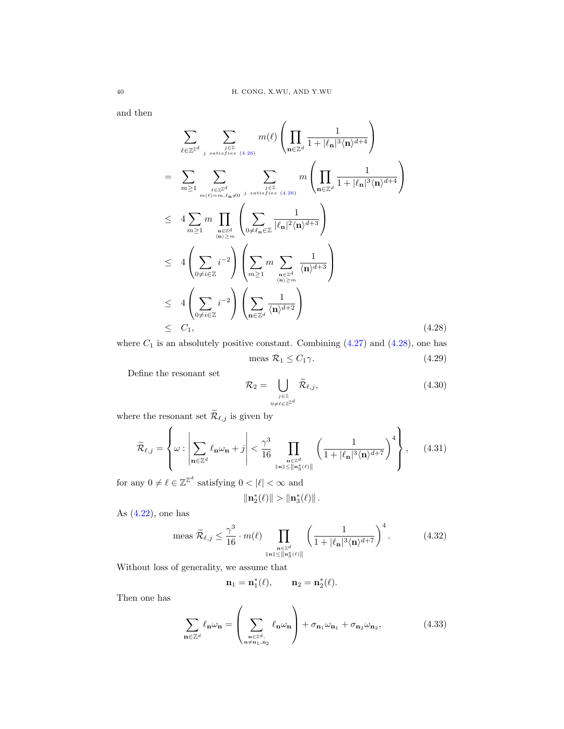and then

$$
\begin{aligned}
&\sum_{\ell\in\mathbb{Z}^{\mathbb{Z}^d}}\ \sum_{\substack{j\in\mathbb{Z}\\ j\ satisfies\ (4.26)}} m(\ell)\left(\prod_{\mathbf{n}\in\mathbb{Z}^d}\frac{1}{1+|\ell_{\mathbf{n}}|^3\langle\mathbf{n}\rangle^{d+4}}\right)\\
=&\ \sum_{m\geq 1}\ \sum_{\substack{\ell\in\mathbb{Z}^{\mathbb{Z}^d}\\ m(\ell)=m,\ell_{\mathbf{n}}\neq 0}}\ \sum_{\substack{j\in\mathbb{Z}\\ j\ satisfies\ (4.26)}} m\left(\prod_{\mathbf{n}\in\mathbb{Z}^d}\frac{1}{1+|\ell_{\mathbf{n}}|^3\langle\mathbf{n}\rangle^{d+4}}\right)\\
\leq&\ 4\sum_{m\geq 1} m\prod_{\substack{\mathbf{n}\in\mathbb{Z}^d\\ \langle\mathbf{n}\rangle\geq m}}\left(\sum_{0\neq\ell_{\mathbf{n}}\in\mathbb{Z}}\frac{1}{|\ell_{\mathbf{n}}|^2\langle\mathbf{n}\rangle^{d+3}}\right)\\
\leq&\ 4\left(\sum_{0\neq i\in\mathbb{Z}} i^{-2}\right)\left(\sum_{m\geq 1} m\sum_{\substack{\mathbf{n}\in\mathbb{Z}^d\\ \langle\mathbf{n}\rangle\geq m}}\frac{1}{\langle\mathbf{n}\rangle^{d+3}}\right)\\
\leq&\ 4\left(\sum_{0\neq i\in\mathbb{Z}} i^{-2}\right)\left(\sum_{\mathbf{n}\in\mathbb{Z}^d}\frac{1}{\langle\mathbf{n}\rangle^{d+2}}\right)\\
\leq&\ C_1,
\end{aligned}
\tag{4.28}
$$

where $C_1$ is an absolutely positive constant. Combining (4.27) and (4.28), one has

$$\text{meas }\mathcal{R}_1\leq C_1\gamma. \tag{4.29}$$

Define the resonant set

$$\mathcal{R}_2=\bigcup_{\substack{j\in\mathbb{Z}\\ 0\neq\ell\in\mathbb{Z}^{\mathbb{Z}^d}}}\widetilde{\mathcal{R}}_{\ell,j}, \tag{4.30}$$

where the resonant set $\widetilde{\mathcal{R}}_{\ell,j}$ is given by

$$\widetilde{\mathcal{R}}_{\ell,j}=\left\{\omega:\left|\sum_{\mathbf{n}\in\mathbb{Z}^d}\ell_{\mathbf{n}}\omega_{\mathbf{n}}+j\right|<\frac{\gamma^3}{16}\prod_{\substack{\mathbf{n}\in\mathbb{Z}^d\\ \|\mathbf{n}\|\leq\|\mathbf{n}_3^*(\ell)\|}}\left(\frac{1}{1+|\ell_{\mathbf{n}}|^3\langle\mathbf{n}\rangle^{d+7}}\right)^4\right\}, \tag{4.31}$$

for any $0\neq\ell\in\mathbb{Z}^{\mathbb{Z}^d}$ satisfying $0<|\ell|<\infty$ and

$$\|\mathbf{n}_2^*(\ell)\|>\|\mathbf{n}_3^*(\ell)\|.$$

As (4.22), one has

$$\text{meas }\widetilde{\mathcal{R}}_{\ell,j}\leq\frac{\gamma^3}{16}\cdot m(\ell)\prod_{\substack{\mathbf{n}\in\mathbb{Z}^d\\ \|\mathbf{n}\|\leq\|\mathbf{n}_3^*(\ell)\|}}\left(\frac{1}{1+|\ell_{\mathbf{n}}|^3\langle\mathbf{n}\rangle^{d+7}}\right)^4. \tag{4.32}$$

Without loss of generality, we assume that

$$\mathbf{n}_1=\mathbf{n}_1^*(\ell),\qquad \mathbf{n}_2=\mathbf{n}_2^*(\ell).$$

Then one has

$$\sum_{\mathbf{n}\in\mathbb{Z}^d}\ell_{\mathbf{n}}\omega_{\mathbf{n}}=\left(\sum_{\substack{\mathbf{n}\in\mathbb{Z}^d,\\ \mathbf{n}\neq\mathbf{n}_1,\mathbf{n}_2}}\ell_{\mathbf{n}}\omega_{\mathbf{n}}\right)+\sigma_{\mathbf{n}_1}\omega_{\mathbf{n}_1}+\sigma_{\mathbf{n}_2}\omega_{\mathbf{n}_2}, \tag{4.33}$$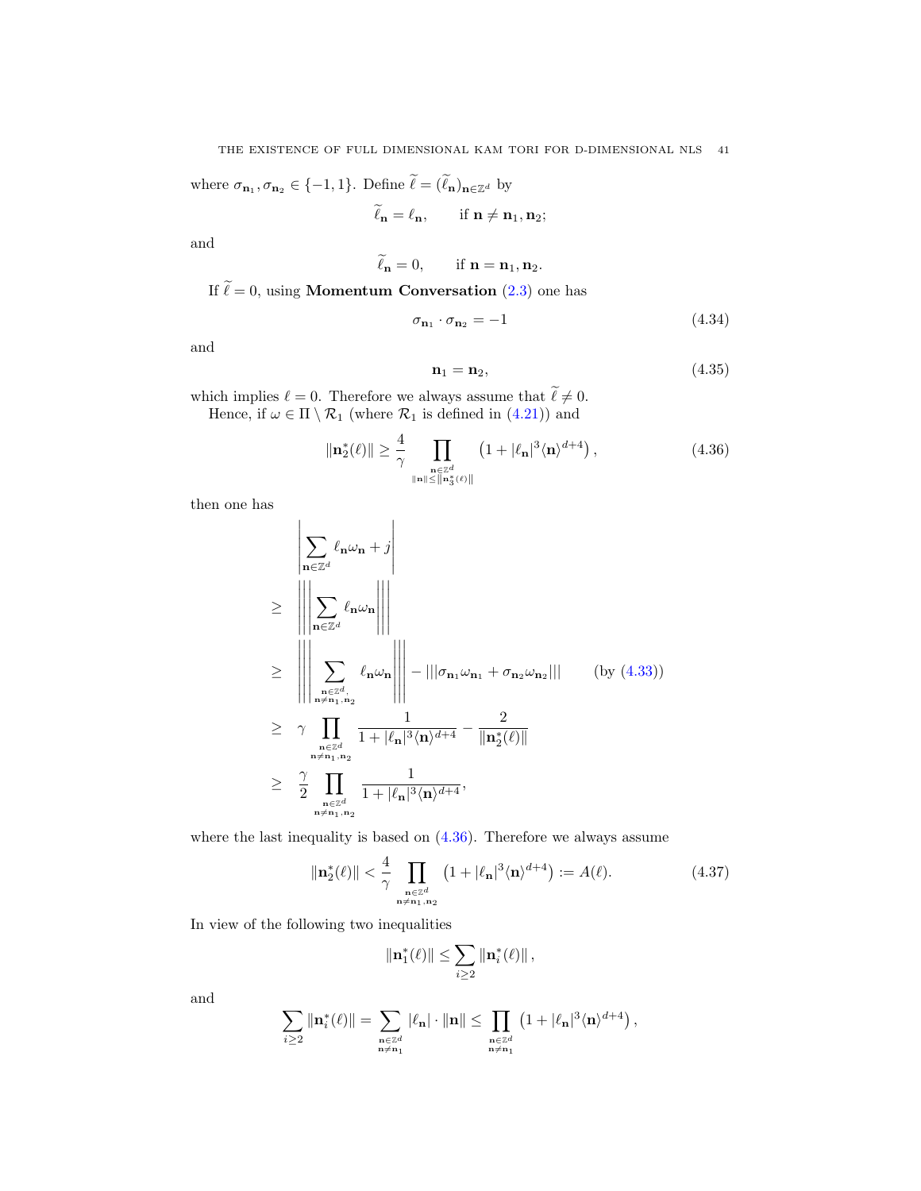where $\sigma_{\mathbf{n}_1}, \sigma_{\mathbf{n}_2} \in \{-1, 1\}$. Define $\widetilde{\ell} = (\widetilde{\ell}_{\mathbf{n}})_{\mathbf{n}\in\mathbb{Z}^d}$ by

$$\widetilde{\ell}_{\mathbf{n}} = \ell_{\mathbf{n}}, \qquad \text{if } \mathbf{n} \neq \mathbf{n}_1, \mathbf{n}_2;$$

and

$$\widetilde{\ell}_{\mathbf{n}} = 0, \qquad \text{if } \mathbf{n} = \mathbf{n}_1, \mathbf{n}_2.$$

If $\widetilde{\ell} = 0$, using **Momentum Conversation** (2.3) one has

$$\sigma_{\mathbf{n}_1} \cdot \sigma_{\mathbf{n}_2} = -1 \tag{4.34}$$

and

$$\mathbf{n}_1 = \mathbf{n}_2, \tag{4.35}$$

which implies $\ell = 0$. Therefore we always assume that $\widetilde{\ell} \neq 0$.

Hence, if $\omega \in \Pi \setminus \mathcal{R}_1$ (where $\mathcal{R}_1$ is defined in (4.21)) and

$$\|\mathbf{n}_2^*(\ell)\| \geq \frac{4}{\gamma} \prod_{\substack{\mathbf{n}\in\mathbb{Z}^d \\ \|\mathbf{n}\| \leq \|\mathbf{n}_3^*(\ell)\|}} \left(1 + |\ell_{\mathbf{n}}|^3 \langle \mathbf{n} \rangle^{d+4}\right), \tag{4.36}$$

then one has

$$\begin{aligned}
&\left|\sum_{\mathbf{n}\in\mathbb{Z}^d} \ell_{\mathbf{n}}\omega_{\mathbf{n}} + j\right| \\
\geq\ & \left|\left|\left|\sum_{\mathbf{n}\in\mathbb{Z}^d} \ell_{\mathbf{n}}\omega_{\mathbf{n}}\right|\right|\right| \\
\geq\ & \left|\left|\left|\sum_{\substack{\mathbf{n}\in\mathbb{Z}^d, \\ \mathbf{n}\neq\mathbf{n}_1,\mathbf{n}_2}} \ell_{\mathbf{n}}\omega_{\mathbf{n}}\right|\right|\right| - |||\sigma_{\mathbf{n}_1}\omega_{\mathbf{n}_1} + \sigma_{\mathbf{n}_2}\omega_{\mathbf{n}_2}||| \qquad \text{(by (4.33))} \\
\geq\ & \gamma \prod_{\substack{\mathbf{n}\in\mathbb{Z}^d \\ \mathbf{n}\neq\mathbf{n}_1,\mathbf{n}_2}} \frac{1}{1 + |\ell_{\mathbf{n}}|^3 \langle \mathbf{n} \rangle^{d+4}} - \frac{2}{\|\mathbf{n}_2^*(\ell)\|} \\
\geq\ & \frac{\gamma}{2} \prod_{\substack{\mathbf{n}\in\mathbb{Z}^d \\ \mathbf{n}\neq\mathbf{n}_1,\mathbf{n}_2}} \frac{1}{1 + |\ell_{\mathbf{n}}|^3 \langle \mathbf{n} \rangle^{d+4}},
\end{aligned}$$

where the last inequality is based on (4.36). Therefore we always assume

$$\|\mathbf{n}_2^*(\ell)\| < \frac{4}{\gamma} \prod_{\substack{\mathbf{n}\in\mathbb{Z}^d \\ \mathbf{n}\neq\mathbf{n}_1,\mathbf{n}_2}} \left(1 + |\ell_{\mathbf{n}}|^3 \langle \mathbf{n} \rangle^{d+4}\right) := A(\ell). \tag{4.37}$$

In view of the following two inequalities

$$\|\mathbf{n}_1^*(\ell)\| \leq \sum_{i\geq 2} \|\mathbf{n}_i^*(\ell)\|,$$

and

$$\sum_{i\geq 2} \|\mathbf{n}_i^*(\ell)\| = \sum_{\substack{\mathbf{n}\in\mathbb{Z}^d \\ \mathbf{n}\neq\mathbf{n}_1}} |\ell_{\mathbf{n}}| \cdot \|\mathbf{n}\| \leq \prod_{\substack{\mathbf{n}\in\mathbb{Z}^d \\ \mathbf{n}\neq\mathbf{n}_1}} \left(1 + |\ell_{\mathbf{n}}|^3 \langle \mathbf{n} \rangle^{d+4}\right),$$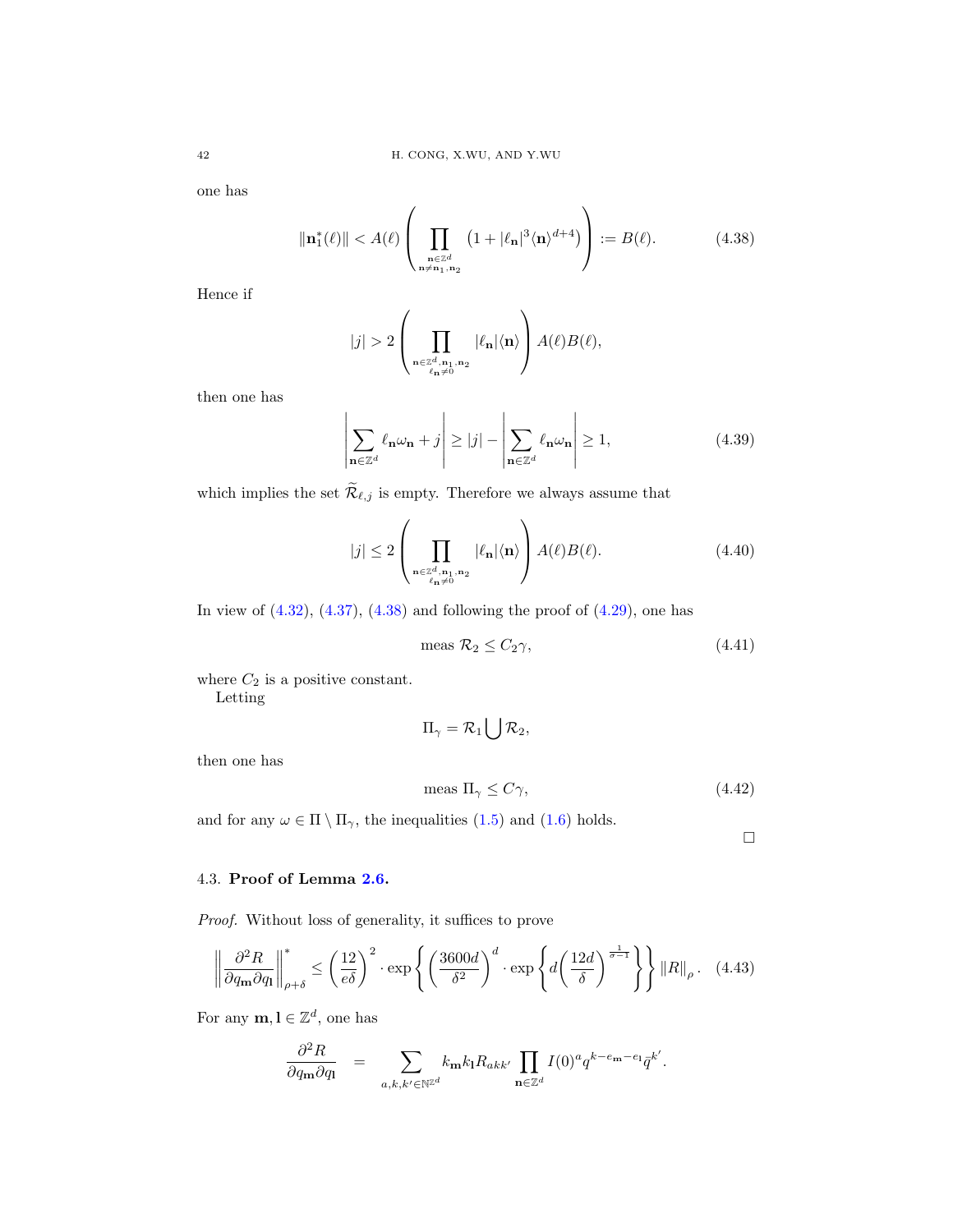one has

$$\|\mathbf{n}_1^*(\ell)\| < A(\ell)\left(\prod_{\substack{\mathbf{n}\in\mathbb{Z}^d\\ \mathbf{n}\neq\mathbf{n}_1,\mathbf{n}_2}}\left(1+|\ell_{\mathbf{n}}|^3\langle\mathbf{n}\rangle^{d+4}\right)\right) := B(\ell). \tag{4.38}$$

Hence if

$$|j| > 2\left(\prod_{\substack{\mathbf{n}\in\mathbb{Z}^d,\mathbf{n}_1,\mathbf{n}_2\\ \ell_{\mathbf{n}}\neq 0}}|\ell_{\mathbf{n}}|\langle\mathbf{n}\rangle\right)A(\ell)B(\ell),$$

then one has

$$\left|\sum_{\mathbf{n}\in\mathbb{Z}^d}\ell_{\mathbf{n}}\omega_{\mathbf{n}}+j\right| \geq |j|-\left|\sum_{\mathbf{n}\in\mathbb{Z}^d}\ell_{\mathbf{n}}\omega_{\mathbf{n}}\right| \geq 1, \tag{4.39}$$

which implies the set $\widetilde{\mathcal{R}}_{\ell,j}$ is empty. Therefore we always assume that

$$|j| \leq 2\left(\prod_{\substack{\mathbf{n}\in\mathbb{Z}^d,\mathbf{n}_1,\mathbf{n}_2\\ \ell_{\mathbf{n}}\neq 0}}|\ell_{\mathbf{n}}|\langle\mathbf{n}\rangle\right)A(\ell)B(\ell). \tag{4.40}$$

In view of (4.32), (4.37), (4.38) and following the proof of (4.29), one has

$$\text{meas } \mathcal{R}_2 \leq C_2\gamma, \tag{4.41}$$

where $C_2$ is a positive constant.

Letting

$$\Pi_\gamma = \mathcal{R}_1\bigcup\mathcal{R}_2,$$

then one has

$$\text{meas } \Pi_\gamma \leq C\gamma, \tag{4.42}$$

and for any $\omega\in\Pi\setminus\Pi_\gamma$, the inequalities (1.5) and (1.6) holds.

□

### 4.3. **Proof of Lemma 2.6.**

*Proof.* Without loss of generality, it suffices to prove

$$\left\|\frac{\partial^2 R}{\partial q_{\mathbf{m}}\partial q_{\mathbf{l}}}\right\|_{\rho+\delta}^* \leq \left(\frac{12}{e\delta}\right)^2\cdot\exp\left\{\left(\frac{3600d}{\delta^2}\right)^d\cdot\exp\left\{d\left(\frac{12d}{\delta}\right)^{\frac{1}{\sigma-1}}\right\}\right\}\|R\|_\rho. \tag{4.43}$$

For any $\mathbf{m},\mathbf{l}\in\mathbb{Z}^d$, one has

$$\frac{\partial^2 R}{\partial q_{\mathbf{m}}\partial q_{\mathbf{l}}} = \sum_{a,k,k'\in\mathbb{N}^{\mathbb{Z}^d}} k_{\mathbf{m}}k_{\mathbf{l}}R_{akk'}\prod_{\mathbf{n}\in\mathbb{Z}^d}I(0)^a q^{k-e_{\mathbf{m}}-e_{\mathbf{l}}}\bar{q}^{k'}.$$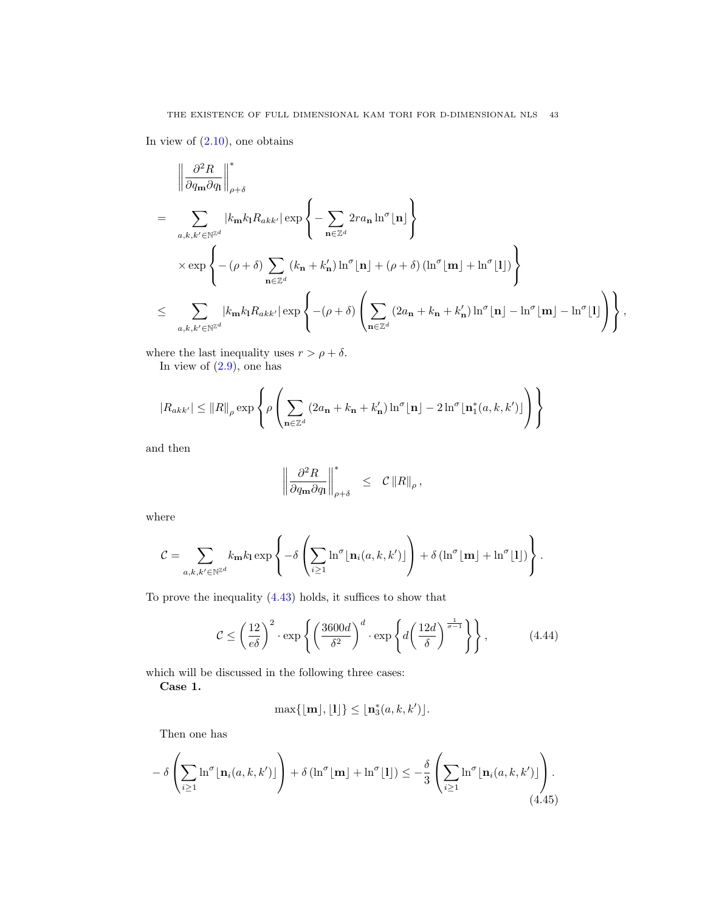In view of (2.10), one obtains

$$
\begin{aligned}
&\left\|\frac{\partial^2 R}{\partial q_{\mathbf{m}}\partial q_{\mathbf{l}}}\right\|^*_{\rho+\delta}\\
=&\sum_{a,k,k'\in\mathbb{N}^{\mathbb{Z}^d}}|k_{\mathbf{m}}k_{\mathbf{l}}R_{akk'}|\exp\left\{-\sum_{\mathbf{n}\in\mathbb{Z}^d}2ra_{\mathbf{n}}\ln^{\sigma}\lfloor\mathbf{n}\rceil\right\}\\
&\times\exp\left\{-(\rho+\delta)\sum_{\mathbf{n}\in\mathbb{Z}^d}(k_{\mathbf{n}}+k'_{\mathbf{n}})\ln^{\sigma}\lfloor\mathbf{n}\rceil+(\rho+\delta)\left(\ln^{\sigma}\lfloor\mathbf{m}\rceil+\ln^{\sigma}\lfloor\mathbf{l}\rceil\right)\right\}\\
\leq&\sum_{a,k,k'\in\mathbb{N}^{\mathbb{Z}^d}}|k_{\mathbf{m}}k_{\mathbf{l}}R_{akk'}|\exp\left\{-(\rho+\delta)\left(\sum_{\mathbf{n}\in\mathbb{Z}^d}(2a_{\mathbf{n}}+k_{\mathbf{n}}+k'_{\mathbf{n}})\ln^{\sigma}\lfloor\mathbf{n}\rceil-\ln^{\sigma}\lfloor\mathbf{m}\rceil-\ln^{\sigma}\lfloor\mathbf{l}\rceil\right)\right\},
\end{aligned}
$$

where the last inequality uses $r>\rho+\delta$.

In view of (2.9), one has

$$
|R_{akk'}|\leq\|R\|_{\rho}\exp\left\{\rho\left(\sum_{\mathbf{n}\in\mathbb{Z}^d}(2a_{\mathbf{n}}+k_{\mathbf{n}}+k'_{\mathbf{n}})\ln^{\sigma}\lfloor\mathbf{n}\rceil-2\ln^{\sigma}\lfloor\mathbf{n}_1^*(a,k,k')\rceil\right)\right\}
$$

and then

$$
\left\|\frac{\partial^2 R}{\partial q_{\mathbf{m}}\partial q_{\mathbf{l}}}\right\|^*_{\rho+\delta}\leq\mathcal{C}\|R\|_{\rho},
$$

where

$$
\mathcal{C}=\sum_{a,k,k'\in\mathbb{N}^{\mathbb{Z}^d}}k_{\mathbf{m}}k_{\mathbf{l}}\exp\left\{-\delta\left(\sum_{i\geq1}\ln^{\sigma}\lfloor\mathbf{n}_i(a,k,k')\rceil\right)+\delta\left(\ln^{\sigma}\lfloor\mathbf{m}\rceil+\ln^{\sigma}\lfloor\mathbf{l}\rceil\right)\right\}.
$$

To prove the inequality (4.43) holds, it suffices to show that

$$
\mathcal{C}\leq\left(\frac{12}{e\delta}\right)^2\cdot\exp\left\{\left(\frac{3600d}{\delta^2}\right)^d\cdot\exp\left\{d\left(\frac{12d}{\delta}\right)^{\frac{1}{\sigma-1}}\right\}\right\},\tag{4.44}
$$

which will be discussed in the following three cases:

**Case 1.**

$$
\max\{\lfloor\mathbf{m}\rceil,\lfloor\mathbf{l}\rceil\}\leq\lfloor\mathbf{n}_3^*(a,k,k')\rceil.
$$

Then one has

$$
-\delta\left(\sum_{i\geq1}\ln^{\sigma}\lfloor\mathbf{n}_i(a,k,k')\rceil\right)+\delta\left(\ln^{\sigma}\lfloor\mathbf{m}\rceil+\ln^{\sigma}\lfloor\mathbf{l}\rceil\right)\leq-\frac{\delta}{3}\left(\sum_{i\geq1}\ln^{\sigma}\lfloor\mathbf{n}_i(a,k,k')\rceil\right).\tag{4.45}
$$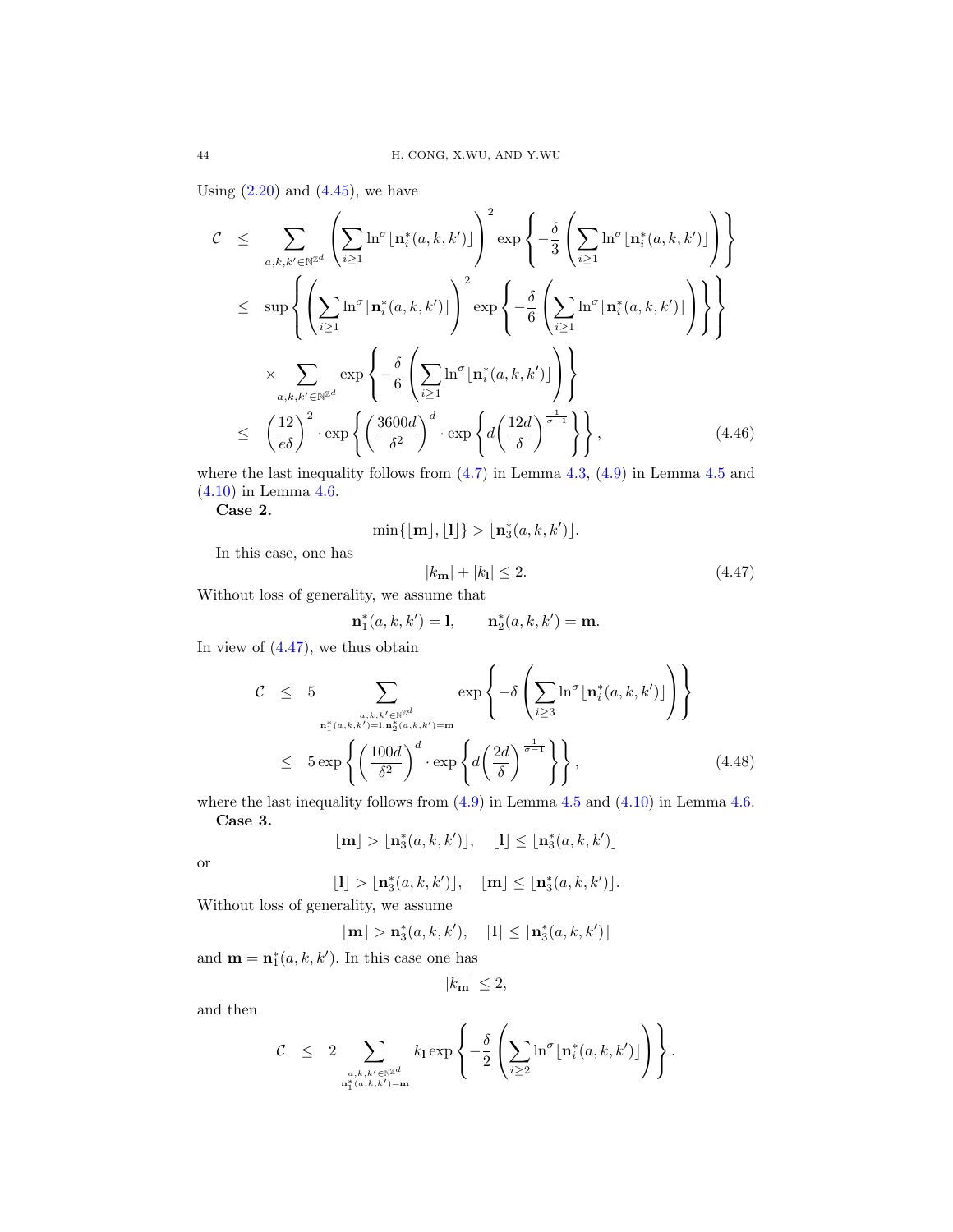Using (2.20) and (4.45), we have

$$
\begin{aligned}
\mathcal{C} &\leq \sum_{a,k,k'\in\mathbb{N}^{\mathbb{Z}^d}} \left(\sum_{i\geq 1}\ln^{\sigma}\lfloor \mathbf{n}_i^*(a,k,k')\rfloor\right)^2 \exp\left\{-\frac{\delta}{3}\left(\sum_{i\geq 1}\ln^{\sigma}\lfloor \mathbf{n}_i^*(a,k,k')\rfloor\right)\right\}\\
&\leq \sup\left\{\left(\sum_{i\geq 1}\ln^{\sigma}\lfloor \mathbf{n}_i^*(a,k,k')\rfloor\right)^2 \exp\left\{-\frac{\delta}{6}\left(\sum_{i\geq 1}\ln^{\sigma}\lfloor \mathbf{n}_i^*(a,k,k')\rfloor\right)\right\}\right\}\\
&\quad\times \sum_{a,k,k'\in\mathbb{N}^{\mathbb{Z}^d}} \exp\left\{-\frac{\delta}{6}\left(\sum_{i\geq 1}\ln^{\sigma}\lfloor \mathbf{n}_i^*(a,k,k')\rfloor\right)\right\}\\
&\leq \left(\frac{12}{e\delta}\right)^2\cdot \exp\left\{\left(\frac{3600d}{\delta^2}\right)^d\cdot \exp\left\{d\left(\frac{12d}{\delta}\right)^{\frac{1}{\sigma-1}}\right\}\right\},
\end{aligned}
\tag{4.46}
$$

where the last inequality follows from (4.7) in Lemma 4.3, (4.9) in Lemma 4.5 and (4.10) in Lemma 4.6.

**Case 2.**

$$
\min\{\lfloor \mathbf{m}\rfloor, \lfloor \mathbf{l}\rfloor\} > \lfloor \mathbf{n}_3^*(a,k,k')\rfloor.
$$

In this case, one has

$$
|k_{\mathbf{m}}| + |k_{\mathbf{l}}| \leq 2. \tag{4.47}
$$

Without loss of generality, we assume that

$$
\mathbf{n}_1^*(a,k,k') = \mathbf{l}, \qquad \mathbf{n}_2^*(a,k,k') = \mathbf{m}.
$$

In view of (4.47), we thus obtain

$$
\begin{aligned}
\mathcal{C} &\leq 5 \sum_{\substack{a,k,k'\in\mathbb{N}^{\mathbb{Z}^d}\\ \mathbf{n}_1^*(a,k,k')=\mathbf{l},\mathbf{n}_2^*(a,k,k')=\mathbf{m}}} \exp\left\{-\delta\left(\sum_{i\geq 3}\ln^{\sigma}\lfloor \mathbf{n}_i^*(a,k,k')\rfloor\right)\right\}\\
&\leq 5\exp\left\{\left(\frac{100d}{\delta^2}\right)^d\cdot \exp\left\{d\left(\frac{2d}{\delta}\right)^{\frac{1}{\sigma-1}}\right\}\right\},
\end{aligned}
\tag{4.48}
$$

where the last inequality follows from (4.9) in Lemma 4.5 and (4.10) in Lemma 4.6.

**Case 3.**

$$
\lfloor \mathbf{m}\rfloor > \lfloor \mathbf{n}_3^*(a,k,k')\rfloor, \quad \lfloor \mathbf{l}\rfloor \leq \lfloor \mathbf{n}_3^*(a,k,k')\rfloor
$$

or

$$
\lfloor \mathbf{l}\rfloor > \lfloor \mathbf{n}_3^*(a,k,k')\rfloor, \quad \lfloor \mathbf{m}\rfloor \leq \lfloor \mathbf{n}_3^*(a,k,k')\rfloor.
$$

Without loss of generality, we assume

$$
\lfloor \mathbf{m}\rfloor > \mathbf{n}_3^*(a,k,k'), \quad \lfloor \mathbf{l}\rfloor \leq \lfloor \mathbf{n}_3^*(a,k,k')\rfloor
$$

and $\mathbf{m} = \mathbf{n}_1^*(a,k,k')$. In this case one has

$$
|k_{\mathbf{m}}| \leq 2,
$$

and then

$$
\mathcal{C} \leq 2 \sum_{\substack{a,k,k'\in\mathbb{N}^{\mathbb{Z}^d}\\ \mathbf{n}_1^*(a,k,k')=\mathbf{m}}} k_{\mathbf{l}} \exp\left\{-\frac{\delta}{2}\left(\sum_{i\geq 2}\ln^{\sigma}\lfloor \mathbf{n}_i^*(a,k,k')\rfloor\right)\right\}.
$$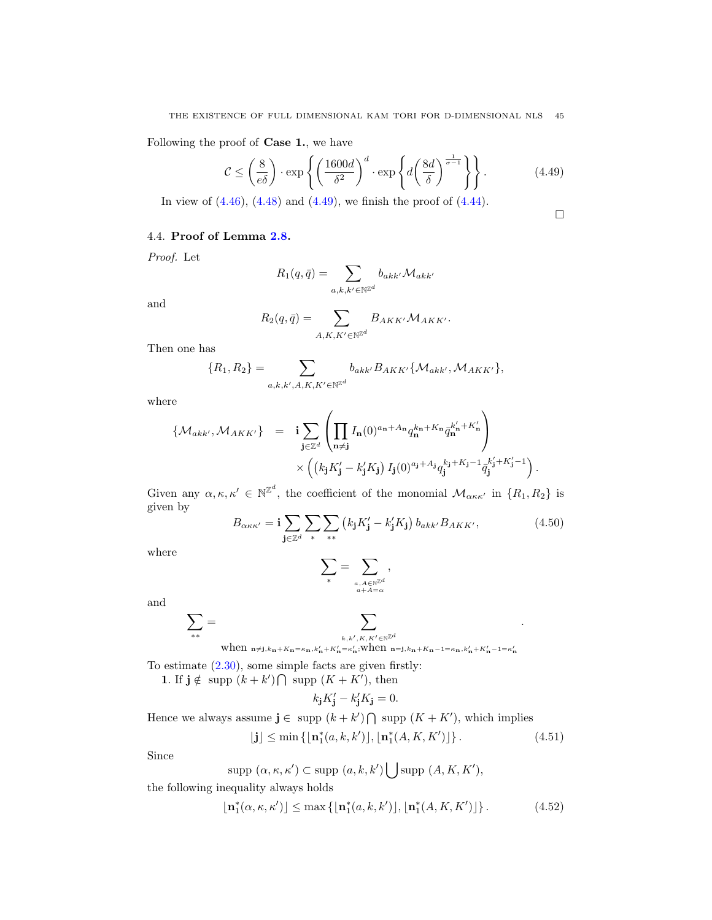Following the proof of **Case 1.**, we have

$$\mathcal{C} \leq \left(\frac{8}{e\delta}\right) \cdot \exp\left\{\left(\frac{1600d}{\delta^2}\right)^d \cdot \exp\left\{d\left(\frac{8d}{\delta}\right)^{\frac{1}{\sigma-1}}\right\}\right\}. \tag{4.49}$$

In view of (4.46), (4.48) and (4.49), we finish the proof of (4.44).

□

### 4.4. Proof of Lemma 2.8.

*Proof.* Let

$$R_1(q,\bar{q}) = \sum_{a,k,k' \in \mathbb{N}^{\mathbb{Z}^d}} b_{akk'} \mathcal{M}_{akk'}$$

and

$$R_2(q,\bar{q}) = \sum_{A,K,K' \in \mathbb{N}^{\mathbb{Z}^d}} B_{AKK'} \mathcal{M}_{AKK'}.$$

Then one has

$$\{R_1, R_2\} = \sum_{a,k,k',A,K,K' \in \mathbb{N}^{\mathbb{Z}^d}} b_{akk'} B_{AKK'} \{\mathcal{M}_{akk'}, \mathcal{M}_{AKK'}\},$$

where

$$\begin{aligned}
\{\mathcal{M}_{akk'}, \mathcal{M}_{AKK'}\} \;&=\; \mathbf{i} \sum_{\mathbf{j} \in \mathbb{Z}^d} \left(\prod_{\mathbf{n} \neq \mathbf{j}} I_{\mathbf{n}}(0)^{a_{\mathbf{n}}+A_{\mathbf{n}}} q_{\mathbf{n}}^{k_{\mathbf{n}}+K_{\mathbf{n}}} \bar{q}_{\mathbf{n}}^{k'_{\mathbf{n}}+K'_{\mathbf{n}}}\right) \\
&\quad \times \left(\left(k_{\mathbf{j}} K'_{\mathbf{j}} - k'_{\mathbf{j}} K_{\mathbf{j}}\right) I_{\mathbf{j}}(0)^{a_{\mathbf{j}}+A_{\mathbf{j}}} q_{\mathbf{j}}^{k_{\mathbf{j}}+K_{\mathbf{j}}-1} \bar{q}_{\mathbf{j}}^{k'_{\mathbf{j}}+K'_{\mathbf{j}}-1}\right).
\end{aligned}$$

Given any $\alpha, \kappa, \kappa' \in \mathbb{N}^{\mathbb{Z}^d}$, the coefficient of the monomial $\mathcal{M}_{\alpha\kappa\kappa'}$ in $\{R_1, R_2\}$ is given by

$$B_{\alpha\kappa\kappa'} = \mathbf{i} \sum_{\mathbf{j} \in \mathbb{Z}^d} \sum_{*} \sum_{**} \left(k_{\mathbf{j}} K'_{\mathbf{j}} - k'_{\mathbf{j}} K_{\mathbf{j}}\right) b_{akk'} B_{AKK'}, \tag{4.50}$$

where

$$\sum_{*} = \sum_{\substack{a,A \in \mathbb{N}^{\mathbb{Z}^d} \\ a+A=\alpha}},$$

and

$$\sum_{**} = \sum_{\substack{k,k',K,K' \in \mathbb{N}^{\mathbb{Z}^d} \\ \text{when } \mathbf{n} \neq \mathbf{j}, k_{\mathbf{n}}+K_{\mathbf{n}}=\kappa_{\mathbf{n}}, k'_{\mathbf{n}}+K'_{\mathbf{n}}=\kappa'_{\mathbf{n}}; \text{when } \mathbf{n}=\mathbf{j}, k_{\mathbf{n}}+K_{\mathbf{n}}-1=\kappa_{\mathbf{n}}, k'_{\mathbf{n}}+K'_{\mathbf{n}}-1=\kappa'_{\mathbf{n}}}}.$$

To estimate (2.30), some simple facts are given firstly:

**1**. If $\mathbf{j} \notin \text{ supp } (k+k') \bigcap \text{ supp } (K+K')$, then

$$k_{\mathbf{j}} K'_{\mathbf{j}} - k'_{\mathbf{j}} K_{\mathbf{j}} = 0.$$

Hence we always assume $\mathbf{j} \in \text{ supp } (k+k') \bigcap \text{ supp } (K+K')$, which implies

$$\lfloor \mathbf{j} \rceil \leq \min\left\{\lfloor \mathbf{n}_1^*(a,k,k') \rceil, \lfloor \mathbf{n}_1^*(A,K,K') \rceil\right\}. \tag{4.51}$$

Since

$$\text{supp } (\alpha,\kappa,\kappa') \subset \text{supp } (a,k,k') \bigcup \text{supp } (A,K,K'),$$

the following inequality always holds

$$\lfloor \mathbf{n}_1^*(\alpha,\kappa,\kappa') \rceil \leq \max\left\{\lfloor \mathbf{n}_1^*(a,k,k') \rceil, \lfloor \mathbf{n}_1^*(A,K,K') \rceil\right\}. \tag{4.52}$$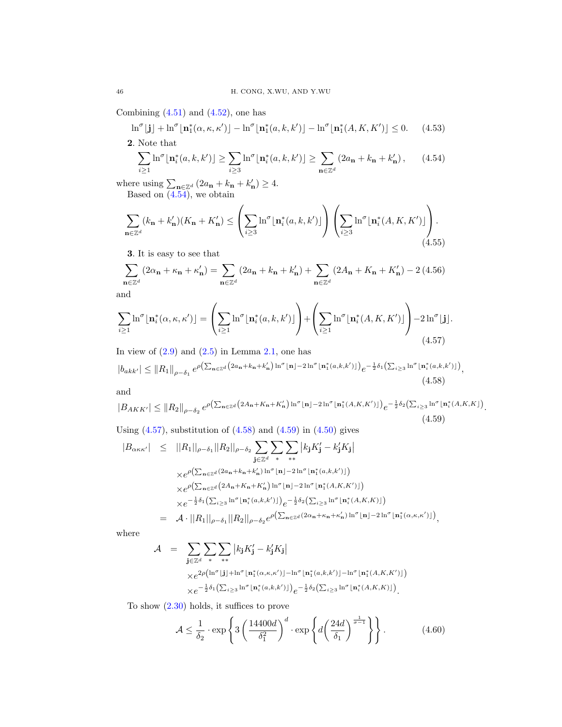Combining (4.51) and (4.52), one has

$$\ln^\sigma\lfloor \mathbf{j}\rfloor + \ln^\sigma\lfloor \mathbf{n}_1^*(\alpha,\kappa,\kappa')\rfloor - \ln^\sigma\lfloor \mathbf{n}_1^*(a,k,k')\rfloor - \ln^\sigma\lfloor \mathbf{n}_1^*(A,K,K')\rfloor \le 0. \tag{4.53}$$

**2**. Note that

$$\sum_{i\ge 1}\ln^\sigma\lfloor \mathbf{n}_i^*(a,k,k')\rfloor \ge \sum_{i\ge 3}\ln^\sigma\lfloor \mathbf{n}_i^*(a,k,k')\rfloor \ge \sum_{\mathbf{n}\in\mathbb{Z}^d}\left(2a_{\mathbf{n}}+k_{\mathbf{n}}+k'_{\mathbf{n}}\right), \tag{4.54}$$

where using $\sum_{\mathbf{n}\in\mathbb{Z}^d}\left(2a_{\mathbf{n}}+k_{\mathbf{n}}+k'_{\mathbf{n}}\right)\ge 4$.

Based on (4.54), we obtain

$$\sum_{\mathbf{n}\in\mathbb{Z}^d}(k_{\mathbf{n}}+k'_{\mathbf{n}})(K_{\mathbf{n}}+K'_{\mathbf{n}}) \le \left(\sum_{i\ge 3}\ln^\sigma\lfloor \mathbf{n}_i^*(a,k,k')\rfloor\right)\left(\sum_{i\ge 3}\ln^\sigma\lfloor \mathbf{n}_i^*(A,K,K')\rfloor\right). \tag{4.55}$$

**3**. It is easy to see that

$$\sum_{\mathbf{n}\in\mathbb{Z}^d}\left(2\alpha_{\mathbf{n}}+\kappa_{\mathbf{n}}+\kappa'_{\mathbf{n}}\right) = \sum_{\mathbf{n}\in\mathbb{Z}^d}\left(2a_{\mathbf{n}}+k_{\mathbf{n}}+k'_{\mathbf{n}}\right) + \sum_{\mathbf{n}\in\mathbb{Z}^d}\left(2A_{\mathbf{n}}+K_{\mathbf{n}}+K'_{\mathbf{n}}\right) - 2 \tag{4.56}$$

and

$$\sum_{i\ge 1}\ln^\sigma\lfloor \mathbf{n}_i^*(\alpha,\kappa,\kappa')\rfloor = \left(\sum_{i\ge 1}\ln^\sigma\lfloor \mathbf{n}_i^*(a,k,k')\rfloor\right) + \left(\sum_{i\ge 1}\ln^\sigma\lfloor \mathbf{n}_i^*(A,K,K')\rfloor\right) - 2\ln^\sigma\lfloor \mathbf{j}\rfloor. \tag{4.57}$$

In view of (2.9) and (2.5) in Lemma 2.1, one has

$$|b_{akk'}| \le \|R_1\|_{\rho-\delta_1} e^{\rho\left(\sum_{\mathbf{n}\in\mathbb{Z}^d}\left(2a_{\mathbf{n}}+k_{\mathbf{n}}+k'_{\mathbf{n}}\right)\ln^\sigma\lfloor\mathbf{n}\rfloor - 2\ln^\sigma\lfloor\mathbf{n}_1^*(a,k,k')\rfloor\right)} e^{-\frac{1}{2}\delta_1\left(\sum_{i\ge 3}\ln^\sigma\lfloor\mathbf{n}_i^*(a,k,k')\rfloor\right)}, \tag{4.58}$$

and

$$|B_{AKK'}| \le \|R_2\|_{\rho-\delta_2} e^{\rho\left(\sum_{\mathbf{n}\in\mathbb{Z}^d}\left(2A_{\mathbf{n}}+K_{\mathbf{n}}+K'_{\mathbf{n}}\right)\ln^\sigma\lfloor\mathbf{n}\rfloor - 2\ln^\sigma\lfloor\mathbf{n}_1^*(A,K,K')\rfloor\right)} e^{-\frac{1}{2}\delta_2\left(\sum_{i\ge 3}\ln^\sigma\lfloor\mathbf{n}_i^*(A,K,K\rfloor\right)}. \tag{4.59}$$

Using (4.57), substitution of (4.58) and (4.59) in (4.50) gives

$$\begin{aligned}
|B_{\alpha\kappa\kappa'}| \;\le\;& ||R_1||_{\rho-\delta_1}||R_2||_{\rho-\delta_2}\sum_{\mathbf{j}\in\mathbb{Z}^d}\sum_{*}\sum_{**}\left|k_{\mathbf{j}}K'_{\mathbf{j}}-k'_{\mathbf{j}}K_{\mathbf{j}}\right| \\
&\times e^{\rho\left(\sum_{\mathbf{n}\in\mathbb{Z}^d}(2a_{\mathbf{n}}+k_{\mathbf{n}}+k'_{\mathbf{n}})\ln^\sigma\lfloor\mathbf{n}\rfloor - 2\ln^\sigma\lfloor\mathbf{n}_1^*(a,k,k')\rfloor\right)} \\
&\times e^{\rho\left(\sum_{\mathbf{n}\in\mathbb{Z}^d}\left(2A_{\mathbf{n}}+K_{\mathbf{n}}+K'_{\mathbf{n}}\right)\ln^\sigma\lfloor\mathbf{n}\rfloor - 2\ln^\sigma\lfloor\mathbf{n}_1^*(A,K,K')\rfloor\right)} \\
&\times e^{-\frac{1}{2}\delta_1\left(\sum_{i\ge 3}\ln^\sigma\lfloor\mathbf{n}_i^*(a,k,k')\rfloor\right)} e^{-\frac{1}{2}\delta_2\left(\sum_{i\ge 3}\ln^\sigma\lfloor\mathbf{n}_i^*(A,K,K)\rfloor\right)} \\
=\;& \mathcal{A}\cdot||R_1||_{\rho-\delta_1}||R_2||_{\rho-\delta_2} e^{\rho\left(\sum_{\mathbf{n}\in\mathbb{Z}^d}(2\alpha_{\mathbf{n}}+\kappa_{\mathbf{n}}+\kappa'_{\mathbf{n}})\ln^\sigma\lfloor\mathbf{n}\rfloor - 2\ln^\sigma\lfloor\mathbf{n}_1^*(\alpha,\kappa,\kappa')\rfloor\right)},
\end{aligned}$$

where

$$\begin{aligned}
\mathcal{A} \;=\;& \sum_{\mathbf{j}\in\mathbb{Z}^d}\sum_{*}\sum_{**}\left|k_{\mathbf{j}}K'_{\mathbf{j}}-k'_{\mathbf{j}}K_{\mathbf{j}}\right| \\
&\times e^{2\rho\left(\ln^\sigma\lfloor\mathbf{j}\rfloor + \ln^\sigma\lfloor\mathbf{n}_1^*(\alpha,\kappa,\kappa')\rfloor - \ln^\sigma\lfloor\mathbf{n}_1^*(a,k,k')\rfloor - \ln^\sigma\lfloor\mathbf{n}_1^*(A,K,K')\rfloor\right)} \\
&\times e^{-\frac{1}{2}\delta_1\left(\sum_{i\ge 3}\ln^\sigma\lfloor\mathbf{n}_i^*(a,k,k')\rfloor\right)} e^{-\frac{1}{2}\delta_2\left(\sum_{i\ge 3}\ln^\sigma\lfloor\mathbf{n}_i^*(A,K,K)\rfloor\right)}.
\end{aligned}$$

To show (2.30) holds, it suffices to prove

$$\mathcal{A} \le \frac{1}{\delta_2}\cdot\exp\left\{3\left(\frac{14400d}{\delta_1^2}\right)^d\cdot\exp\left\{d\left(\frac{24d}{\delta_1}\right)^{\frac{1}{\sigma-1}}\right\}\right\}. \tag{4.60}$$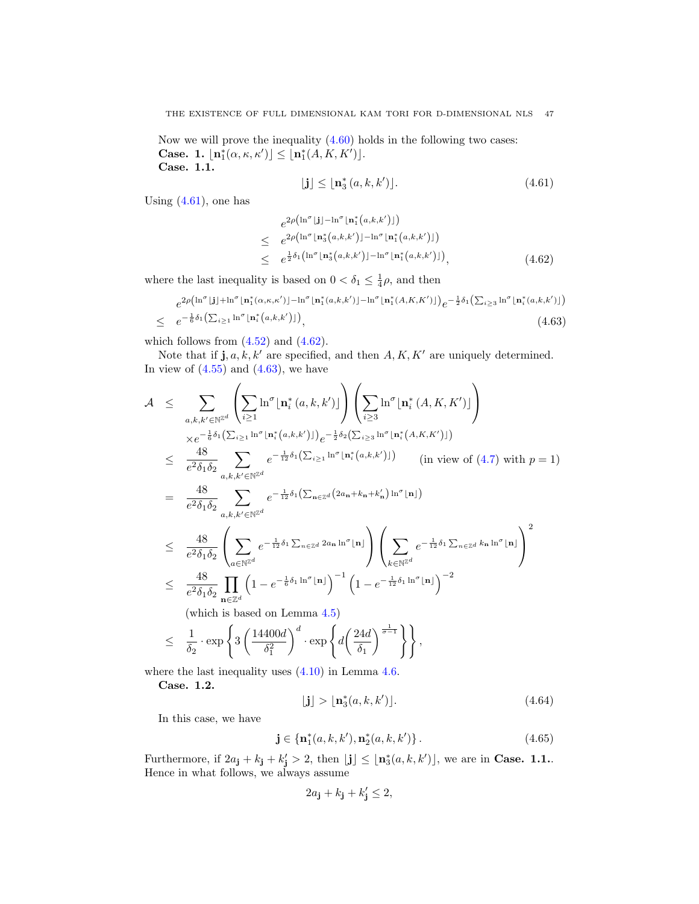Now we will prove the inequality (4.60) holds in the following two cases:
**Case. 1.** $\lfloor \mathbf{n}_1^*(\alpha,\kappa,\kappa')\rfloor \le \lfloor \mathbf{n}_1^*(A,K,K')\rfloor$.
**Case. 1.1.**

$$\lfloor \mathbf{j}\rfloor \le \lfloor \mathbf{n}_3^*(a,k,k')\rfloor. \tag{4.61}$$

Using (4.61), one has

$$\begin{aligned}
& e^{2\rho\left(\ln^\sigma\lfloor \mathbf{j}\rfloor-\ln^\sigma\lfloor \mathbf{n}_1^*(a,k,k')\rfloor\right)}\\
\le\ & e^{2\rho\left(\ln^\sigma\lfloor \mathbf{n}_3^*(a,k,k')\rfloor-\ln^\sigma\lfloor \mathbf{n}_1^*(a,k,k')\rfloor\right)}\\
\le\ & e^{\frac{1}{2}\delta_1\left(\ln^\sigma\lfloor \mathbf{n}_3^*(a,k,k')\rfloor-\ln^\sigma\lfloor \mathbf{n}_1^*(a,k,k')\rfloor\right)},
\end{aligned} \tag{4.62}$$

where the last inequality is based on $0<\delta_1\le\frac{1}{4}\rho$, and then

$$\begin{aligned}
& e^{2\rho\left(\ln^\sigma\lfloor \mathbf{j}\rfloor+\ln^\sigma\lfloor \mathbf{n}_1^*(\alpha,\kappa,\kappa')\rfloor-\ln^\sigma\lfloor \mathbf{n}_1^*(a,k,k')\rfloor-\ln^\sigma\lfloor \mathbf{n}_1^*(A,K,K')\rfloor\right)}e^{-\frac{1}{2}\delta_1\left(\sum_{i\ge3}\ln^\sigma\lfloor \mathbf{n}_i^*(a,k,k')\rfloor\right)}\\
\le\ & e^{-\frac{1}{6}\delta_1\left(\sum_{i\ge1}\ln^\sigma\lfloor \mathbf{n}_i^*(a,k,k')\rfloor\right)},
\end{aligned} \tag{4.63}$$

which follows from (4.52) and (4.62).

Note that if $\mathbf{j},a,k,k'$ are specified, and then $A,K,K'$ are uniquely determined. In view of (4.55) and (4.63), we have

$$\begin{aligned}
\mathcal{A}\ \le\ & \sum_{a,k,k'\in\mathbb{N}^{\mathbb{Z}^d}}\left(\sum_{i\ge1}\ln^\sigma\lfloor \mathbf{n}_i^*(a,k,k')\rfloor\right)\left(\sum_{i\ge3}\ln^\sigma\lfloor \mathbf{n}_i^*(A,K,K')\rfloor\right)\\
&\times e^{-\frac{1}{6}\delta_1\left(\sum_{i\ge1}\ln^\sigma\lfloor \mathbf{n}_i^*(a,k,k')\rfloor\right)}e^{-\frac{1}{2}\delta_2\left(\sum_{i\ge3}\ln^\sigma\lfloor \mathbf{n}_i^*(A,K,K')\rfloor\right)}\\
\le\ & \frac{48}{e^2\delta_1\delta_2}\sum_{a,k,k'\in\mathbb{N}^{\mathbb{Z}^d}}e^{-\frac{1}{12}\delta_1\left(\sum_{i\ge1}\ln^\sigma\lfloor \mathbf{n}_i^*(a,k,k')\rfloor\right)}\qquad\text{(in view of (4.7) with } p=1)\\
=\ & \frac{48}{e^2\delta_1\delta_2}\sum_{a,k,k'\in\mathbb{N}^{\mathbb{Z}^d}}e^{-\frac{1}{12}\delta_1\left(\sum_{\mathbf{n}\in\mathbb{Z}^d}\left(2a_\mathbf{n}+k_\mathbf{n}+k'_\mathbf{n}\right)\ln^\sigma\lfloor \mathbf{n}\rfloor\right)}\\
\le\ & \frac{48}{e^2\delta_1\delta_2}\left(\sum_{a\in\mathbb{N}^{\mathbb{Z}^d}}e^{-\frac{1}{12}\delta_1\sum_{n\in\mathbb{Z}^d}2a_\mathbf{n}\ln^\sigma\lfloor \mathbf{n}\rfloor}\right)\left(\sum_{k\in\mathbb{N}^{\mathbb{Z}^d}}e^{-\frac{1}{12}\delta_1\sum_{n\in\mathbb{Z}^d}k_\mathbf{n}\ln^\sigma\lfloor \mathbf{n}\rfloor}\right)^2\\
\le\ & \frac{48}{e^2\delta_1\delta_2}\prod_{\mathbf{n}\in\mathbb{Z}^d}\left(1-e^{-\frac{1}{6}\delta_1\ln^\sigma\lfloor \mathbf{n}\rfloor}\right)^{-1}\left(1-e^{-\frac{1}{12}\delta_1\ln^\sigma\lfloor \mathbf{n}\rfloor}\right)^{-2}\\
&\text{(which is based on Lemma 4.5)}\\
\le\ & \frac{1}{\delta_2}\cdot\exp\left\{3\left(\frac{14400d}{\delta_1^2}\right)^d\cdot\exp\left\{d\left(\frac{24d}{\delta_1}\right)^{\frac{1}{\sigma-1}}\right\}\right\},
\end{aligned}$$

where the last inequality uses (4.10) in Lemma 4.6.
**Case. 1.2.**

$$\lfloor \mathbf{j}\rfloor > \lfloor \mathbf{n}_3^*(a,k,k')\rfloor. \tag{4.64}$$

In this case, we have

$$\mathbf{j}\in\left\{\mathbf{n}_1^*(a,k,k'),\mathbf{n}_2^*(a,k,k')\right\}. \tag{4.65}$$

Furthermore, if $2a_\mathbf{j}+k_\mathbf{j}+k'_\mathbf{j}>2$, then $\lfloor \mathbf{j}\rfloor\le\lfloor \mathbf{n}_3^*(a,k,k')\rfloor$, we are in **Case. 1.1.**. Hence in what follows, we always assume

$$2a_\mathbf{j}+k_\mathbf{j}+k'_\mathbf{j}\le 2,$$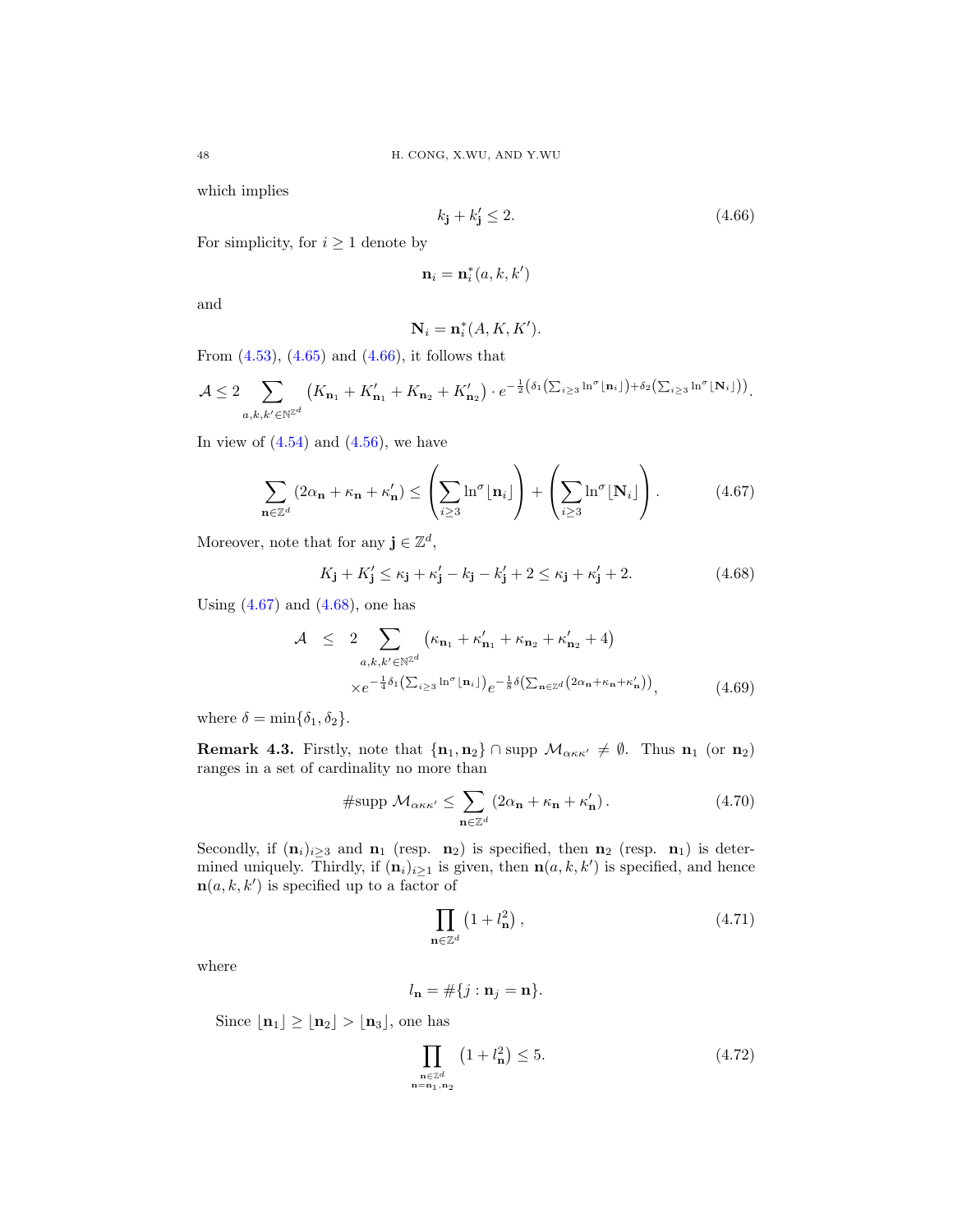which implies

$$k_{\mathbf{j}} + k'_{\mathbf{j}} \leq 2. \tag{4.66}$$

For simplicity, for $i \geq 1$ denote by

$$\mathbf{n}_i = \mathbf{n}_i^*(a, k, k')$$

and

$$\mathbf{N}_i = \mathbf{n}_i^*(A, K, K').$$

From (4.53), (4.65) and (4.66), it follows that

$$\mathcal{A} \leq 2 \sum_{a,k,k' \in \mathbb{N}^{\mathbb{Z}^d}} \left(K_{\mathbf{n}_1} + K'_{\mathbf{n}_1} + K_{\mathbf{n}_2} + K'_{\mathbf{n}_2}\right) \cdot e^{-\frac{1}{2}\left(\delta_1\left(\sum_{i\geq 3} \ln^\sigma \lfloor \mathbf{n}_i \rceil\right) + \delta_2\left(\sum_{i\geq 3} \ln^\sigma \lfloor \mathbf{N}_i \rceil\right)\right)}.$$

In view of (4.54) and (4.56), we have

$$\sum_{\mathbf{n}\in\mathbb{Z}^d} \left(2\alpha_{\mathbf{n}} + \kappa_{\mathbf{n}} + \kappa'_{\mathbf{n}}\right) \leq \left(\sum_{i\geq 3} \ln^\sigma \lfloor \mathbf{n}_i \rceil\right) + \left(\sum_{i\geq 3} \ln^\sigma \lfloor \mathbf{N}_i \rceil\right). \tag{4.67}$$

Moreover, note that for any $\mathbf{j} \in \mathbb{Z}^d$,

$$K_{\mathbf{j}} + K'_{\mathbf{j}} \leq \kappa_{\mathbf{j}} + \kappa'_{\mathbf{j}} - k_{\mathbf{j}} - k'_{\mathbf{j}} + 2 \leq \kappa_{\mathbf{j}} + \kappa'_{\mathbf{j}} + 2. \tag{4.68}$$

Using (4.67) and (4.68), one has

$$\begin{aligned} \mathcal{A} &\leq 2 \sum_{a,k,k' \in \mathbb{N}^{\mathbb{Z}^d}} \left(\kappa_{\mathbf{n}_1} + \kappa'_{\mathbf{n}_1} + \kappa_{\mathbf{n}_2} + \kappa'_{\mathbf{n}_2} + 4\right) \\ &\quad \times e^{-\frac{1}{4}\delta_1\left(\sum_{i\geq 3} \ln^\sigma \lfloor \mathbf{n}_i \rceil\right)} e^{-\frac{1}{8}\delta\left(\sum_{\mathbf{n}\in\mathbb{Z}^d}\left(2\alpha_{\mathbf{n}} + \kappa_{\mathbf{n}} + \kappa'_{\mathbf{n}}\right)\right)}, \end{aligned} \tag{4.69}$$

where $\delta = \min\{\delta_1, \delta_2\}$.

**Remark 4.3.** Firstly, note that $\{\mathbf{n}_1, \mathbf{n}_2\} \cap \operatorname{supp} \mathcal{M}_{\alpha\kappa\kappa'} \neq \emptyset$. Thus $\mathbf{n}_1$ (or $\mathbf{n}_2$) ranges in a set of cardinality no more than

$$\#\operatorname{supp} \mathcal{M}_{\alpha\kappa\kappa'} \leq \sum_{\mathbf{n}\in\mathbb{Z}^d} \left(2\alpha_{\mathbf{n}} + \kappa_{\mathbf{n}} + \kappa'_{\mathbf{n}}\right). \tag{4.70}$$

Secondly, if $(\mathbf{n}_i)_{i\geq 3}$ and $\mathbf{n}_1$ (resp. $\mathbf{n}_2$) is specified, then $\mathbf{n}_2$ (resp. $\mathbf{n}_1$) is determined uniquely. Thirdly, if $(\mathbf{n}_i)_{i\geq 1}$ is given, then $\mathbf{n}(a, k, k')$ is specified, and hence $\mathbf{n}(a, k, k')$ is specified up to a factor of

$$\prod_{\mathbf{n}\in\mathbb{Z}^d} \left(1 + l_{\mathbf{n}}^2\right), \tag{4.71}$$

where

$$l_{\mathbf{n}} = \#\{j : \mathbf{n}_j = \mathbf{n}\}.$$

Since $\lfloor \mathbf{n}_1 \rceil \geq \lfloor \mathbf{n}_2 \rceil > \lfloor \mathbf{n}_3 \rceil$, one has

$$\prod_{\substack{\mathbf{n}\in\mathbb{Z}^d \\ \mathbf{n}=\mathbf{n}_1,\mathbf{n}_2}} \left(1 + l_{\mathbf{n}}^2\right) \leq 5. \tag{4.72}$$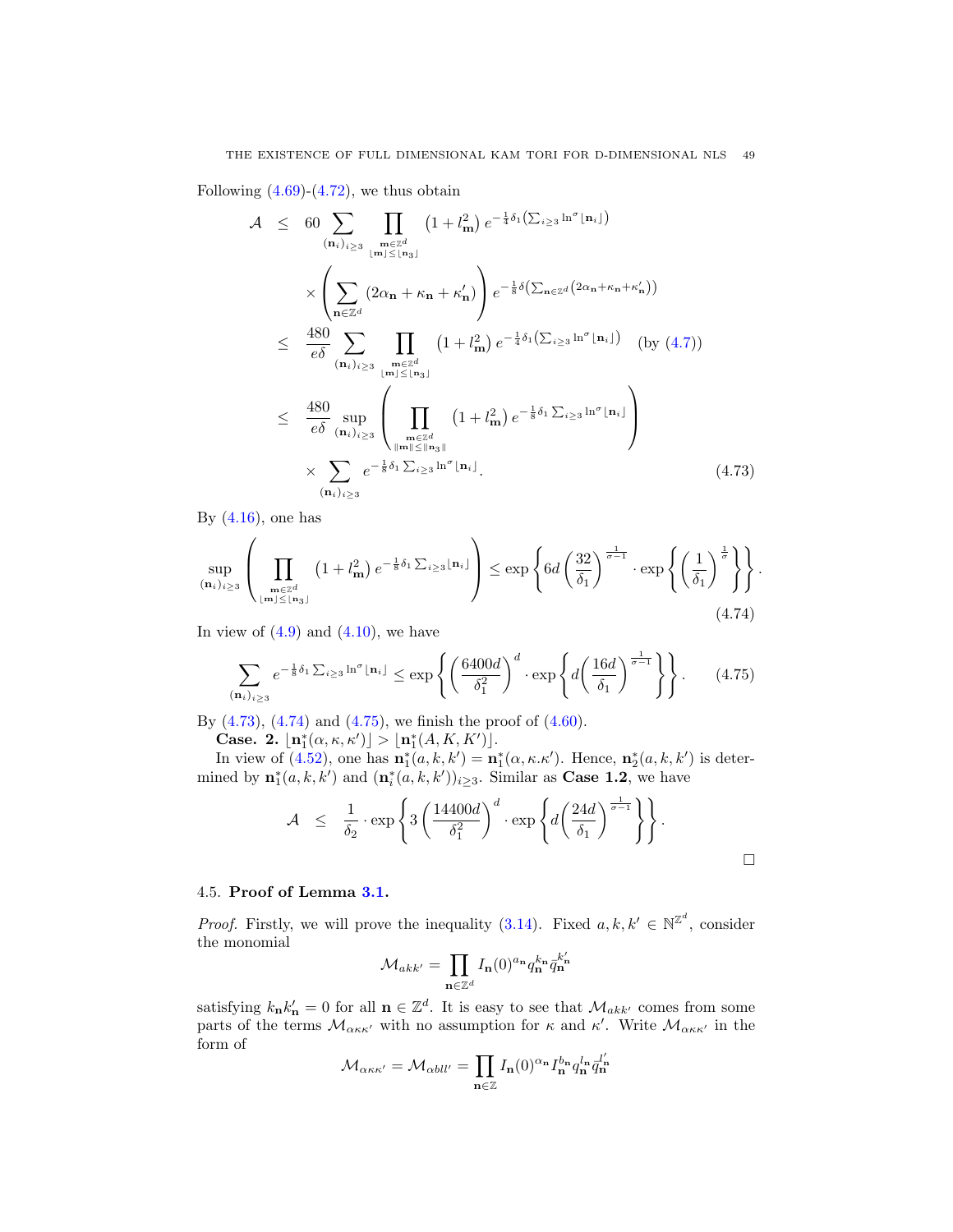Following (4.69)-(4.72), we thus obtain

$$
\begin{aligned}
\mathcal{A} &\leq 60 \sum_{(\mathbf{n}_i)_{i\geq 3}} \prod_{\substack{\mathbf{m}\in\mathbb{Z}^d\\ \lfloor \mathbf{m}\rceil \leq \lfloor \mathbf{n}_3\rceil}} \left(1+l_{\mathbf{m}}^2\right) e^{-\frac{1}{4}\delta_1\left(\sum_{i\geq 3}\ln^\sigma \lfloor \mathbf{n}_i\rceil\right)} \\
&\quad \times \left(\sum_{\mathbf{n}\in\mathbb{Z}^d} \left(2\alpha_{\mathbf{n}}+\kappa_{\mathbf{n}}+\kappa'_{\mathbf{n}}\right)\right) e^{-\frac{1}{8}\delta\left(\sum_{\mathbf{n}\in\mathbb{Z}^d}\left(2\alpha_{\mathbf{n}}+\kappa_{\mathbf{n}}+\kappa'_{\mathbf{n}}\right)\right)} \\
&\leq \frac{480}{e\delta} \sum_{(\mathbf{n}_i)_{i\geq 3}} \prod_{\substack{\mathbf{m}\in\mathbb{Z}^d\\ \lfloor \mathbf{m}\rceil \leq \lfloor \mathbf{n}_3\rceil}} \left(1+l_{\mathbf{m}}^2\right) e^{-\frac{1}{4}\delta_1\left(\sum_{i\geq 3}\ln^\sigma \lfloor \mathbf{n}_i\rceil\right)} \quad (\text{by } (4.7)) \\
&\leq \frac{480}{e\delta} \sup_{(\mathbf{n}_i)_{i\geq 3}} \left( \prod_{\substack{\mathbf{m}\in\mathbb{Z}^d\\ \|\mathbf{m}\| \leq \|\mathbf{n}_3\|}} \left(1+l_{\mathbf{m}}^2\right) e^{-\frac{1}{8}\delta_1 \sum_{i\geq 3}\ln^\sigma \lfloor \mathbf{n}_i\rceil}\right) \\
&\quad \times \sum_{(\mathbf{n}_i)_{i\geq 3}} e^{-\frac{1}{8}\delta_1 \sum_{i\geq 3}\ln^\sigma \lfloor \mathbf{n}_i\rceil}. \qquad (4.73)
\end{aligned}
$$

By (4.16), one has

$$
\sup_{(\mathbf{n}_i)_{i\geq 3}} \left( \prod_{\substack{\mathbf{m}\in\mathbb{Z}^d\\ \lfloor \mathbf{m}\rceil \leq \lfloor \mathbf{n}_3\rceil}} \left(1+l_{\mathbf{m}}^2\right) e^{-\frac{1}{8}\delta_1 \sum_{i\geq 3}\lfloor \mathbf{n}_i\rceil}\right) \leq \exp\left\{6d\left(\frac{32}{\delta_1}\right)^{\frac{1}{\sigma-1}} \cdot \exp\left\{\left(\frac{1}{\delta_1}\right)^{\frac{1}{\sigma}}\right\}\right\}. \tag{4.74}
$$

In view of (4.9) and (4.10), we have

$$
\sum_{(\mathbf{n}_i)_{i\geq 3}} e^{-\frac{1}{8}\delta_1 \sum_{i\geq 3}\ln^\sigma \lfloor \mathbf{n}_i\rceil} \leq \exp\left\{\left(\frac{6400d}{\delta_1^2}\right)^d \cdot \exp\left\{d\left(\frac{16d}{\delta_1}\right)^{\frac{1}{\sigma-1}}\right\}\right\}. \tag{4.75}
$$

By (4.73), (4.74) and (4.75), we finish the proof of (4.60).

**Case. 2.** $\lfloor \mathbf{n}_1^*(\alpha,\kappa,\kappa')\rceil > \lfloor \mathbf{n}_1^*(A,K,K')\rceil$.

In view of (4.52), one has $\mathbf{n}_1^*(a,k,k') = \mathbf{n}_1^*(\alpha,\kappa.\kappa')$. Hence, $\mathbf{n}_2^*(a,k,k')$ is determined by $\mathbf{n}_1^*(a,k,k')$ and $(\mathbf{n}_i^*(a,k,k'))_{i\geq 3}$. Similar as **Case 1.2**, we have

$$
\mathcal{A} \leq \frac{1}{\delta_2} \cdot \exp\left\{3\left(\frac{14400d}{\delta_1^2}\right)^d \cdot \exp\left\{d\left(\frac{24d}{\delta_1}\right)^{\frac{1}{\sigma-1}}\right\}\right\}.
$$

□

### 4.5. Proof of Lemma 3.1.

*Proof.* Firstly, we will prove the inequality (3.14). Fixed $a,k,k' \in \mathbb{N}^{\mathbb{Z}^d}$, consider the monomial

$$
\mathcal{M}_{akk'} = \prod_{\mathbf{n}\in\mathbb{Z}^d} I_{\mathbf{n}}(0)^{a_{\mathbf{n}}} q_{\mathbf{n}}^{k_{\mathbf{n}}} \bar{q}_{\mathbf{n}}^{k'_{\mathbf{n}}}
$$

satisfying $k_{\mathbf{n}}k'_{\mathbf{n}} = 0$ for all $\mathbf{n}\in\mathbb{Z}^d$. It is easy to see that $\mathcal{M}_{akk'}$ comes from some parts of the terms $\mathcal{M}_{\alpha\kappa\kappa'}$ with no assumption for $\kappa$ and $\kappa'$. Write $\mathcal{M}_{\alpha\kappa\kappa'}$ in the form of

$$
\mathcal{M}_{\alpha\kappa\kappa'} = \mathcal{M}_{\alpha b l l'} = \prod_{\mathbf{n}\in\mathbb{Z}} I_{\mathbf{n}}(0)^{\alpha_{\mathbf{n}}} I_{\mathbf{n}}^{b_{\mathbf{n}}} q_{\mathbf{n}}^{l_{\mathbf{n}}} \bar{q}_{\mathbf{n}}^{l'_{\mathbf{n}}}
$$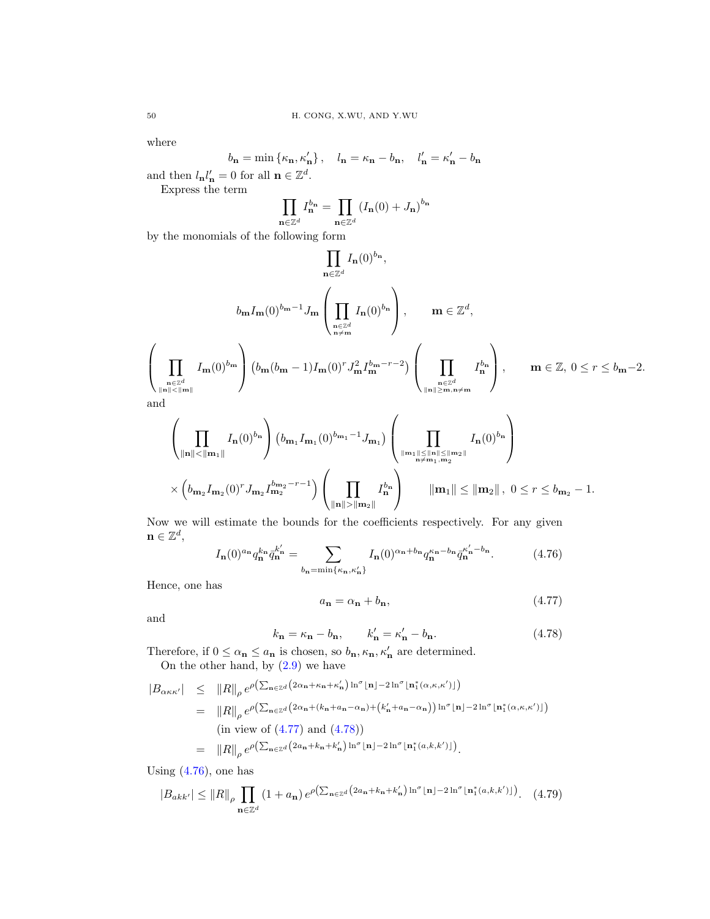where

$$b_{\mathbf{n}} = \min\{\kappa_{\mathbf{n}}, \kappa'_{\mathbf{n}}\}, \quad l_{\mathbf{n}} = \kappa_{\mathbf{n}} - b_{\mathbf{n}}, \quad l'_{\mathbf{n}} = \kappa'_{\mathbf{n}} - b_{\mathbf{n}}$$

and then $l_{\mathbf{n}} l'_{\mathbf{n}} = 0$ for all $\mathbf{n} \in \mathbb{Z}^d$.

Express the term

$$\prod_{\mathbf{n}\in\mathbb{Z}^d} I_{\mathbf{n}}^{b_{\mathbf{n}}} = \prod_{\mathbf{n}\in\mathbb{Z}^d} \left(I_{\mathbf{n}}(0) + J_{\mathbf{n}}\right)^{b_{\mathbf{n}}}$$

by the monomials of the following form

$$\prod_{\mathbf{n}\in\mathbb{Z}^d} I_{\mathbf{n}}(0)^{b_{\mathbf{n}}},$$

$$b_{\mathbf{m}} I_{\mathbf{m}}(0)^{b_{\mathbf{m}}-1} J_{\mathbf{m}} \left(\prod_{\substack{\mathbf{n}\in\mathbb{Z}^d\\ \mathbf{n}\neq\mathbf{m}}} I_{\mathbf{n}}(0)^{b_{\mathbf{n}}}\right), \qquad \mathbf{m}\in\mathbb{Z}^d,$$

$$\left(\prod_{\substack{\mathbf{n}\in\mathbb{Z}^d\\ \|\mathbf{n}\|<\|\mathbf{m}\|}} I_{\mathbf{m}}(0)^{b_{\mathbf{m}}}\right)\left(b_{\mathbf{m}}(b_{\mathbf{m}}-1) I_{\mathbf{m}}(0)^r J_{\mathbf{m}}^2 I_{\mathbf{m}}^{b_{\mathbf{m}}-r-2}\right)\left(\prod_{\substack{\mathbf{n}\in\mathbb{Z}^d\\ \|\mathbf{n}\|\geq\mathbf{m},\mathbf{n}\neq\mathbf{m}}} I_{\mathbf{n}}^{b_{\mathbf{n}}}\right), \qquad \mathbf{m}\in\mathbb{Z},\ 0\leq r\leq b_{\mathbf{m}}-2.$$

and

$$\left(\prod_{\|\mathbf{n}\|<\|\mathbf{m}_1\|} I_{\mathbf{n}}(0)^{b_{\mathbf{n}}}\right)\left(b_{\mathbf{m}_1} I_{\mathbf{m}_1}(0)^{b_{\mathbf{m}_1}-1} J_{\mathbf{m}_1}\right)\left(\prod_{\substack{\|\mathbf{m}_1\|\leq\|\mathbf{n}\|\leq\|\mathbf{m}_2\|\\ \mathbf{n}\neq\mathbf{m}_1,\mathbf{m}_2}} I_{\mathbf{n}}(0)^{b_{\mathbf{n}}}\right)$$

$$\times\left(b_{\mathbf{m}_2} I_{\mathbf{m}_2}(0)^r J_{\mathbf{m}_2} I_{\mathbf{m}_2}^{b_{\mathbf{m}_2}-r-1}\right)\left(\prod_{\|\mathbf{n}\|>\|\mathbf{m}_2\|} I_{\mathbf{n}}^{b_{\mathbf{n}}}\right) \qquad \|\mathbf{m}_1\|\leq\|\mathbf{m}_2\|,\ 0\leq r\leq b_{\mathbf{m}_2}-1.$$

Now we will estimate the bounds for the coefficients respectively. For any given $\mathbf{n}\in\mathbb{Z}^d$,

$$I_{\mathbf{n}}(0)^{a_{\mathbf{n}}} q_{\mathbf{n}}^{k_{\mathbf{n}}} \bar{q}_{\mathbf{n}}^{k'_{\mathbf{n}}} = \sum_{b_{\mathbf{n}}=\min\{\kappa_{\mathbf{n}},\kappa'_{\mathbf{n}}\}} I_{\mathbf{n}}(0)^{\alpha_{\mathbf{n}}+b_{\mathbf{n}}} q_{\mathbf{n}}^{\kappa_{\mathbf{n}}-b_{\mathbf{n}}} \bar{q}_{\mathbf{n}}^{\kappa'_{\mathbf{n}}-b_{\mathbf{n}}}. \tag{4.76}$$

Hence, one has

$$a_{\mathbf{n}} = \alpha_{\mathbf{n}} + b_{\mathbf{n}}, \tag{4.77}$$

and

$$k_{\mathbf{n}} = \kappa_{\mathbf{n}} - b_{\mathbf{n}}, \qquad k'_{\mathbf{n}} = \kappa'_{\mathbf{n}} - b_{\mathbf{n}}. \tag{4.78}$$

Therefore, if $0\leq\alpha_{\mathbf{n}}\leq a_{\mathbf{n}}$ is chosen, so $b_{\mathbf{n}},\kappa_{\mathbf{n}},\kappa'_{\mathbf{n}}$ are determined.

On the other hand, by (2.9) we have

$$\begin{aligned}
|B_{\alpha\kappa\kappa'}| &\leq \|R\|_\rho\, e^{\rho\left(\sum_{\mathbf{n}\in\mathbb{Z}^d}\left(2\alpha_{\mathbf{n}}+\kappa_{\mathbf{n}}+\kappa'_{\mathbf{n}}\right)\ln^\sigma\lfloor\mathbf{n}\rfloor - 2\ln^\sigma\lfloor\mathbf{n}_1^*(\alpha,\kappa,\kappa')\rfloor\right)}\\
&= \|R\|_\rho\, e^{\rho\left(\sum_{\mathbf{n}\in\mathbb{Z}^d}\left(2\alpha_{\mathbf{n}}+(k_{\mathbf{n}}+a_{\mathbf{n}}-\alpha_{\mathbf{n}})+\left(k'_{\mathbf{n}}+a_{\mathbf{n}}-\alpha_{\mathbf{n}}\right)\right)\ln^\sigma\lfloor\mathbf{n}\rfloor - 2\ln^\sigma\lfloor\mathbf{n}_1^*(\alpha,\kappa,\kappa')\rfloor\right)}\\
&\qquad \text{(in view of (4.77) and (4.78))}\\
&= \|R\|_\rho\, e^{\rho\left(\sum_{\mathbf{n}\in\mathbb{Z}^d}\left(2a_{\mathbf{n}}+k_{\mathbf{n}}+k'_{\mathbf{n}}\right)\ln^\sigma\lfloor\mathbf{n}\rfloor - 2\ln^\sigma\lfloor\mathbf{n}_1^*(a,k,k')\rfloor\right)}.
\end{aligned}$$

Using (4.76), one has

$$|B_{akk'}| \leq \|R\|_\rho \prod_{\mathbf{n}\in\mathbb{Z}^d}(1+a_{\mathbf{n}})\, e^{\rho\left(\sum_{\mathbf{n}\in\mathbb{Z}^d}\left(2a_{\mathbf{n}}+k_{\mathbf{n}}+k'_{\mathbf{n}}\right)\ln^\sigma\lfloor\mathbf{n}\rfloor - 2\ln^\sigma\lfloor\mathbf{n}_1^*(a,k,k')\rfloor\right)}. \tag{4.79}$$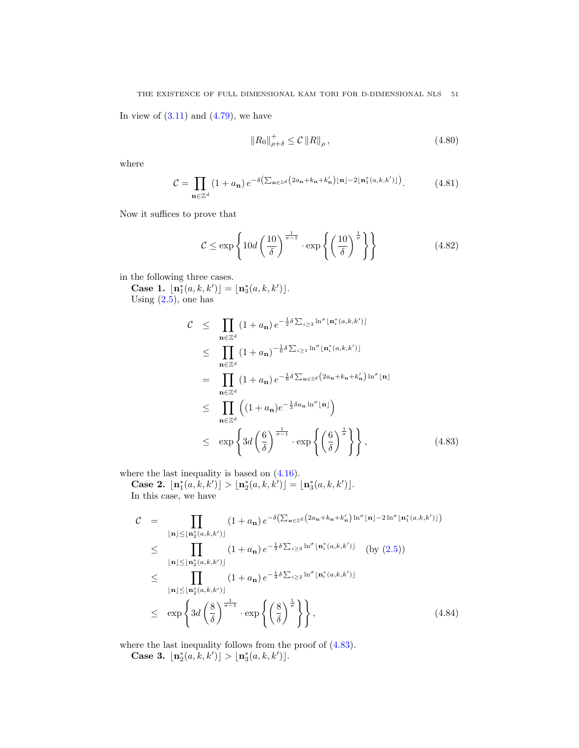In view of (3.11) and (4.79), we have

$$\|R_0\|_{\rho+\delta}^{+} \leq \mathcal{C} \|R\|_{\rho}, \tag{4.80}$$

where

$$\mathcal{C} = \prod_{\mathbf{n}\in\mathbb{Z}^d} (1+a_{\mathbf{n}})\, e^{-\delta\left(\sum_{\mathbf{n}\in\mathbb{Z}^d}\left(2a_{\mathbf{n}}+k_{\mathbf{n}}+k'_{\mathbf{n}}\right)\lfloor \mathbf{n}\rceil - 2\lfloor \mathbf{n}_1^*(a,k,k')\rceil\right)}. \tag{4.81}$$

Now it suffices to prove that

$$\mathcal{C} \leq \exp\left\{10d\left(\frac{10}{\delta}\right)^{\frac{1}{\sigma-1}} \cdot \exp\left\{\left(\frac{10}{\delta}\right)^{\frac{1}{\sigma}}\right\}\right\} \tag{4.82}$$

in the following three cases.

**Case 1.** $\lfloor \mathbf{n}_1^*(a,k,k')\rceil = \lfloor \mathbf{n}_3^*(a,k,k')\rceil$.

Using (2.5), one has

$$\begin{aligned}
\mathcal{C} &\leq \prod_{\mathbf{n}\in\mathbb{Z}^d} (1+a_{\mathbf{n}})\, e^{-\frac{1}{2}\delta\sum_{i\geq 3}\ln^{\sigma}\lfloor \mathbf{n}_i^*(a,k,k')\rceil} \\
&\leq \prod_{\mathbf{n}\in\mathbb{Z}^d} (1+a_{\mathbf{n}})^{-\frac{1}{6}\delta\sum_{i\geq 1}\ln^{\sigma}\lfloor \mathbf{n}_i^*(a,k,k')\rceil} \\
&= \prod_{\mathbf{n}\in\mathbb{Z}^d} (1+a_{\mathbf{n}})\, e^{-\frac{1}{6}\delta\sum_{\mathbf{n}\in\mathbb{Z}^d}\left(2a_{\mathbf{n}}+k_{\mathbf{n}}+k'_{\mathbf{n}}\right)\ln^{\sigma}\lfloor \mathbf{n}\rceil} \\
&\leq \prod_{\mathbf{n}\in\mathbb{Z}^d} \left((1+a_{\mathbf{n}})e^{-\frac{1}{3}\delta a_{\mathbf{n}}\ln^{\sigma}\lfloor \mathbf{n}\rceil}\right) \\
&\leq \exp\left\{3d\left(\frac{6}{\delta}\right)^{\frac{1}{\sigma-1}} \cdot \exp\left\{\left(\frac{6}{\delta}\right)^{\frac{1}{\sigma}}\right\}\right\},
\end{aligned} \tag{4.83}$$

where the last inequality is based on (4.16).

**Case 2.** $\lfloor \mathbf{n}_1^*(a,k,k')\rceil > \lfloor \mathbf{n}_2^*(a,k,k')\rceil = \lfloor \mathbf{n}_3^*(a,k,k')\rceil$.

In this case, we have

$$\begin{aligned}
\mathcal{C} &= \prod_{\lfloor \mathbf{n}\rceil \leq \lfloor \mathbf{n}_2^*(a,k,k')\rceil} (1+a_{\mathbf{n}})\, e^{-\delta\left(\sum_{\mathbf{n}\in\mathbb{Z}^d}\left(2a_{\mathbf{n}}+k_{\mathbf{n}}+k'_{\mathbf{n}}\right)\ln^{\sigma}\lfloor \mathbf{n}\rceil - 2\ln^{\sigma}\lfloor \mathbf{n}_1^*(a,k,k')\rceil\right)} \\
&\leq \prod_{\lfloor \mathbf{n}\rceil \leq \lfloor \mathbf{n}_2^*(a,k,k')\rceil} (1+a_{\mathbf{n}})\, e^{-\frac{1}{2}\delta\sum_{i\geq 3}\ln^{\sigma}\lfloor \mathbf{n}_i^*(a,k,k')\rceil} \quad \text{(by (2.5))} \\
&\leq \prod_{\lfloor \mathbf{n}\rceil \leq \lfloor \mathbf{n}_2^*(a,k,k')\rceil} (1+a_{\mathbf{n}})\, e^{-\frac{1}{4}\delta\sum_{i\geq 2}\ln^{\sigma}\lfloor \mathbf{n}_i^*(a,k,k')\rceil} \\
&\leq \exp\left\{3d\left(\frac{8}{\delta}\right)^{\frac{1}{\sigma-1}} \cdot \exp\left\{\left(\frac{8}{\delta}\right)^{\frac{1}{\sigma}}\right\}\right\},
\end{aligned} \tag{4.84}$$

where the last inequality follows from the proof of (4.83).

**Case 3.** $\lfloor \mathbf{n}_2^*(a,k,k')\rceil > \lfloor \mathbf{n}_3^*(a,k,k')\rceil$.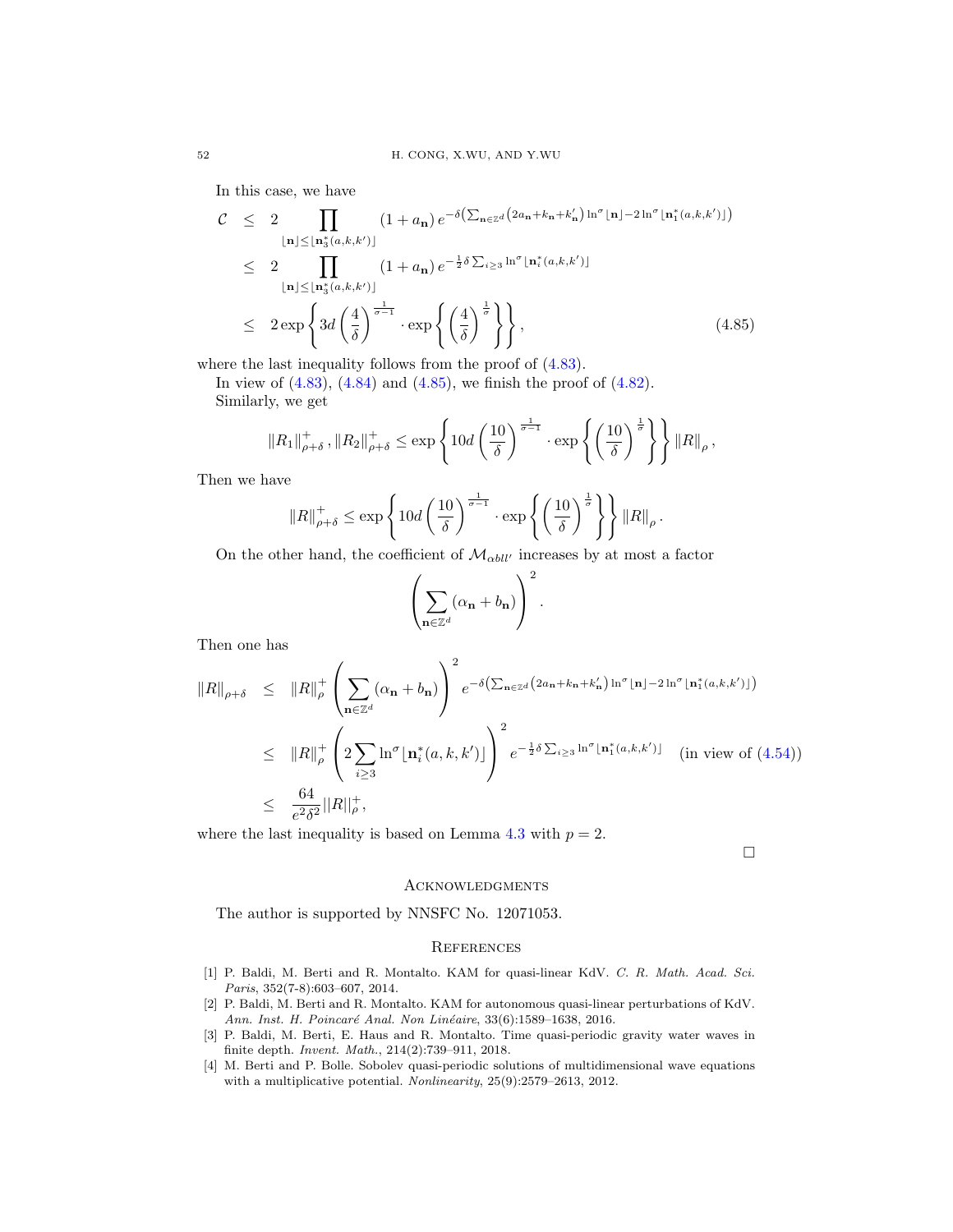In this case, we have

$$
\begin{aligned}
\mathcal{C} &\leq 2 \prod_{\lfloor \mathbf{n} \rfloor \leq \lfloor \mathbf{n}_3^*(a,k,k') \rfloor} (1+a_{\mathbf{n}})\, e^{-\delta\left(\sum_{\mathbf{n}\in\mathbb{Z}^d}\left(2a_{\mathbf{n}}+k_{\mathbf{n}}+k'_{\mathbf{n}}\right)\ln^{\sigma}\lfloor \mathbf{n}\rfloor - 2\ln^{\sigma}\lfloor \mathbf{n}_1^*(a,k,k')\rfloor\right)} \\
&\leq 2 \prod_{\lfloor \mathbf{n} \rfloor \leq \lfloor \mathbf{n}_3^*(a,k,k') \rfloor} (1+a_{\mathbf{n}})\, e^{-\frac{1}{2}\delta \sum_{i\geq 3}\ln^{\sigma}\lfloor \mathbf{n}_i^*(a,k,k')\rfloor} \\
&\leq 2\exp\left\{3d\left(\frac{4}{\delta}\right)^{\frac{1}{\sigma-1}}\cdot \exp\left\{\left(\frac{4}{\delta}\right)^{\frac{1}{\sigma}}\right\}\right\}, \qquad (4.85)
\end{aligned}
$$

where the last inequality follows from the proof of (4.83).

In view of (4.83), (4.84) and (4.85), we finish the proof of (4.82).

Similarly, we get

$$
\|R_1\|_{\rho+\delta}^{+}, \|R_2\|_{\rho+\delta}^{+} \leq \exp\left\{10d\left(\frac{10}{\delta}\right)^{\frac{1}{\sigma-1}}\cdot \exp\left\{\left(\frac{10}{\delta}\right)^{\frac{1}{\sigma}}\right\}\right\}\|R\|_{\rho},
$$

Then we have

$$
\|R\|_{\rho+\delta}^{+} \leq \exp\left\{10d\left(\frac{10}{\delta}\right)^{\frac{1}{\sigma-1}}\cdot \exp\left\{\left(\frac{10}{\delta}\right)^{\frac{1}{\sigma}}\right\}\right\}\|R\|_{\rho}.
$$

On the other hand, the coefficient of $\mathcal{M}_{\alpha b l l'}$ increases by at most a factor

$$
\left(\sum_{\mathbf{n}\in\mathbb{Z}^d}(\alpha_{\mathbf{n}}+b_{\mathbf{n}})\right)^2.
$$

Then one has

$$
\begin{aligned}
\|R\|_{\rho+\delta} &\leq \|R\|_{\rho}^{+}\left(\sum_{\mathbf{n}\in\mathbb{Z}^d}(\alpha_{\mathbf{n}}+b_{\mathbf{n}})\right)^2 e^{-\delta\left(\sum_{\mathbf{n}\in\mathbb{Z}^d}\left(2a_{\mathbf{n}}+k_{\mathbf{n}}+k'_{\mathbf{n}}\right)\ln^{\sigma}\lfloor \mathbf{n}\rfloor - 2\ln^{\sigma}\lfloor \mathbf{n}_1^*(a,k,k')\rfloor\right)} \\
&\leq \|R\|_{\rho}^{+}\left(2\sum_{i\geq 3}\ln^{\sigma}\lfloor \mathbf{n}_i^*(a,k,k')\rfloor\right)^2 e^{-\frac{1}{2}\delta\sum_{i\geq 3}\ln^{\sigma}\lfloor \mathbf{n}_1^*(a,k,k')\rfloor} \quad \text{(in view of (4.54))} \\
&\leq \frac{64}{e^2\delta^2}||R||_{\rho}^{+},
\end{aligned}
$$

where the last inequality is based on Lemma 4.3 with $p=2$.

□

## Acknowledgments

The author is supported by NNSFC No. 12071053.

## References

[1] P. Baldi, M. Berti and R. Montalto. KAM for quasi-linear KdV. *C. R. Math. Acad. Sci. Paris*, 352(7-8):603–607, 2014.

[2] P. Baldi, M. Berti and R. Montalto. KAM for autonomous quasi-linear perturbations of KdV. *Ann. Inst. H. Poincaré Anal. Non Linéaire*, 33(6):1589–1638, 2016.

[3] P. Baldi, M. Berti, E. Haus and R. Montalto. Time quasi-periodic gravity water waves in finite depth. *Invent. Math.*, 214(2):739–911, 2018.

[4] M. Berti and P. Bolle. Sobolev quasi-periodic solutions of multidimensional wave equations with a multiplicative potential. *Nonlinearity*, 25(9):2579–2613, 2012.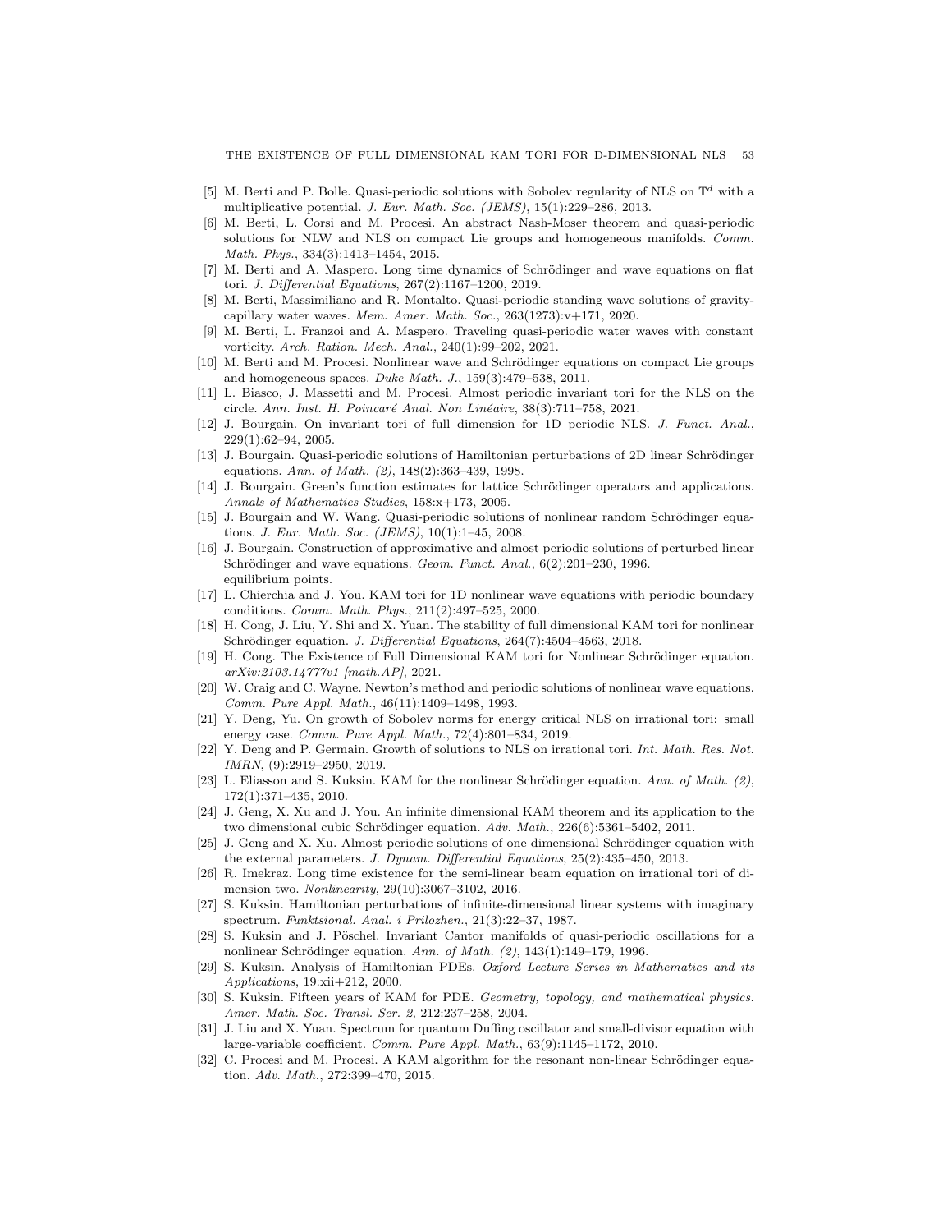[5] M. Berti and P. Bolle. Quasi-periodic solutions with Sobolev regularity of NLS on $\mathbb{T}^d$ with a multiplicative potential. *J. Eur. Math. Soc. (JEMS)*, 15(1):229–286, 2013.

[6] M. Berti, L. Corsi and M. Procesi. An abstract Nash-Moser theorem and quasi-periodic solutions for NLW and NLS on compact Lie groups and homogeneous manifolds. *Comm. Math. Phys.*, 334(3):1413–1454, 2015.

[7] M. Berti and A. Maspero. Long time dynamics of Schrödinger and wave equations on flat tori. *J. Differential Equations*, 267(2):1167–1200, 2019.

[8] M. Berti, Massimiliano and R. Montalto. Quasi-periodic standing wave solutions of gravity-capillary water waves. *Mem. Amer. Math. Soc.*, 263(1273):v+171, 2020.

[9] M. Berti, L. Franzoi and A. Maspero. Traveling quasi-periodic water waves with constant vorticity. *Arch. Ration. Mech. Anal.*, 240(1):99–202, 2021.

[10] M. Berti and M. Procesi. Nonlinear wave and Schrödinger equations on compact Lie groups and homogeneous spaces. *Duke Math. J.*, 159(3):479–538, 2011.

[11] L. Biasco, J. Massetti and M. Procesi. Almost periodic invariant tori for the NLS on the circle. *Ann. Inst. H. Poincaré Anal. Non Linéaire*, 38(3):711–758, 2021.

[12] J. Bourgain. On invariant tori of full dimension for 1D periodic NLS. *J. Funct. Anal.*, 229(1):62–94, 2005.

[13] J. Bourgain. Quasi-periodic solutions of Hamiltonian perturbations of 2D linear Schrödinger equations. *Ann. of Math. (2)*, 148(2):363–439, 1998.

[14] J. Bourgain. Green's function estimates for lattice Schrödinger operators and applications. *Annals of Mathematics Studies*, 158:x+173, 2005.

[15] J. Bourgain and W. Wang. Quasi-periodic solutions of nonlinear random Schrödinger equations. *J. Eur. Math. Soc. (JEMS)*, 10(1):1–45, 2008.

[16] J. Bourgain. Construction of approximative and almost periodic solutions of perturbed linear Schrödinger and wave equations. *Geom. Funct. Anal.*, 6(2):201–230, 1996. equilibrium points.

[17] L. Chierchia and J. You. KAM tori for 1D nonlinear wave equations with periodic boundary conditions. *Comm. Math. Phys.*, 211(2):497–525, 2000.

[18] H. Cong, J. Liu, Y. Shi and X. Yuan. The stability of full dimensional KAM tori for nonlinear Schrödinger equation. *J. Differential Equations*, 264(7):4504–4563, 2018.

[19] H. Cong. The Existence of Full Dimensional KAM tori for Nonlinear Schrödinger equation. *arXiv:2103.14777v1 [math.AP]*, 2021.

[20] W. Craig and C. Wayne. Newton's method and periodic solutions of nonlinear wave equations. *Comm. Pure Appl. Math.*, 46(11):1409–1498, 1993.

[21] Y. Deng, Yu. On growth of Sobolev norms for energy critical NLS on irrational tori: small energy case. *Comm. Pure Appl. Math.*, 72(4):801–834, 2019.

[22] Y. Deng and P. Germain. Growth of solutions to NLS on irrational tori. *Int. Math. Res. Not. IMRN*, (9):2919–2950, 2019.

[23] L. Eliasson and S. Kuksin. KAM for the nonlinear Schrödinger equation. *Ann. of Math. (2)*, 172(1):371–435, 2010.

[24] J. Geng, X. Xu and J. You. An infinite dimensional KAM theorem and its application to the two dimensional cubic Schrödinger equation. *Adv. Math.*, 226(6):5361–5402, 2011.

[25] J. Geng and X. Xu. Almost periodic solutions of one dimensional Schrödinger equation with the external parameters. *J. Dynam. Differential Equations*, 25(2):435–450, 2013.

[26] R. Imekraz. Long time existence for the semi-linear beam equation on irrational tori of dimension two. *Nonlinearity*, 29(10):3067–3102, 2016.

[27] S. Kuksin. Hamiltonian perturbations of infinite-dimensional linear systems with imaginary spectrum. *Funktsional. Anal. i Prilozhen.*, 21(3):22–37, 1987.

[28] S. Kuksin and J. Pöschel. Invariant Cantor manifolds of quasi-periodic oscillations for a nonlinear Schrödinger equation. *Ann. of Math. (2)*, 143(1):149–179, 1996.

[29] S. Kuksin. Analysis of Hamiltonian PDEs. *Oxford Lecture Series in Mathematics and its Applications*, 19:xii+212, 2000.

[30] S. Kuksin. Fifteen years of KAM for PDE. *Geometry, topology, and mathematical physics. Amer. Math. Soc. Transl. Ser. 2*, 212:237–258, 2004.

[31] J. Liu and X. Yuan. Spectrum for quantum Duffing oscillator and small-divisor equation with large-variable coefficient. *Comm. Pure Appl. Math.*, 63(9):1145–1172, 2010.

[32] C. Procesi and M. Procesi. A KAM algorithm for the resonant non-linear Schrödinger equation. *Adv. Math.*, 272:399–470, 2015.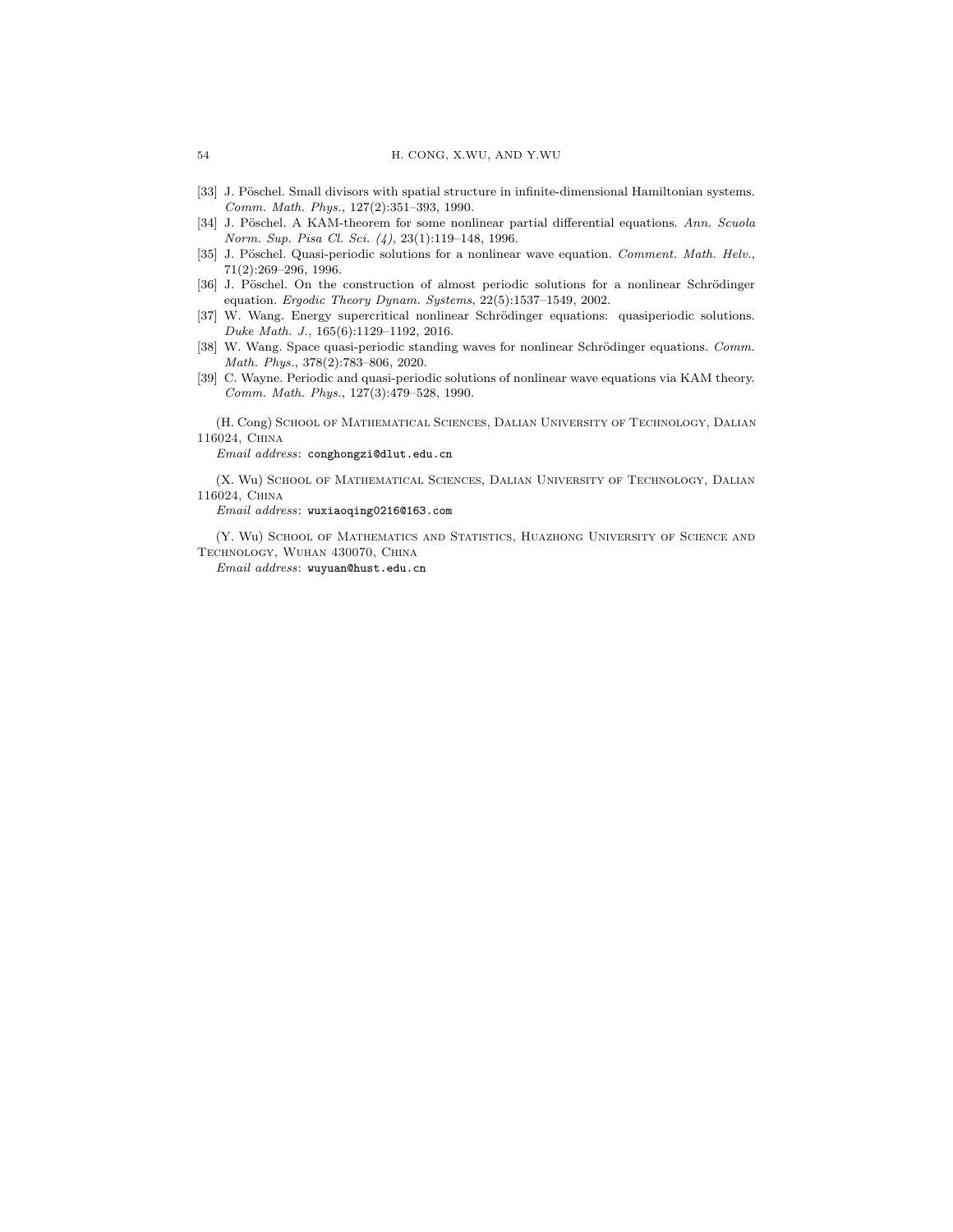[33] J. Pöschel. Small divisors with spatial structure in infinite-dimensional Hamiltonian systems. *Comm. Math. Phys.*, 127(2):351–393, 1990.

[34] J. Pöschel. A KAM-theorem for some nonlinear partial differential equations. *Ann. Scuola Norm. Sup. Pisa Cl. Sci. (4)*, 23(1):119–148, 1996.

[35] J. Pöschel. Quasi-periodic solutions for a nonlinear wave equation. *Comment. Math. Helv.*, 71(2):269–296, 1996.

[36] J. Pöschel. On the construction of almost periodic solutions for a nonlinear Schrödinger equation. *Ergodic Theory Dynam. Systems*, 22(5):1537–1549, 2002.

[37] W. Wang. Energy supercritical nonlinear Schrödinger equations: quasiperiodic solutions. *Duke Math. J.*, 165(6):1129–1192, 2016.

[38] W. Wang. Space quasi-periodic standing waves for nonlinear Schrödinger equations. *Comm. Math. Phys.*, 378(2):783–806, 2020.

[39] C. Wayne. Periodic and quasi-periodic solutions of nonlinear wave equations via KAM theory. *Comm. Math. Phys.*, 127(3):479–528, 1990.

(H. Cong) School of Mathematical Sciences, Dalian University of Technology, Dalian 116024, China

*Email address*: conghongzi@dlut.edu.cn

(X. Wu) School of Mathematical Sciences, Dalian University of Technology, Dalian 116024, China

*Email address*: wuxiaoqing0216@163.com

(Y. Wu) School of Mathematics and Statistics, Huazhong University of Science and Technology, Wuhan 430070, China

*Email address*: wuyuan@hust.edu.cn